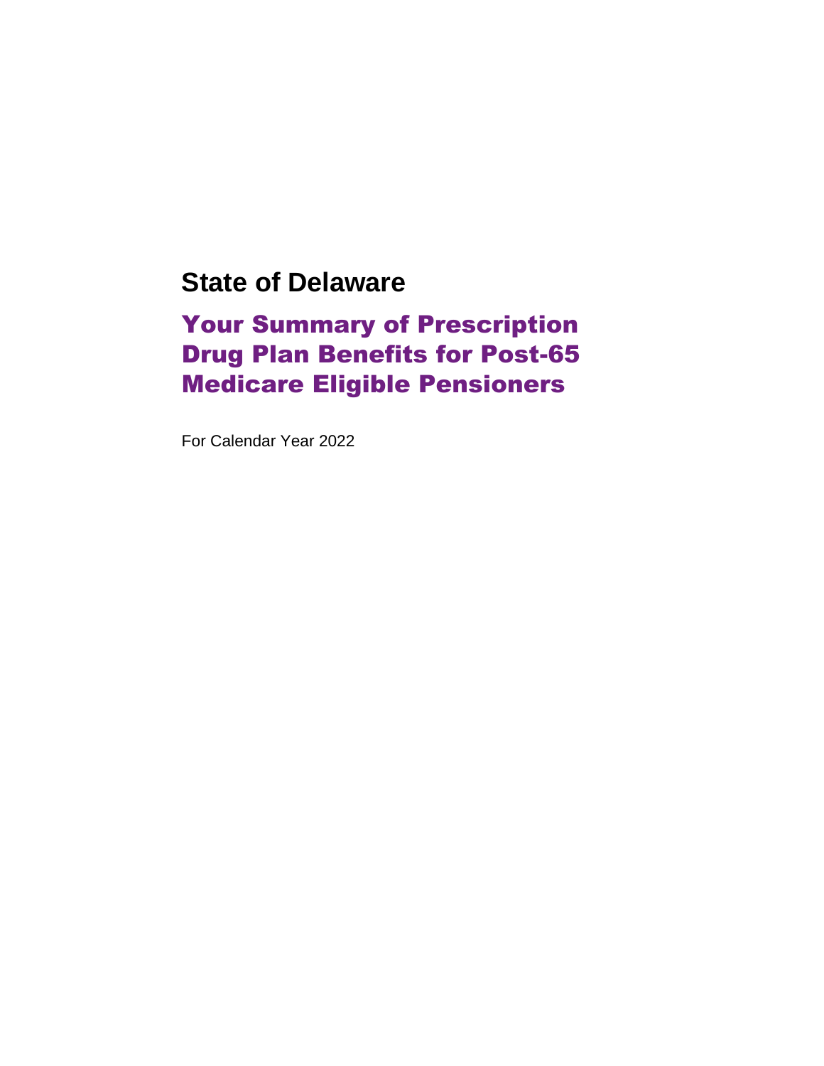# State of Delaware

## Your Summary of Prescription Drug Plan Benefits for Post-65 Medicare Eligible Pensioners

For Calendar Year 2022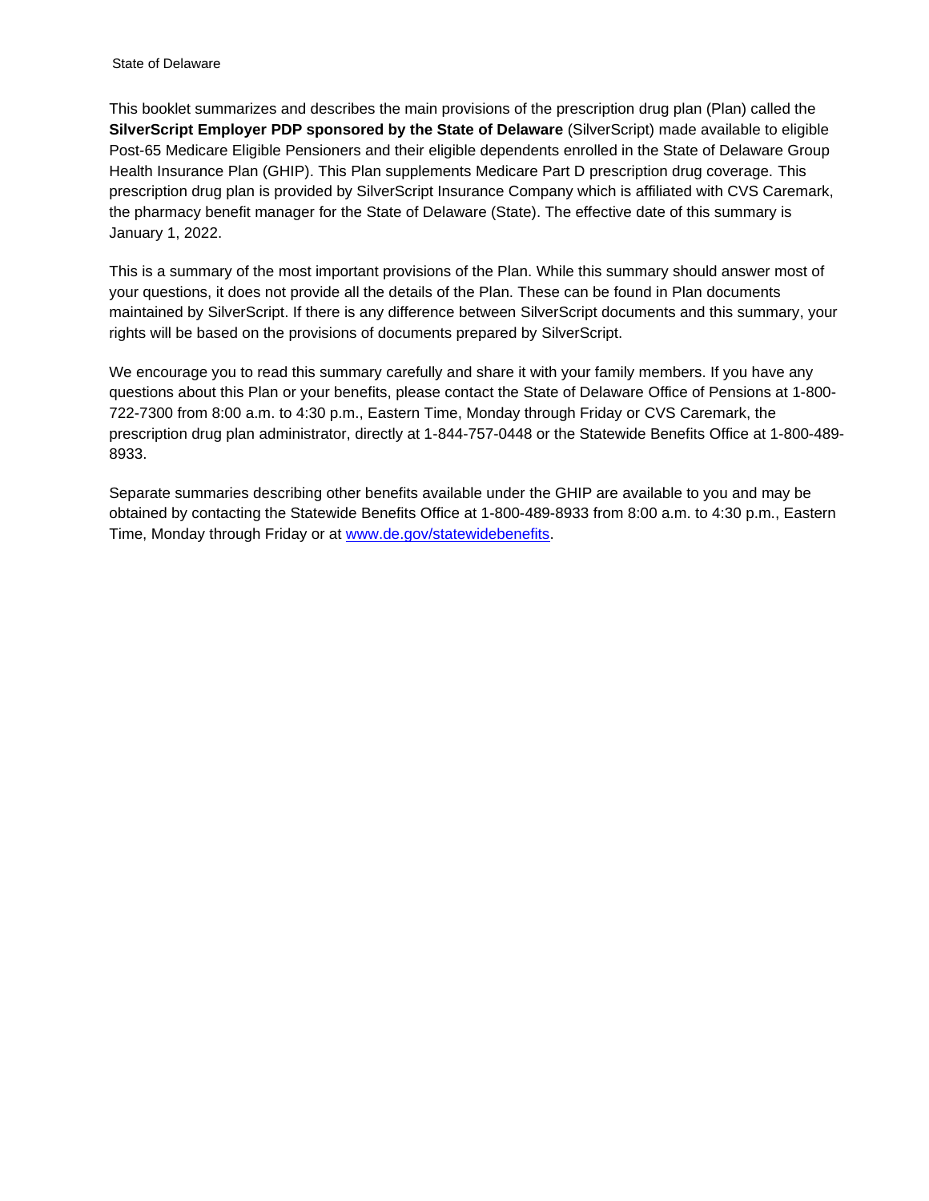This booklet summarizes and describes the main provisions of the prescription drug plan (Plan) called the **SilverScript Employer PDP sponsored by the State of Delaware** (SilverScript) made available to eligible Post-65 Medicare Eligible Pensioners and their eligible dependents enrolled in the State of Delaware Group Health Insurance Plan (GHIP). This Plan supplements Medicare Part D prescription drug coverage. This prescription drug plan is provided by SilverScript Insurance Company which is affiliated with CVS Caremark, the pharmacy benefit manager for the State of Delaware (State). The effective date of this summary is January 1, 2022.

This is a summary of the most important provisions of the Plan. While this summary should answer most of your questions, it does not provide all the details of the Plan. These can be found in Plan documents maintained by SilverScript. If there is any difference between SilverScript documents and this summary, your rights will be based on the provisions of documents prepared by SilverScript.

We encourage you to read this summary carefully and share it with your family members. If you have any questions about this Plan or your benefits, please contact the State of Delaware Office of Pensions at 1-800-722-7300 from 8:00 a.m. to 4:30 p.m., Eastern Time, Monday through Friday or CVS Caremark, the prescription drug plan administrator, directly at 1-844-757-0448 or the Statewide Benefits Office at 1-800-489-8933.

Separate summaries describing other benefits available under the GHIP are available to you and may be obtained by contacting the Statewide Benefits Office at 1-800-489-8933 from 8:00 a.m. to 4:30 p.m., Eastern Time, Monday through Friday or at [www.de.gov/statewidebenefits](http://www.de.gov/statewidebenefits).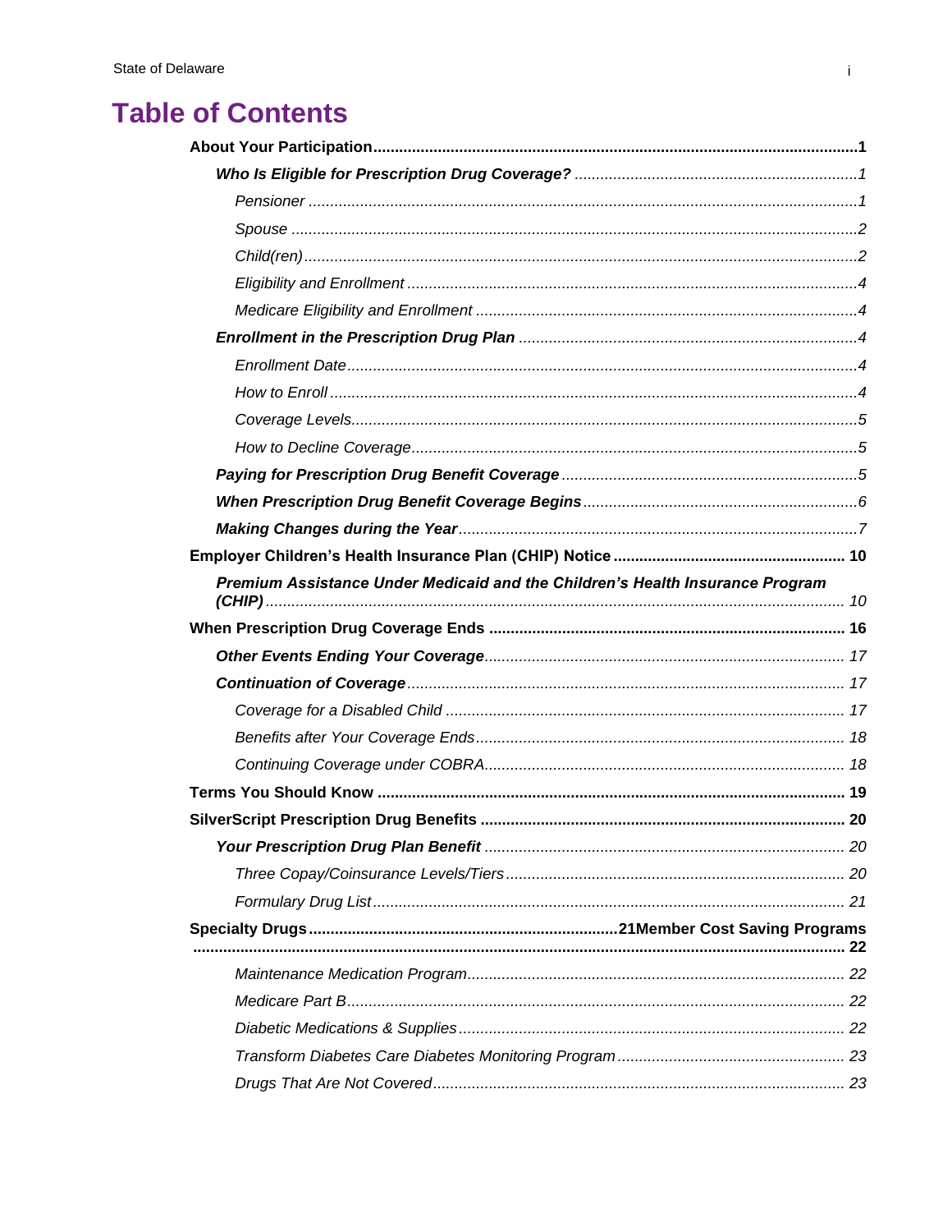# Table of Contents

**About Your Participation** .......... **1**

- ***Who Is Eligible for Prescription Drug Coverage?*** .......... *1*
  - *Pensioner* .......... *1*
  - *Spouse* .......... *2*
  - *Child(ren)* .......... *2*
  - *Eligibility and Enrollment* .......... *4*
  - *Medicare Eligibility and Enrollment* .......... *4*
- ***Enrollment in the Prescription Drug Plan*** .......... *4*
  - *Enrollment Date* .......... *4*
  - *How to Enroll* .......... *4*
  - *Coverage Levels* .......... *5*
  - *How to Decline Coverage* .......... *5*
- ***Paying for Prescription Drug Benefit Coverage*** .......... *5*
- ***When Prescription Drug Benefit Coverage Begins*** .......... *6*
- ***Making Changes during the Year*** .......... *7*

**Employer Children's Health Insurance Plan (CHIP) Notice** .......... **10**

- ***Premium Assistance Under Medicaid and the Children's Health Insurance Program (CHIP)*** .......... *10*

**When Prescription Drug Coverage Ends** .......... **16**

- ***Other Events Ending Your Coverage*** .......... *17*
- ***Continuation of Coverage*** .......... *17*
  - *Coverage for a Disabled Child* .......... *17*
  - *Benefits after Your Coverage Ends* .......... *18*
  - *Continuing Coverage under COBRA* .......... *18*

**Terms You Should Know** .......... **19**

**SilverScript Prescription Drug Benefits** .......... **20**

- ***Your Prescription Drug Plan Benefit*** .......... *20*
  - *Three Copay/Coinsurance Levels/Tiers* .......... *20*
  - *Formulary Drug List* .......... *21*

**Specialty Drugs** .......... **21**

**Member Cost Saving Programs** .......... **22**

  - *Maintenance Medication Program* .......... *22*
  - *Medicare Part B* .......... *22*
  - *Diabetic Medications & Supplies* .......... *22*
  - *Transform Diabetes Care Diabetes Monitoring Program* .......... *23*
  - *Drugs That Are Not Covered* .......... *23*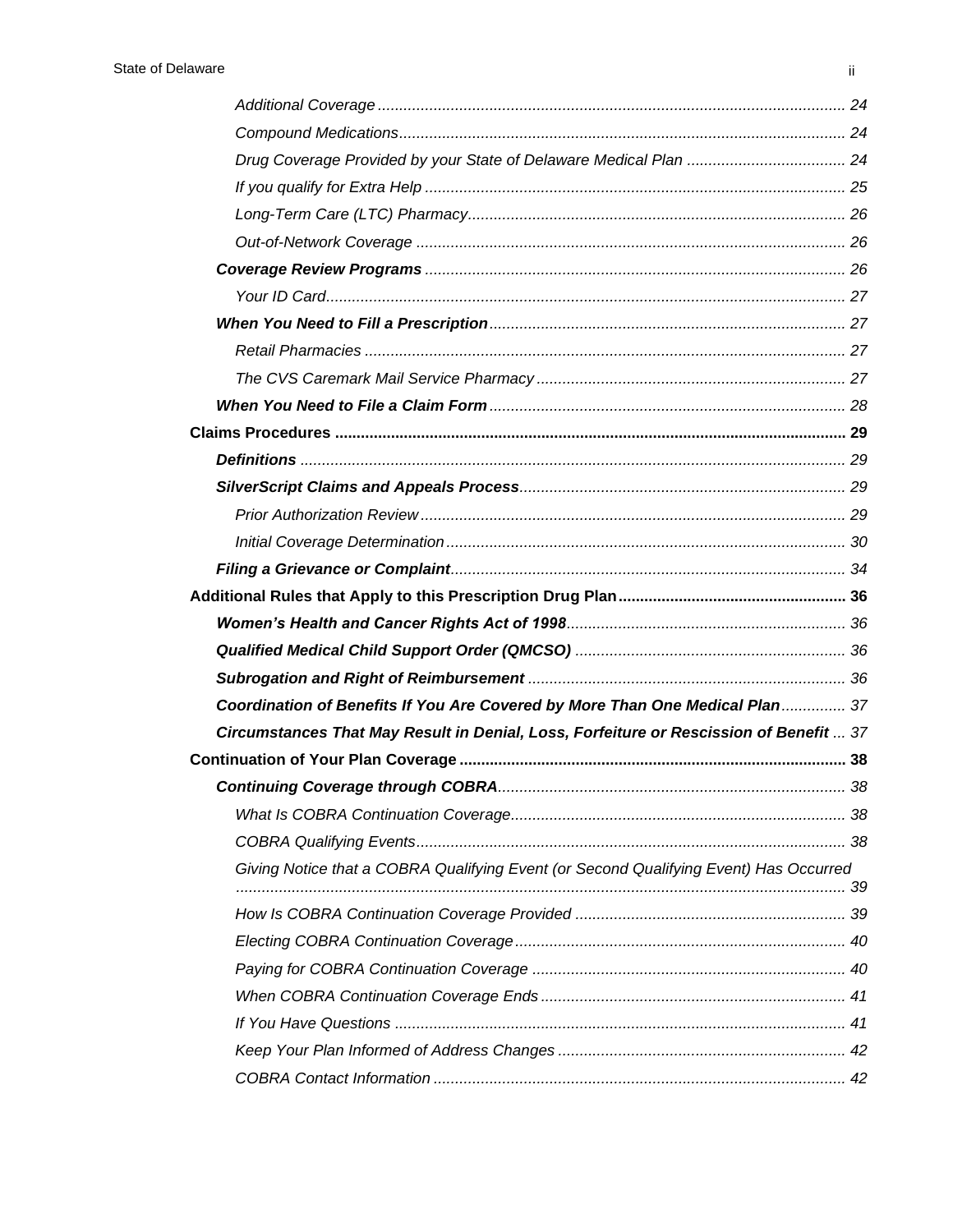*Additional Coverage* ............................................................................................................ *24*

*Compound Medications* ........................................................................................................ *24*

*Drug Coverage Provided by your State of Delaware Medical Plan* ..................................... *24*

*If you qualify for Extra Help* ................................................................................................. *25*

*Long-Term Care (LTC) Pharmacy* ........................................................................................ *26*

*Out-of-Network Coverage* ................................................................................................... *26*

***Coverage Review Programs*** ................................................................................................. *26*

*Your ID Card* ........................................................................................................................ *27*

***When You Need to Fill a Prescription*** .................................................................................. *27*

*Retail Pharmacies* ............................................................................................................... *27*

*The CVS Caremark Mail Service Pharmacy* ....................................................................... *27*

***When You Need to File a Claim Form*** .................................................................................. *28*

**Claims Procedures** ...................................................................................................................... **29**

***Definitions*** ............................................................................................................................. *29*

***SilverScript Claims and Appeals Process*** ........................................................................... *29*

*Prior Authorization Review* .................................................................................................. *29*

*Initial Coverage Determination* ............................................................................................ *30*

***Filing a Grievance or Complaint*** .......................................................................................... *34*

**Additional Rules that Apply to this Prescription Drug Plan** .................................................... **36**

***Women's Health and Cancer Rights Act of 1998*** ................................................................ *36*

***Qualified Medical Child Support Order (QMCSO)*** .............................................................. *36*

***Subrogation and Right of Reimbursement*** ......................................................................... *36*

***Coordination of Benefits If You Are Covered by More Than One Medical Plan*** ............... *37*

***Circumstances That May Result in Denial, Loss, Forfeiture or Rescission of Benefit*** ... *37*

**Continuation of Your Plan Coverage** ......................................................................................... **38**

***Continuing Coverage through COBRA*** ................................................................................ *38*

*What Is COBRA Continuation Coverage* ............................................................................. *38*

*COBRA Qualifying Events* ................................................................................................... *38*

*Giving Notice that a COBRA Qualifying Event (or Second Qualifying Event) Has Occurred* ............................................................................................................................................ *39*

*How Is COBRA Continuation Coverage Provided* ............................................................... *39*

*Electing COBRA Continuation Coverage* ............................................................................ *40*

*Paying for COBRA Continuation Coverage* ......................................................................... *40*

*When COBRA Continuation Coverage Ends* ....................................................................... *41*

*If You Have Questions* ......................................................................................................... *41*

*Keep Your Plan Informed of Address Changes* ................................................................... *42*

*COBRA Contact Information* ............................................................................................... *42*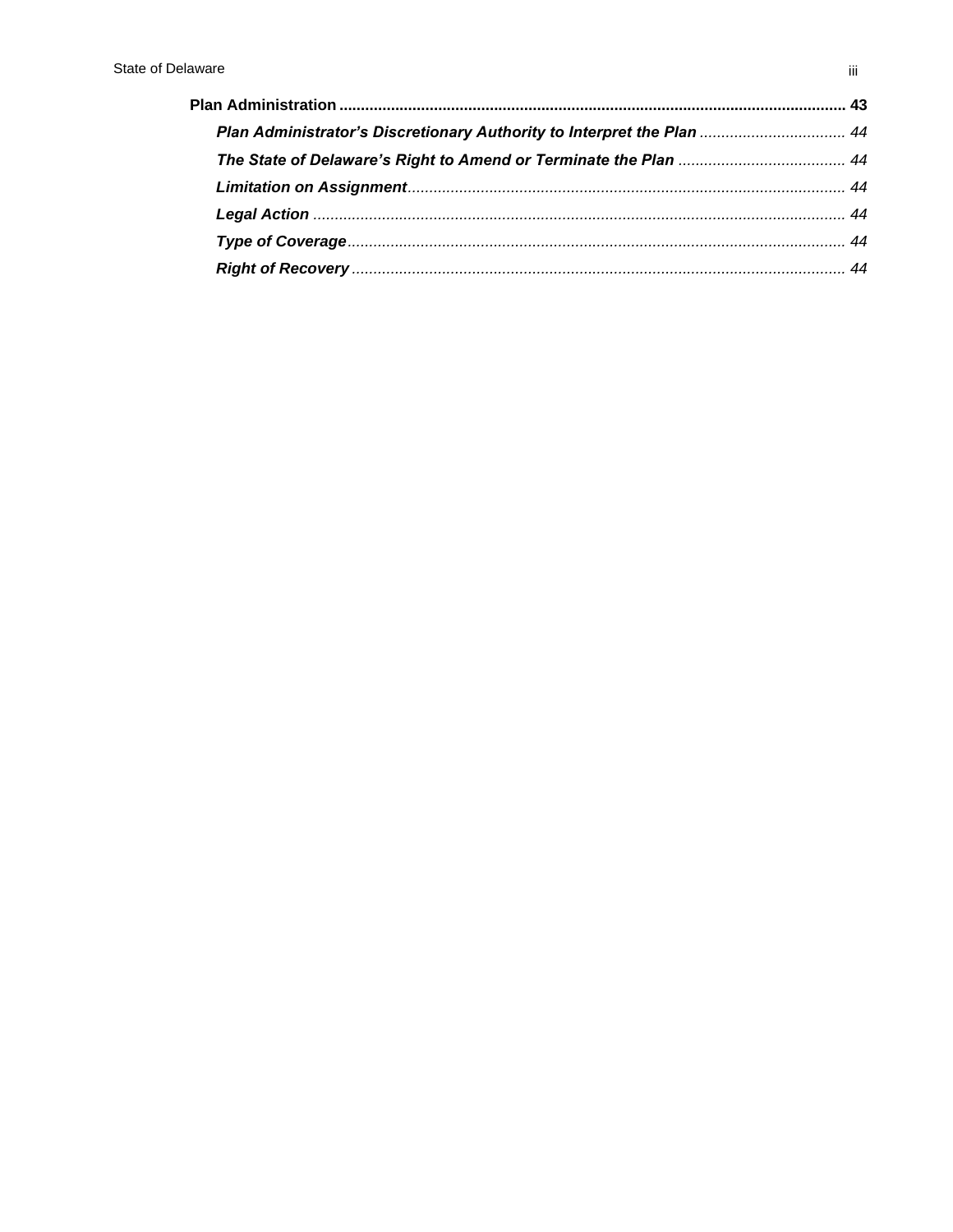**Plan Administration** ..................................................................................................................... **43**

- ***Plan Administrator's Discretionary Authority to Interpret the Plan*** .................................. *44*
- ***The State of Delaware's Right to Amend or Terminate the Plan*** ....................................... *44*
- ***Limitation on Assignment***...................................................................................................... *44*
- ***Legal Action*** ........................................................................................................................... *44*
- ***Type of Coverage***.................................................................................................................... *44*
- ***Right of Recovery*** ................................................................................................................... *44*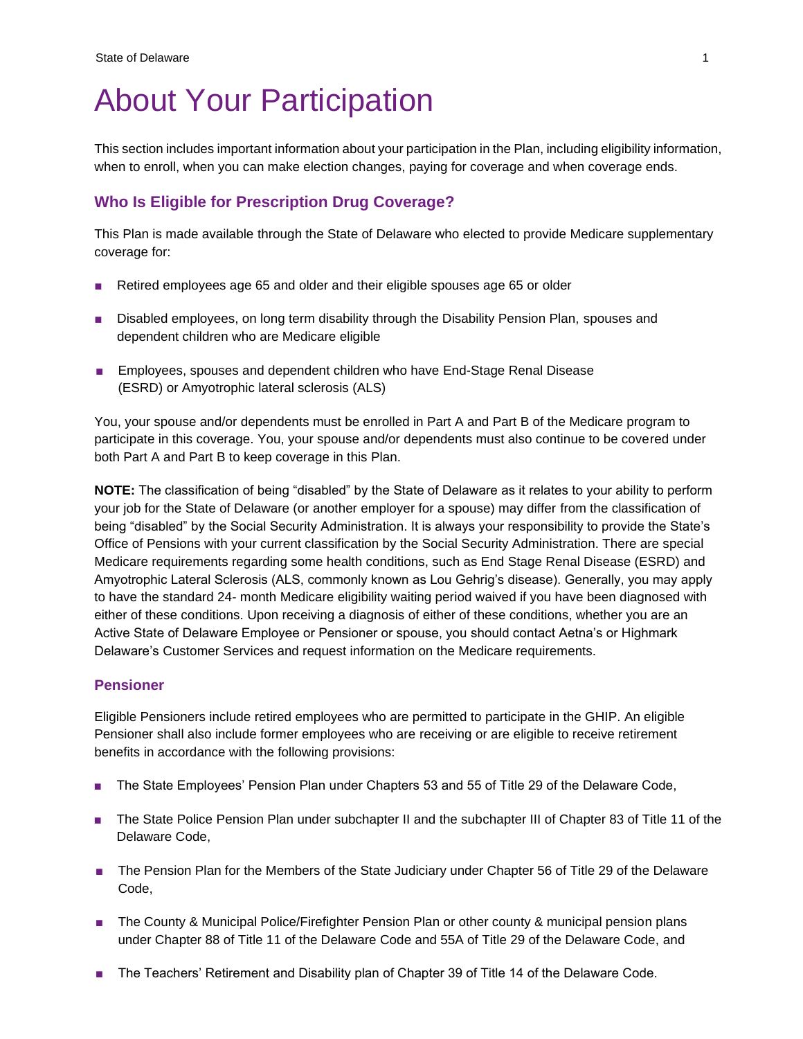# About Your Participation

This section includes important information about your participation in the Plan, including eligibility information, when to enroll, when you can make election changes, paying for coverage and when coverage ends.

## Who Is Eligible for Prescription Drug Coverage?

This Plan is made available through the State of Delaware who elected to provide Medicare supplementary coverage for:

- Retired employees age 65 and older and their eligible spouses age 65 or older
- Disabled employees, on long term disability through the Disability Pension Plan, spouses and dependent children who are Medicare eligible
- Employees, spouses and dependent children who have End-Stage Renal Disease (ESRD) or Amyotrophic lateral sclerosis (ALS)

You, your spouse and/or dependents must be enrolled in Part A and Part B of the Medicare program to participate in this coverage. You, your spouse and/or dependents must also continue to be covered under both Part A and Part B to keep coverage in this Plan.

**NOTE:** The classification of being "disabled" by the State of Delaware as it relates to your ability to perform your job for the State of Delaware (or another employer for a spouse) may differ from the classification of being "disabled" by the Social Security Administration. It is always your responsibility to provide the State's Office of Pensions with your current classification by the Social Security Administration. There are special Medicare requirements regarding some health conditions, such as End Stage Renal Disease (ESRD) and Amyotrophic Lateral Sclerosis (ALS, commonly known as Lou Gehrig's disease). Generally, you may apply to have the standard 24- month Medicare eligibility waiting period waived if you have been diagnosed with either of these conditions. Upon receiving a diagnosis of either of these conditions, whether you are an Active State of Delaware Employee or Pensioner or spouse, you should contact Aetna's or Highmark Delaware's Customer Services and request information on the Medicare requirements.

### Pensioner

Eligible Pensioners include retired employees who are permitted to participate in the GHIP. An eligible Pensioner shall also include former employees who are receiving or are eligible to receive retirement benefits in accordance with the following provisions:

- The State Employees' Pension Plan under Chapters 53 and 55 of Title 29 of the Delaware Code,
- The State Police Pension Plan under subchapter II and the subchapter III of Chapter 83 of Title 11 of the Delaware Code,
- The Pension Plan for the Members of the State Judiciary under Chapter 56 of Title 29 of the Delaware Code,
- The County & Municipal Police/Firefighter Pension Plan or other county & municipal pension plans under Chapter 88 of Title 11 of the Delaware Code and 55A of Title 29 of the Delaware Code, and
- The Teachers' Retirement and Disability plan of Chapter 39 of Title 14 of the Delaware Code.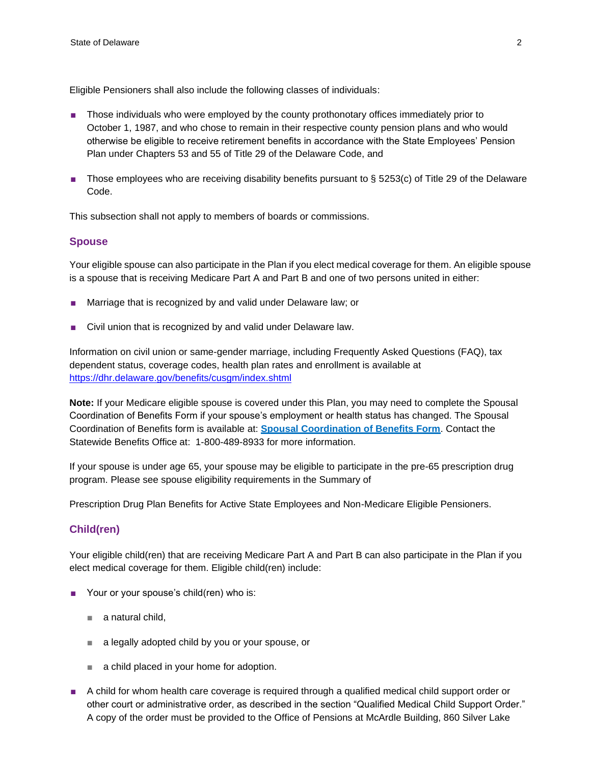Eligible Pensioners shall also include the following classes of individuals:

- Those individuals who were employed by the county prothonotary offices immediately prior to October 1, 1987, and who chose to remain in their respective county pension plans and who would otherwise be eligible to receive retirement benefits in accordance with the State Employees' Pension Plan under Chapters 53 and 55 of Title 29 of the Delaware Code, and
- Those employees who are receiving disability benefits pursuant to § 5253(c) of Title 29 of the Delaware Code.

This subsection shall not apply to members of boards or commissions.

### Spouse

Your eligible spouse can also participate in the Plan if you elect medical coverage for them. An eligible spouse is a spouse that is receiving Medicare Part A and Part B and one of two persons united in either:

- Marriage that is recognized by and valid under Delaware law; or
- Civil union that is recognized by and valid under Delaware law.

Information on civil union or same-gender marriage, including Frequently Asked Questions (FAQ), tax dependent status, coverage codes, health plan rates and enrollment is available at https://dhr.delaware.gov/benefits/cusgm/index.shtml

**Note:** If your Medicare eligible spouse is covered under this Plan, you may need to complete the Spousal Coordination of Benefits Form if your spouse's employment or health status has changed. The Spousal Coordination of Benefits form is available at: **Spousal Coordination of Benefits Form**. Contact the Statewide Benefits Office at: 1-800-489-8933 for more information.

If your spouse is under age 65, your spouse may be eligible to participate in the pre-65 prescription drug program. Please see spouse eligibility requirements in the Summary of

Prescription Drug Plan Benefits for Active State Employees and Non-Medicare Eligible Pensioners.

### Child(ren)

Your eligible child(ren) that are receiving Medicare Part A and Part B can also participate in the Plan if you elect medical coverage for them. Eligible child(ren) include:

- Your or your spouse's child(ren) who is:
  - a natural child,
  - a legally adopted child by you or your spouse, or
  - a child placed in your home for adoption.
- A child for whom health care coverage is required through a qualified medical child support order or other court or administrative order, as described in the section "Qualified Medical Child Support Order." A copy of the order must be provided to the Office of Pensions at McArdle Building, 860 Silver Lake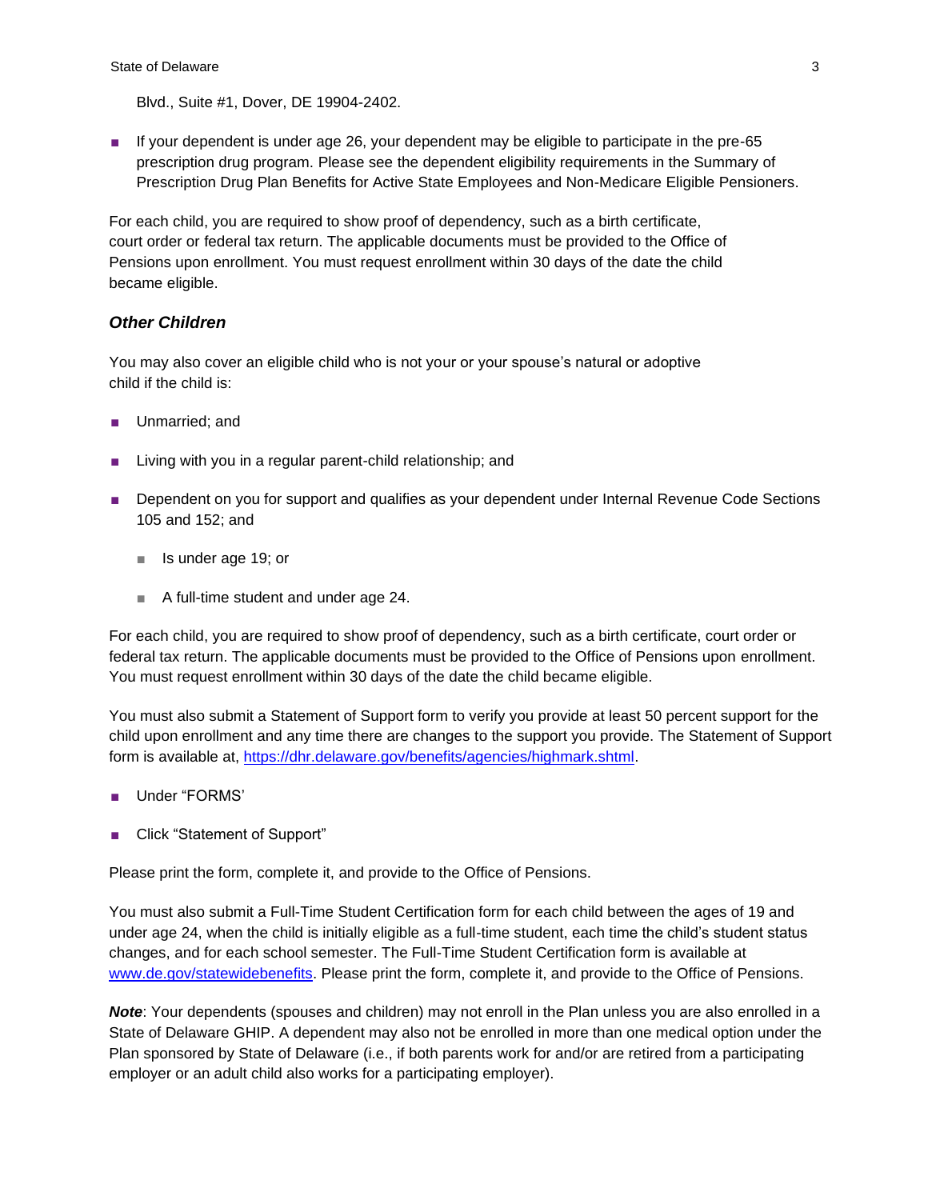Blvd., Suite #1, Dover, DE 19904-2402.

- If your dependent is under age 26, your dependent may be eligible to participate in the pre-65 prescription drug program. Please see the dependent eligibility requirements in the Summary of Prescription Drug Plan Benefits for Active State Employees and Non-Medicare Eligible Pensioners.

For each child, you are required to show proof of dependency, such as a birth certificate, court order or federal tax return. The applicable documents must be provided to the Office of Pensions upon enrollment. You must request enrollment within 30 days of the date the child became eligible.

### *Other Children*

You may also cover an eligible child who is not your or your spouse's natural or adoptive child if the child is:

- Unmarried; and
- Living with you in a regular parent-child relationship; and
- Dependent on you for support and qualifies as your dependent under Internal Revenue Code Sections 105 and 152; and
  - Is under age 19; or
  - A full-time student and under age 24.

For each child, you are required to show proof of dependency, such as a birth certificate, court order or federal tax return. The applicable documents must be provided to the Office of Pensions upon enrollment. You must request enrollment within 30 days of the date the child became eligible.

You must also submit a Statement of Support form to verify you provide at least 50 percent support for the child upon enrollment and any time there are changes to the support you provide. The Statement of Support form is available at, [https://dhr.delaware.gov/benefits/agencies/highmark.shtml](https://dhr.delaware.gov/benefits/agencies/highmark.shtml).

- Under "FORMS'
- Click "Statement of Support"

Please print the form, complete it, and provide to the Office of Pensions.

You must also submit a Full-Time Student Certification form for each child between the ages of 19 and under age 24, when the child is initially eligible as a full-time student, each time the child's student status changes, and for each school semester. The Full-Time Student Certification form is available at [www.de.gov/statewidebenefits](www.de.gov/statewidebenefits). Please print the form, complete it, and provide to the Office of Pensions.

***Note***: Your dependents (spouses and children) may not enroll in the Plan unless you are also enrolled in a State of Delaware GHIP. A dependent may also not be enrolled in more than one medical option under the Plan sponsored by State of Delaware (i.e., if both parents work for and/or are retired from a participating employer or an adult child also works for a participating employer).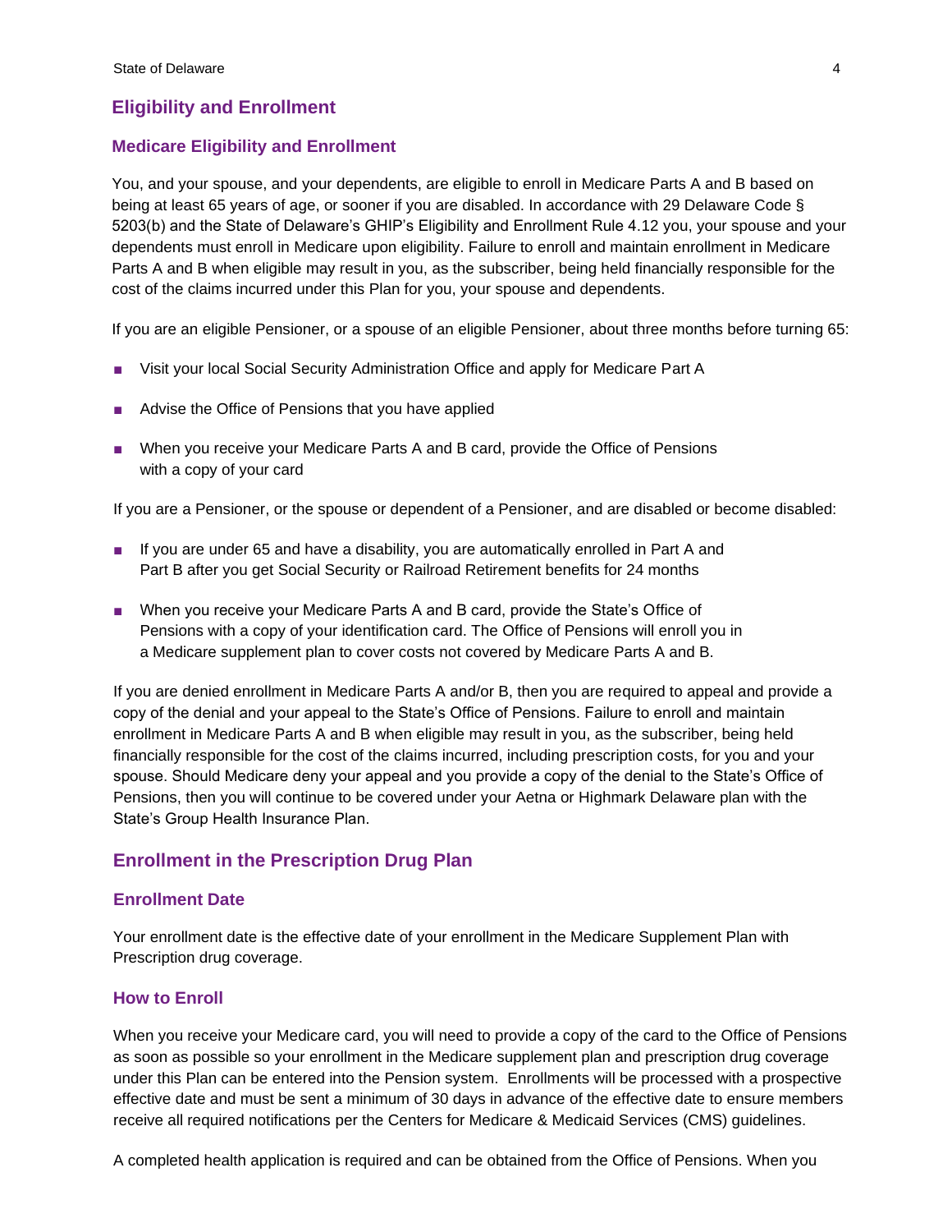## Eligibility and Enrollment

### Medicare Eligibility and Enrollment

You, and your spouse, and your dependents, are eligible to enroll in Medicare Parts A and B based on being at least 65 years of age, or sooner if you are disabled. In accordance with 29 Delaware Code § 5203(b) and the State of Delaware's GHIP's Eligibility and Enrollment Rule 4.12 you, your spouse and your dependents must enroll in Medicare upon eligibility. Failure to enroll and maintain enrollment in Medicare Parts A and B when eligible may result in you, as the subscriber, being held financially responsible for the cost of the claims incurred under this Plan for you, your spouse and dependents.

If you are an eligible Pensioner, or a spouse of an eligible Pensioner, about three months before turning 65:

- Visit your local Social Security Administration Office and apply for Medicare Part A
- Advise the Office of Pensions that you have applied
- When you receive your Medicare Parts A and B card, provide the Office of Pensions with a copy of your card

If you are a Pensioner, or the spouse or dependent of a Pensioner, and are disabled or become disabled:

- If you are under 65 and have a disability, you are automatically enrolled in Part A and Part B after you get Social Security or Railroad Retirement benefits for 24 months
- When you receive your Medicare Parts A and B card, provide the State's Office of Pensions with a copy of your identification card. The Office of Pensions will enroll you in a Medicare supplement plan to cover costs not covered by Medicare Parts A and B.

If you are denied enrollment in Medicare Parts A and/or B, then you are required to appeal and provide a copy of the denial and your appeal to the State's Office of Pensions. Failure to enroll and maintain enrollment in Medicare Parts A and B when eligible may result in you, as the subscriber, being held financially responsible for the cost of the claims incurred, including prescription costs, for you and your spouse. Should Medicare deny your appeal and you provide a copy of the denial to the State's Office of Pensions, then you will continue to be covered under your Aetna or Highmark Delaware plan with the State's Group Health Insurance Plan.

## Enrollment in the Prescription Drug Plan

### Enrollment Date

Your enrollment date is the effective date of your enrollment in the Medicare Supplement Plan with Prescription drug coverage.

### How to Enroll

When you receive your Medicare card, you will need to provide a copy of the card to the Office of Pensions as soon as possible so your enrollment in the Medicare supplement plan and prescription drug coverage under this Plan can be entered into the Pension system. Enrollments will be processed with a prospective effective date and must be sent a minimum of 30 days in advance of the effective date to ensure members receive all required notifications per the Centers for Medicare & Medicaid Services (CMS) guidelines.

A completed health application is required and can be obtained from the Office of Pensions. When you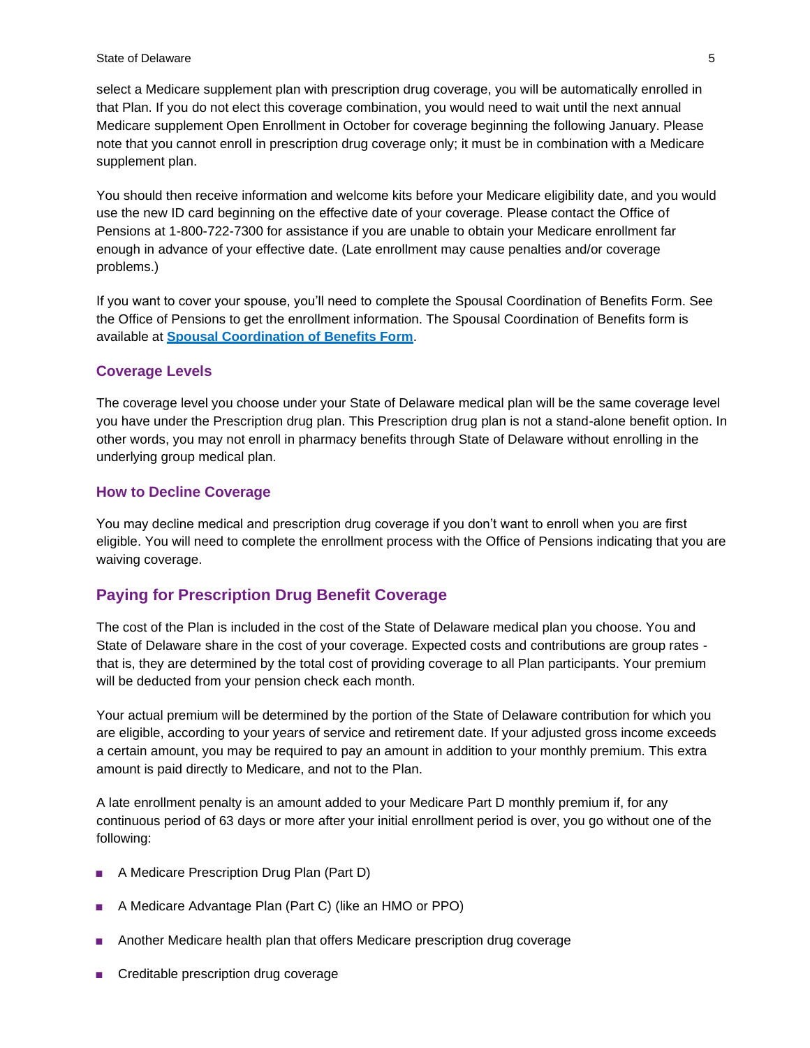select a Medicare supplement plan with prescription drug coverage, you will be automatically enrolled in that Plan. If you do not elect this coverage combination, you would need to wait until the next annual Medicare supplement Open Enrollment in October for coverage beginning the following January. Please note that you cannot enroll in prescription drug coverage only; it must be in combination with a Medicare supplement plan.

You should then receive information and welcome kits before your Medicare eligibility date, and you would use the new ID card beginning on the effective date of your coverage. Please contact the Office of Pensions at 1-800-722-7300 for assistance if you are unable to obtain your Medicare enrollment far enough in advance of your effective date. (Late enrollment may cause penalties and/or coverage problems.)

If you want to cover your spouse, you'll need to complete the Spousal Coordination of Benefits Form. See the Office of Pensions to get the enrollment information. The Spousal Coordination of Benefits form is available at **Spousal Coordination of Benefits Form**.

### Coverage Levels

The coverage level you choose under your State of Delaware medical plan will be the same coverage level you have under the Prescription drug plan. This Prescription drug plan is not a stand-alone benefit option. In other words, you may not enroll in pharmacy benefits through State of Delaware without enrolling in the underlying group medical plan.

### How to Decline Coverage

You may decline medical and prescription drug coverage if you don't want to enroll when you are first eligible. You will need to complete the enrollment process with the Office of Pensions indicating that you are waiving coverage.

## Paying for Prescription Drug Benefit Coverage

The cost of the Plan is included in the cost of the State of Delaware medical plan you choose. You and State of Delaware share in the cost of your coverage. Expected costs and contributions are group rates - that is, they are determined by the total cost of providing coverage to all Plan participants. Your premium will be deducted from your pension check each month.

Your actual premium will be determined by the portion of the State of Delaware contribution for which you are eligible, according to your years of service and retirement date. If your adjusted gross income exceeds a certain amount, you may be required to pay an amount in addition to your monthly premium. This extra amount is paid directly to Medicare, and not to the Plan.

A late enrollment penalty is an amount added to your Medicare Part D monthly premium if, for any continuous period of 63 days or more after your initial enrollment period is over, you go without one of the following:

- A Medicare Prescription Drug Plan (Part D)
- A Medicare Advantage Plan (Part C) (like an HMO or PPO)
- Another Medicare health plan that offers Medicare prescription drug coverage
- Creditable prescription drug coverage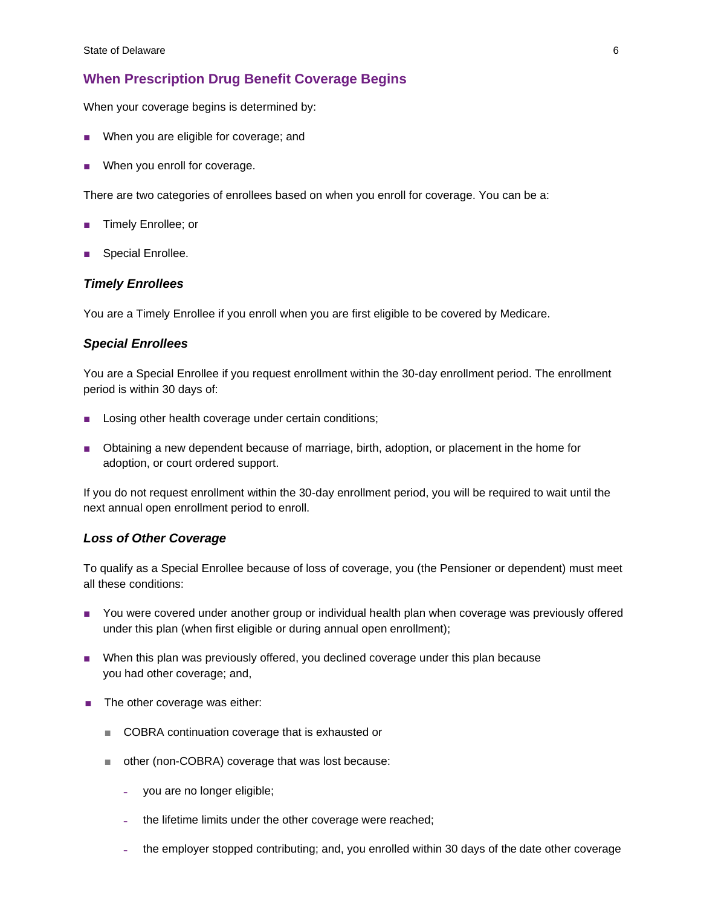## When Prescription Drug Benefit Coverage Begins

When your coverage begins is determined by:

- When you are eligible for coverage; and
- When you enroll for coverage.

There are two categories of enrollees based on when you enroll for coverage. You can be a:

- Timely Enrollee; or
- Special Enrollee.

### *Timely Enrollees*

You are a Timely Enrollee if you enroll when you are first eligible to be covered by Medicare.

### *Special Enrollees*

You are a Special Enrollee if you request enrollment within the 30-day enrollment period. The enrollment period is within 30 days of:

- Losing other health coverage under certain conditions;
- Obtaining a new dependent because of marriage, birth, adoption, or placement in the home for adoption, or court ordered support.

If you do not request enrollment within the 30-day enrollment period, you will be required to wait until the next annual open enrollment period to enroll.

### *Loss of Other Coverage*

To qualify as a Special Enrollee because of loss of coverage, you (the Pensioner or dependent) must meet all these conditions:

- You were covered under another group or individual health plan when coverage was previously offered under this plan (when first eligible or during annual open enrollment);
- When this plan was previously offered, you declined coverage under this plan because you had other coverage; and,
- The other coverage was either:
  - COBRA continuation coverage that is exhausted or
  - other (non-COBRA) coverage that was lost because:
    - you are no longer eligible;
    - the lifetime limits under the other coverage were reached;
    - the employer stopped contributing; and, you enrolled within 30 days of the date other coverage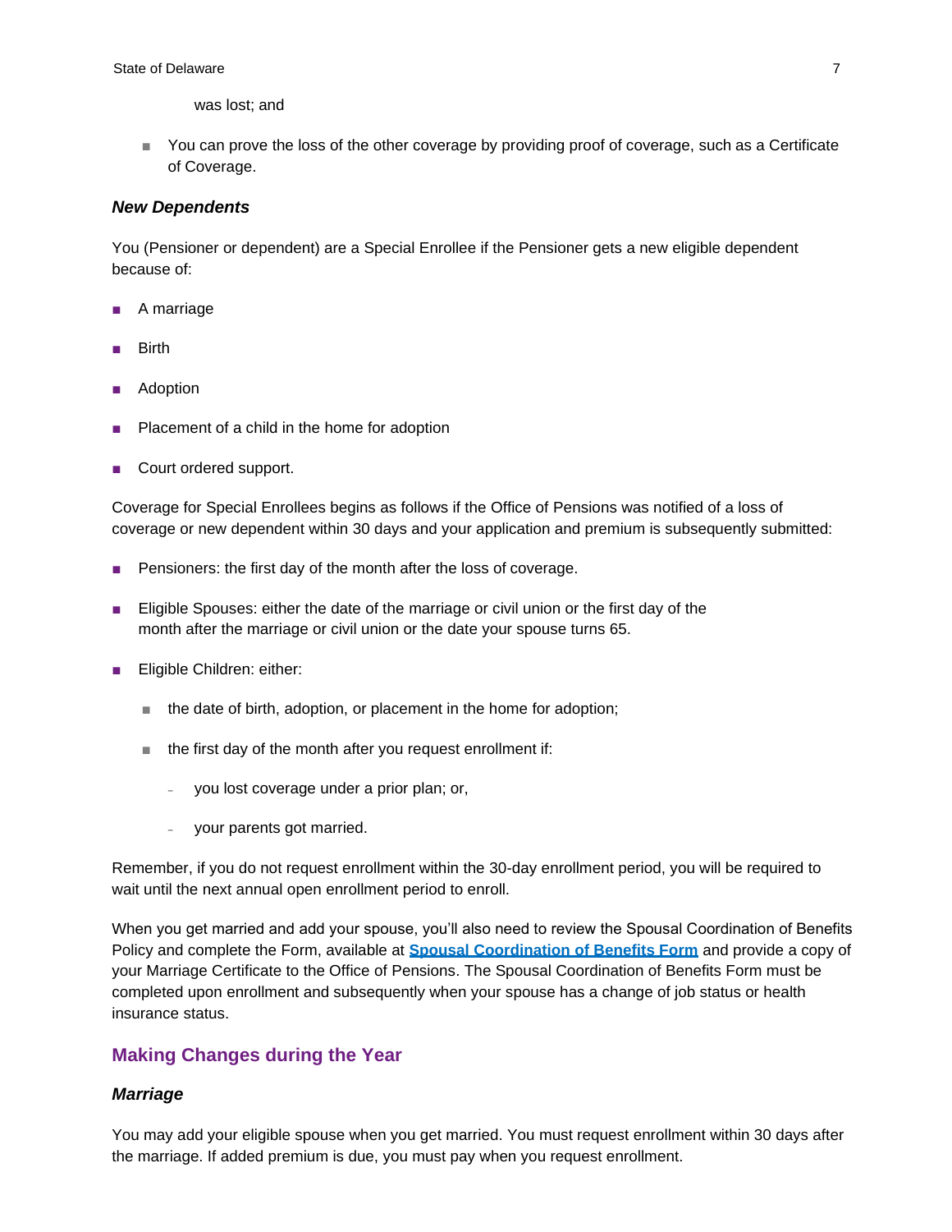was lost; and

- You can prove the loss of the other coverage by providing proof of coverage, such as a Certificate of Coverage.

### *New Dependents*

You (Pensioner or dependent) are a Special Enrollee if the Pensioner gets a new eligible dependent because of:

- A marriage
- Birth
- Adoption
- Placement of a child in the home for adoption
- Court ordered support.

Coverage for Special Enrollees begins as follows if the Office of Pensions was notified of a loss of coverage or new dependent within 30 days and your application and premium is subsequently submitted:

- Pensioners: the first day of the month after the loss of coverage.
- Eligible Spouses: either the date of the marriage or civil union or the first day of the month after the marriage or civil union or the date your spouse turns 65.
- Eligible Children: either:
  - the date of birth, adoption, or placement in the home for adoption;
  - the first day of the month after you request enrollment if:
    - you lost coverage under a prior plan; or,
    - your parents got married.

Remember, if you do not request enrollment within the 30-day enrollment period, you will be required to wait until the next annual open enrollment period to enroll.

When you get married and add your spouse, you'll also need to review the Spousal Coordination of Benefits Policy and complete the Form, available at **Spousal Coordination of Benefits Form** and provide a copy of your Marriage Certificate to the Office of Pensions. The Spousal Coordination of Benefits Form must be completed upon enrollment and subsequently when your spouse has a change of job status or health insurance status.

## Making Changes during the Year

### *Marriage*

You may add your eligible spouse when you get married. You must request enrollment within 30 days after the marriage. If added premium is due, you must pay when you request enrollment.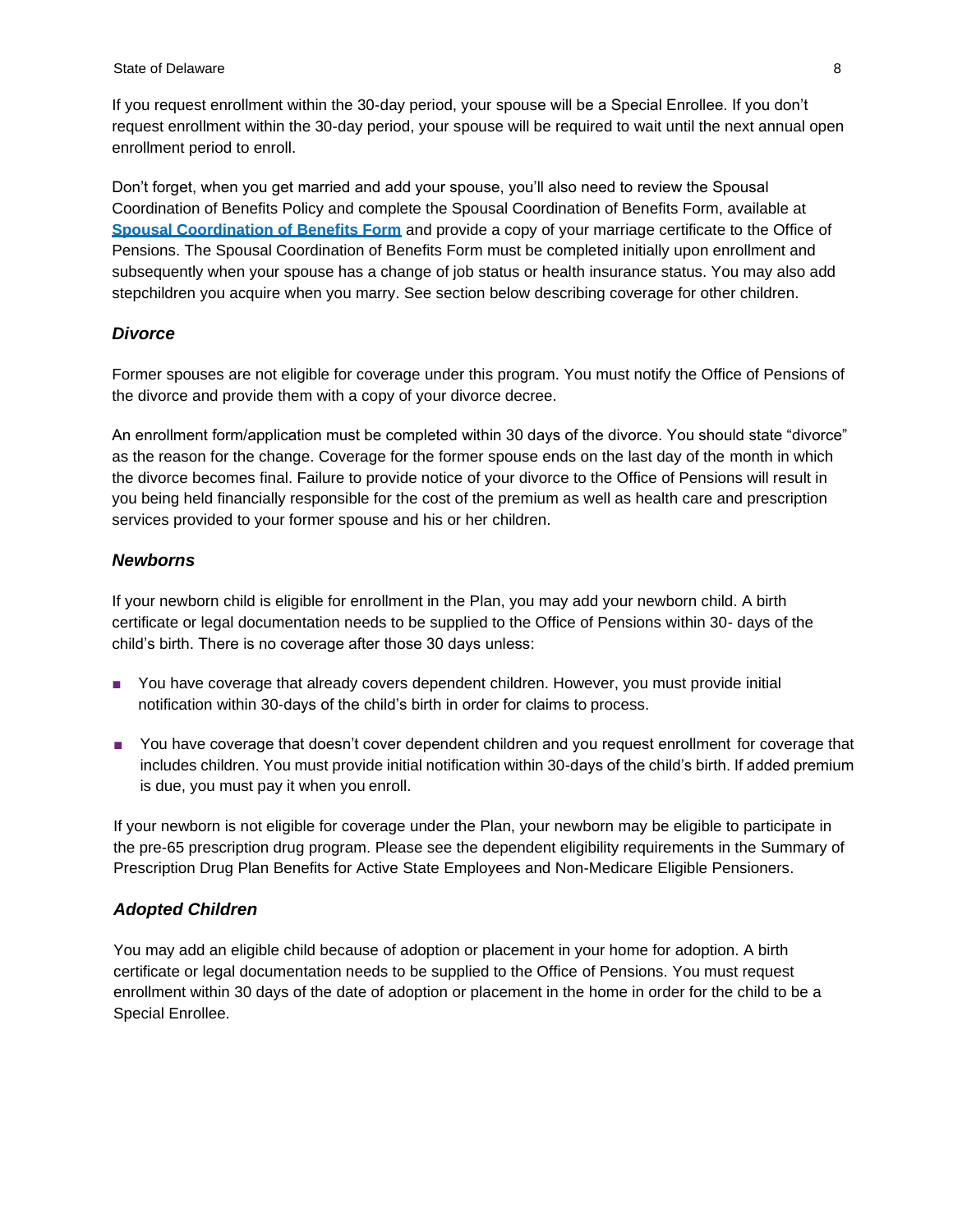If you request enrollment within the 30-day period, your spouse will be a Special Enrollee. If you don't request enrollment within the 30-day period, your spouse will be required to wait until the next annual open enrollment period to enroll.

Don't forget, when you get married and add your spouse, you'll also need to review the Spousal Coordination of Benefits Policy and complete the Spousal Coordination of Benefits Form, available at **Spousal Coordination of Benefits Form** and provide a copy of your marriage certificate to the Office of Pensions. The Spousal Coordination of Benefits Form must be completed initially upon enrollment and subsequently when your spouse has a change of job status or health insurance status. You may also add stepchildren you acquire when you marry. See section below describing coverage for other children.

### *Divorce*

Former spouses are not eligible for coverage under this program. You must notify the Office of Pensions of the divorce and provide them with a copy of your divorce decree.

An enrollment form/application must be completed within 30 days of the divorce. You should state "divorce" as the reason for the change. Coverage for the former spouse ends on the last day of the month in which the divorce becomes final. Failure to provide notice of your divorce to the Office of Pensions will result in you being held financially responsible for the cost of the premium as well as health care and prescription services provided to your former spouse and his or her children.

### *Newborns*

If your newborn child is eligible for enrollment in the Plan, you may add your newborn child. A birth certificate or legal documentation needs to be supplied to the Office of Pensions within 30- days of the child's birth. There is no coverage after those 30 days unless:

- You have coverage that already covers dependent children. However, you must provide initial notification within 30-days of the child's birth in order for claims to process.
- You have coverage that doesn't cover dependent children and you request enrollment for coverage that includes children. You must provide initial notification within 30-days of the child's birth. If added premium is due, you must pay it when you enroll.

If your newborn is not eligible for coverage under the Plan, your newborn may be eligible to participate in the pre-65 prescription drug program. Please see the dependent eligibility requirements in the Summary of Prescription Drug Plan Benefits for Active State Employees and Non-Medicare Eligible Pensioners.

### *Adopted Children*

You may add an eligible child because of adoption or placement in your home for adoption. A birth certificate or legal documentation needs to be supplied to the Office of Pensions. You must request enrollment within 30 days of the date of adoption or placement in the home in order for the child to be a Special Enrollee.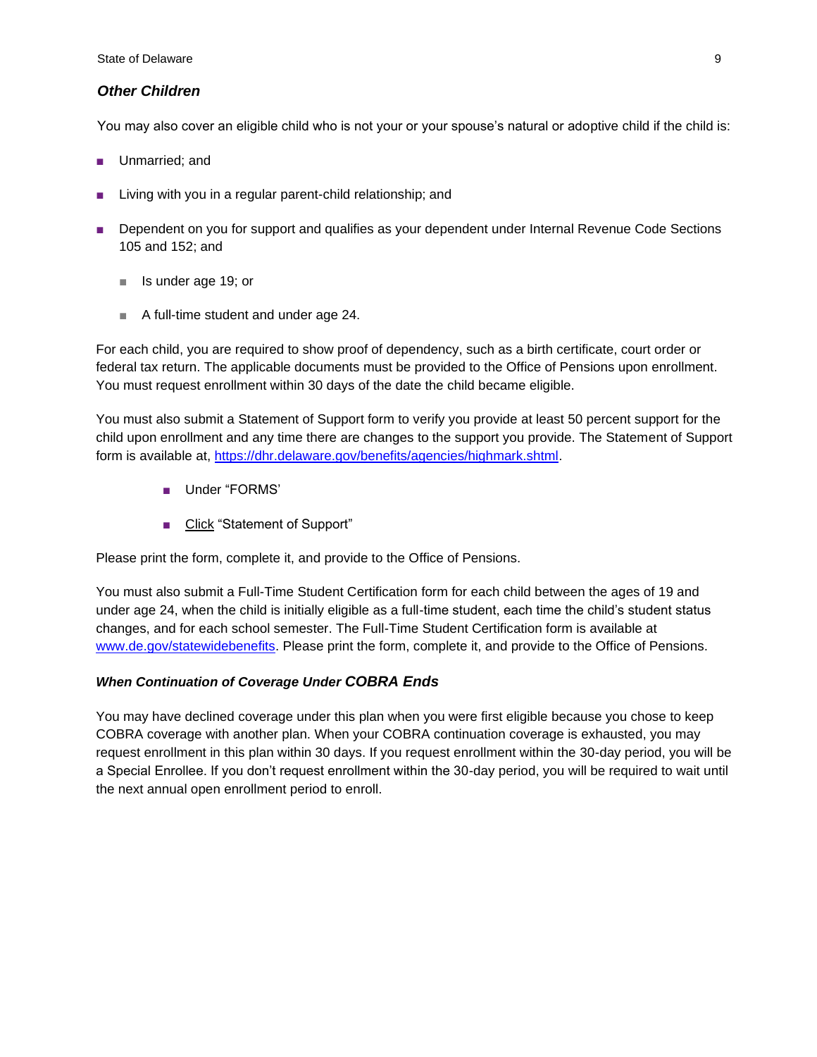### *Other Children*

You may also cover an eligible child who is not your or your spouse's natural or adoptive child if the child is:

- Unmarried; and
- Living with you in a regular parent-child relationship; and
- Dependent on you for support and qualifies as your dependent under Internal Revenue Code Sections 105 and 152; and
  - Is under age 19; or
  - A full-time student and under age 24.

For each child, you are required to show proof of dependency, such as a birth certificate, court order or federal tax return. The applicable documents must be provided to the Office of Pensions upon enrollment. You must request enrollment within 30 days of the date the child became eligible.

You must also submit a Statement of Support form to verify you provide at least 50 percent support for the child upon enrollment and any time there are changes to the support you provide. The Statement of Support form is available at, https://dhr.delaware.gov/benefits/agencies/highmark.shtml.

- Under "FORMS'
- Click "Statement of Support"

Please print the form, complete it, and provide to the Office of Pensions.

You must also submit a Full-Time Student Certification form for each child between the ages of 19 and under age 24, when the child is initially eligible as a full-time student, each time the child's student status changes, and for each school semester. The Full-Time Student Certification form is available at www.de.gov/statewidebenefits. Please print the form, complete it, and provide to the Office of Pensions.

#### *When Continuation of Coverage Under COBRA Ends*

You may have declined coverage under this plan when you were first eligible because you chose to keep COBRA coverage with another plan. When your COBRA continuation coverage is exhausted, you may request enrollment in this plan within 30 days. If you request enrollment within the 30-day period, you will be a Special Enrollee. If you don't request enrollment within the 30-day period, you will be required to wait until the next annual open enrollment period to enroll.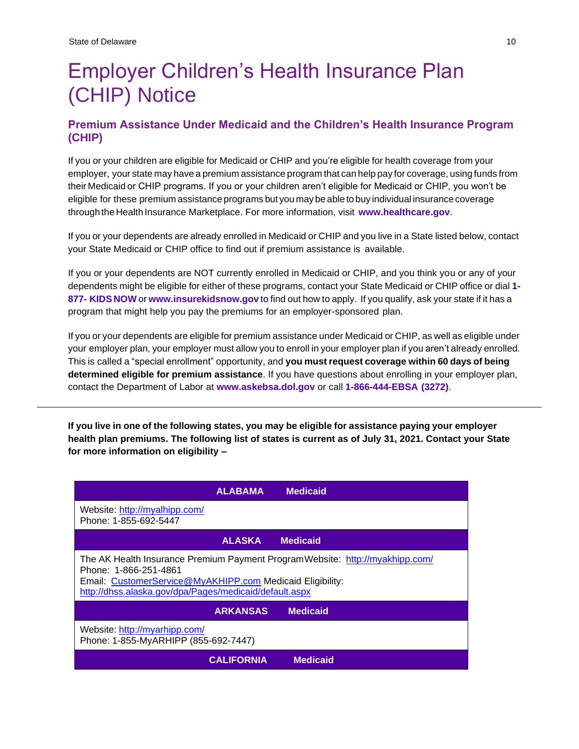# Employer Children's Health Insurance Plan (CHIP) Notice

## Premium Assistance Under Medicaid and the Children's Health Insurance Program (CHIP)

If you or your children are eligible for Medicaid or CHIP and you're eligible for health coverage from your employer, your state may have a premium assistance program that can help pay for coverage, using funds from their Medicaid or CHIP programs. If you or your children aren't eligible for Medicaid or CHIP, you won't be eligible for these premium assistance programs but you may be able to buy individual insurance coverage through the Health Insurance Marketplace. For more information, visit **www.healthcare.gov**.

If you or your dependents are already enrolled in Medicaid or CHIP and you live in a State listed below, contact your State Medicaid or CHIP office to find out if premium assistance is available.

If you or your dependents are NOT currently enrolled in Medicaid or CHIP, and you think you or any of your dependents might be eligible for either of these programs, contact your State Medicaid or CHIP office or dial **1-877- KIDS NOW** or **www.insurekidsnow.gov** to find out how to apply. If you qualify, ask your state if it has a program that might help you pay the premiums for an employer-sponsored plan.

If you or your dependents are eligible for premium assistance under Medicaid or CHIP, as well as eligible under your employer plan, your employer must allow you to enroll in your employer plan if you aren't already enrolled. This is called a "special enrollment" opportunity, and **you must request coverage within 60 days of being determined eligible for premium assistance**. If you have questions about enrolling in your employer plan, contact the Department of Labor at **www.askebsa.dol.gov** or call **1-866-444-EBSA (3272)**.

---

**If you live in one of the following states, you may be eligible for assistance paying your employer health plan premiums. The following list of states is current as of July 31, 2021. Contact your State for more information on eligibility –**

| ALABAMA Medicaid |
|---|
| Website: http://myalhipp.com/<br>Phone: 1-855-692-5447 |
| **ALASKA Medicaid** |
| The AK Health Insurance Premium Payment Program Website: http://myakhipp.com/<br>Phone: 1-866-251-4861<br>Email: CustomerService@MyAKHIPP.com Medicaid Eligibility: http://dhss.alaska.gov/dpa/Pages/medicaid/default.aspx |
| **ARKANSAS Medicaid** |
| Website: http://myarhipp.com/<br>Phone: 1-855-MyARHIPP (855-692-7447) |
| **CALIFORNIA Medicaid** |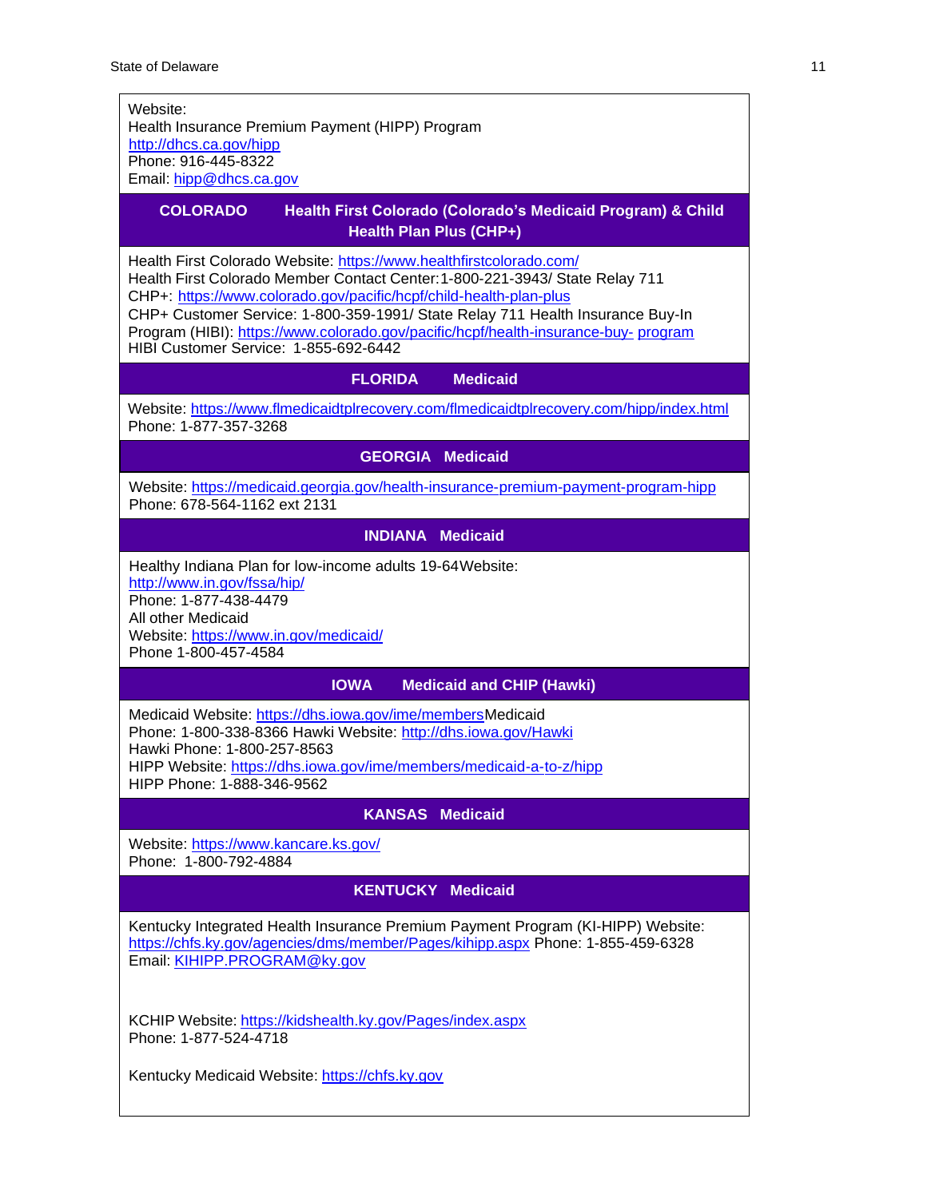Website:
Health Insurance Premium Payment (HIPP) Program
http://dhcs.ca.gov/hipp
Phone: 916-445-8322
Email: hipp@dhcs.ca.gov

**COLORADO Health First Colorado (Colorado's Medicaid Program) & Child Health Plan Plus (CHP+)**

Health First Colorado Website: https://www.healthfirstcolorado.com/
Health First Colorado Member Contact Center:1-800-221-3943/ State Relay 711
CHP+: https://www.colorado.gov/pacific/hcpf/child-health-plan-plus
CHP+ Customer Service: 1-800-359-1991/ State Relay 711 Health Insurance Buy-In Program (HIBI): https://www.colorado.gov/pacific/hcpf/health-insurance-buy- program
HIBI Customer Service: 1-855-692-6442

**FLORIDA Medicaid**

Website: https://www.flmedicaidtplrecovery.com/flmedicaidtplrecovery.com/hipp/index.html
Phone: 1-877-357-3268

**GEORGIA Medicaid**

Website: https://medicaid.georgia.gov/health-insurance-premium-payment-program-hipp
Phone: 678-564-1162 ext 2131

**INDIANA Medicaid**

Healthy Indiana Plan for low-income adults 19-64Website:
http://www.in.gov/fssa/hip/
Phone: 1-877-438-4479
All other Medicaid
Website: https://www.in.gov/medicaid/
Phone 1-800-457-4584

**IOWA Medicaid and CHIP (Hawki)**

Medicaid Website: https://dhs.iowa.gov/ime/membersMedicaid
Phone: 1-800-338-8366 Hawki Website: http://dhs.iowa.gov/Hawki
Hawki Phone: 1-800-257-8563
HIPP Website: https://dhs.iowa.gov/ime/members/medicaid-a-to-z/hipp
HIPP Phone: 1-888-346-9562

**KANSAS Medicaid**

Website: https://www.kancare.ks.gov/
Phone: 1-800-792-4884

**KENTUCKY Medicaid**

Kentucky Integrated Health Insurance Premium Payment Program (KI-HIPP) Website:
https://chfs.ky.gov/agencies/dms/member/Pages/kihipp.aspx Phone: 1-855-459-6328
Email: KIHIPP.PROGRAM@ky.gov

KCHIP Website: https://kidshealth.ky.gov/Pages/index.aspx
Phone: 1-877-524-4718

Kentucky Medicaid Website: https://chfs.ky.gov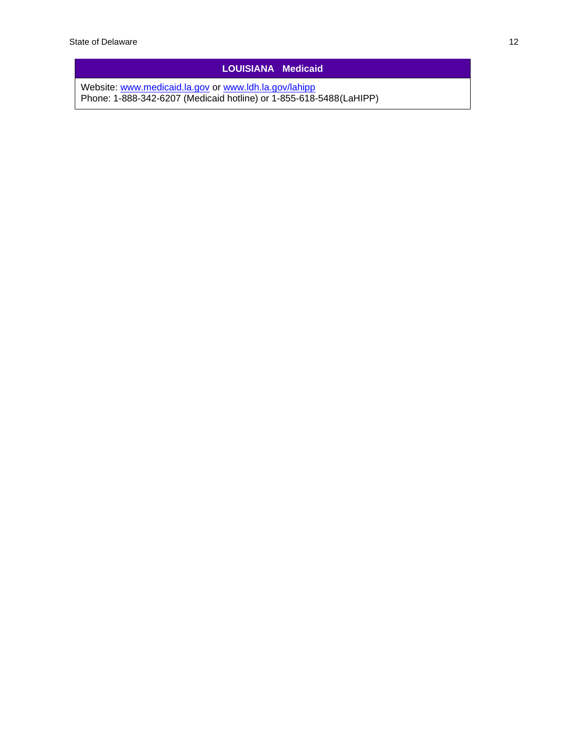| LOUISIANA Medicaid |
|---|
| Website: www.medicaid.la.gov or www.ldh.la.gov/lahipp<br>Phone: 1-888-342-6207 (Medicaid hotline) or 1-855-618-5488(LaHIPP) |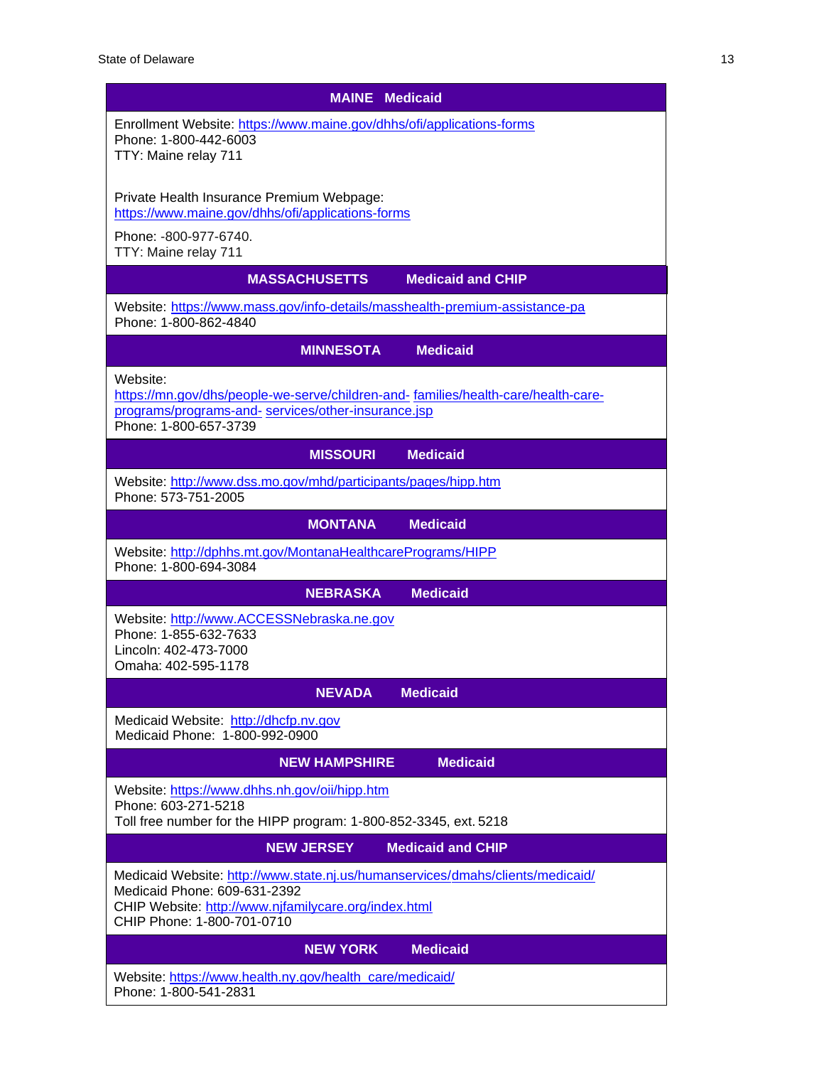## MAINE Medicaid

Enrollment Website: https://www.maine.gov/dhhs/ofi/applications-forms
Phone: 1-800-442-6003
TTY: Maine relay 711

Private Health Insurance Premium Webpage:
https://www.maine.gov/dhhs/ofi/applications-forms

Phone: -800-977-6740.
TTY: Maine relay 711

## MASSACHUSETTS Medicaid and CHIP

Website: https://www.mass.gov/info-details/masshealth-premium-assistance-pa
Phone: 1-800-862-4840

## MINNESOTA Medicaid

Website:
https://mn.gov/dhs/people-we-serve/children-and- families/health-care/health-care-programs/programs-and- services/other-insurance.jsp
Phone: 1-800-657-3739

## MISSOURI Medicaid

Website: http://www.dss.mo.gov/mhd/participants/pages/hipp.htm
Phone: 573-751-2005

## MONTANA Medicaid

Website: http://dphhs.mt.gov/MontanaHealthcarePrograms/HIPP
Phone: 1-800-694-3084

## NEBRASKA Medicaid

Website: http://www.ACCESSNebraska.ne.gov
Phone: 1-855-632-7633
Lincoln: 402-473-7000
Omaha: 402-595-1178

## NEVADA Medicaid

Medicaid Website: http://dhcfp.nv.gov
Medicaid Phone: 1-800-992-0900

## NEW HAMPSHIRE Medicaid

Website: https://www.dhhs.nh.gov/oii/hipp.htm
Phone: 603-271-5218
Toll free number for the HIPP program: 1-800-852-3345, ext. 5218

## NEW JERSEY Medicaid and CHIP

Medicaid Website: http://www.state.nj.us/humanservices/dmahs/clients/medicaid/
Medicaid Phone: 609-631-2392
CHIP Website: http://www.njfamilycare.org/index.html
CHIP Phone: 1-800-701-0710

## NEW YORK Medicaid

Website: https://www.health.ny.gov/health_care/medicaid/
Phone: 1-800-541-2831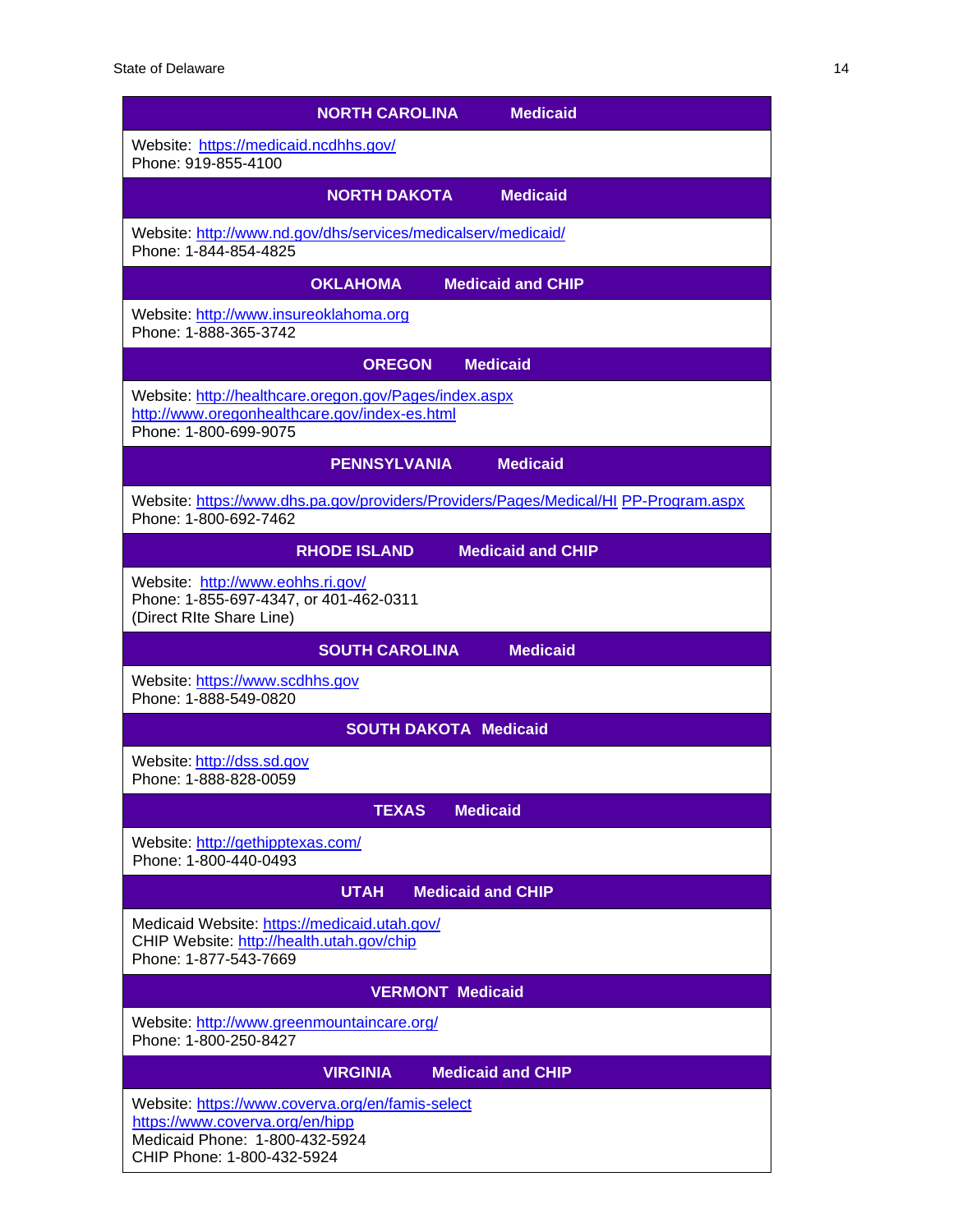| NORTH CAROLINA Medicaid |
|---|
| Website: https://medicaid.ncdhhs.gov/<br>Phone: 919-855-4100 |
| **NORTH DAKOTA Medicaid** |
| Website: http://www.nd.gov/dhs/services/medicalserv/medicaid/<br>Phone: 1-844-854-4825 |
| **OKLAHOMA Medicaid and CHIP** |
| Website: http://www.insureoklahoma.org<br>Phone: 1-888-365-3742 |
| **OREGON Medicaid** |
| Website: http://healthcare.oregon.gov/Pages/index.aspx<br>http://www.oregonhealthcare.gov/index-es.html<br>Phone: 1-800-699-9075 |
| **PENNSYLVANIA Medicaid** |
| Website: https://www.dhs.pa.gov/providers/Providers/Pages/Medical/HI PP-Program.aspx<br>Phone: 1-800-692-7462 |
| **RHODE ISLAND Medicaid and CHIP** |
| Website: http://www.eohhs.ri.gov/<br>Phone: 1-855-697-4347, or 401-462-0311<br>(Direct RIte Share Line) |
| **SOUTH CAROLINA Medicaid** |
| Website: https://www.scdhhs.gov<br>Phone: 1-888-549-0820 |
| **SOUTH DAKOTA Medicaid** |
| Website: http://dss.sd.gov<br>Phone: 1-888-828-0059 |
| **TEXAS Medicaid** |
| Website: http://gethipptexas.com/<br>Phone: 1-800-440-0493 |
| **UTAH Medicaid and CHIP** |
| Medicaid Website: https://medicaid.utah.gov/<br>CHIP Website: http://health.utah.gov/chip<br>Phone: 1-877-543-7669 |
| **VERMONT Medicaid** |
| Website: http://www.greenmountaincare.org/<br>Phone: 1-800-250-8427 |
| **VIRGINIA Medicaid and CHIP** |
| Website: https://www.coverva.org/en/famis-select<br>https://www.coverva.org/en/hipp<br>Medicaid Phone: 1-800-432-5924<br>CHIP Phone: 1-800-432-5924 |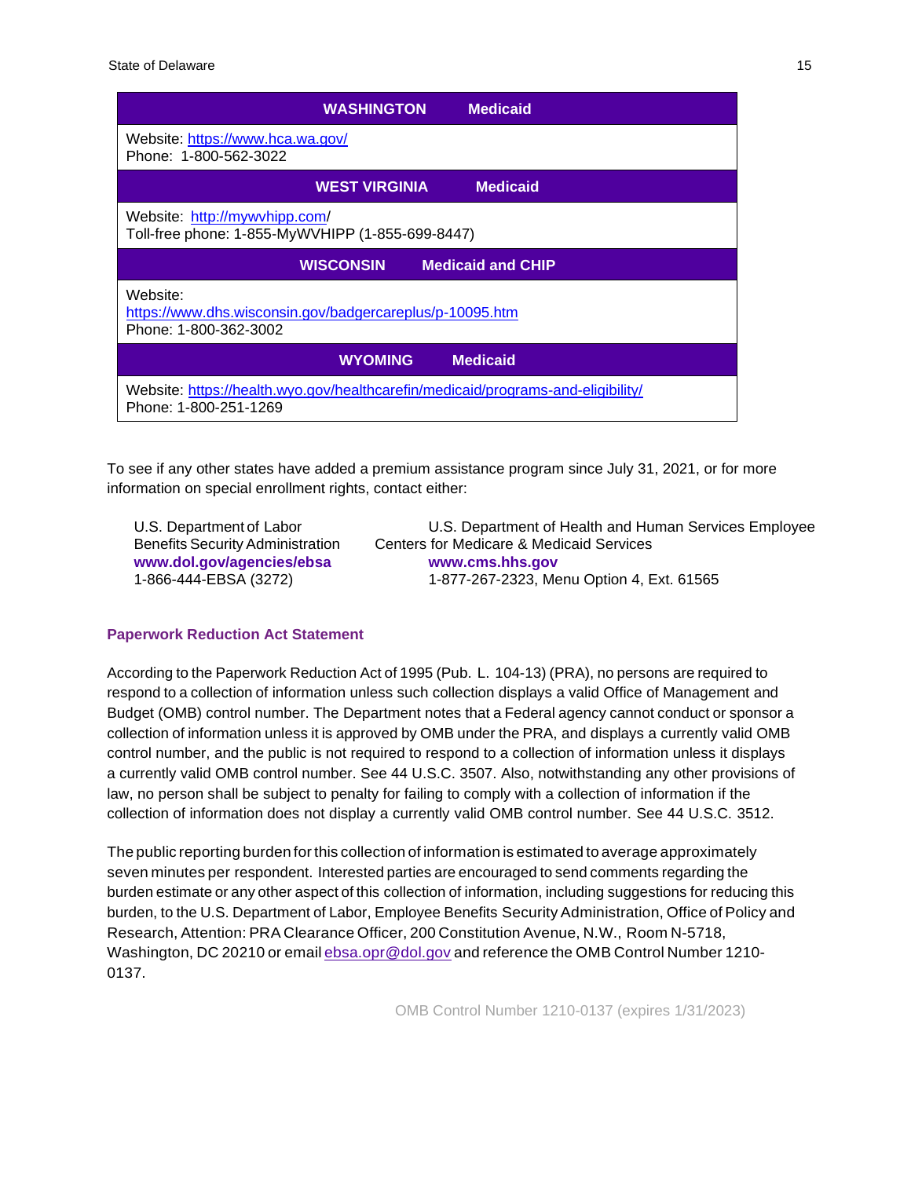| WASHINGTON Medicaid |
|---|
| Website: https://www.hca.wa.gov/<br>Phone: 1-800-562-3022 |
| **WEST VIRGINIA Medicaid** |
| Website: http://mywvhipp.com/<br>Toll-free phone: 1-855-MyWVHIPP (1-855-699-8447) |
| **WISCONSIN Medicaid and CHIP** |
| Website:<br>https://www.dhs.wisconsin.gov/badgercareplus/p-10095.htm<br>Phone: 1-800-362-3002 |
| **WYOMING Medicaid** |
| Website: https://health.wyo.gov/healthcarefin/medicaid/programs-and-eligibility/<br>Phone: 1-800-251-1269 |

To see if any other states have added a premium assistance program since July 31, 2021, or for more information on special enrollment rights, contact either:

U.S. Department of Labor
Benefits Security Administration
**www.dol.gov/agencies/ebsa**
1-866-444-EBSA (3272)

U.S. Department of Health and Human Services Employee
Centers for Medicare & Medicaid Services
**www.cms.hhs.gov**
1-877-267-2323, Menu Option 4, Ext. 61565

### Paperwork Reduction Act Statement

According to the Paperwork Reduction Act of 1995 (Pub. L. 104-13) (PRA), no persons are required to respond to a collection of information unless such collection displays a valid Office of Management and Budget (OMB) control number. The Department notes that a Federal agency cannot conduct or sponsor a collection of information unless it is approved by OMB under the PRA, and displays a currently valid OMB control number, and the public is not required to respond to a collection of information unless it displays a currently valid OMB control number. See 44 U.S.C. 3507. Also, notwithstanding any other provisions of law, no person shall be subject to penalty for failing to comply with a collection of information if the collection of information does not display a currently valid OMB control number. See 44 U.S.C. 3512.

The public reporting burden for this collection of information is estimated to average approximately seven minutes per respondent. Interested parties are encouraged to send comments regarding the burden estimate or any other aspect of this collection of information, including suggestions for reducing this burden, to the U.S. Department of Labor, Employee Benefits Security Administration, Office of Policy and Research, Attention: PRA Clearance Officer, 200 Constitution Avenue, N.W., Room N-5718, Washington, DC 20210 or email ebsa.opr@dol.gov and reference the OMB Control Number 1210-0137.

OMB Control Number 1210-0137 (expires 1/31/2023)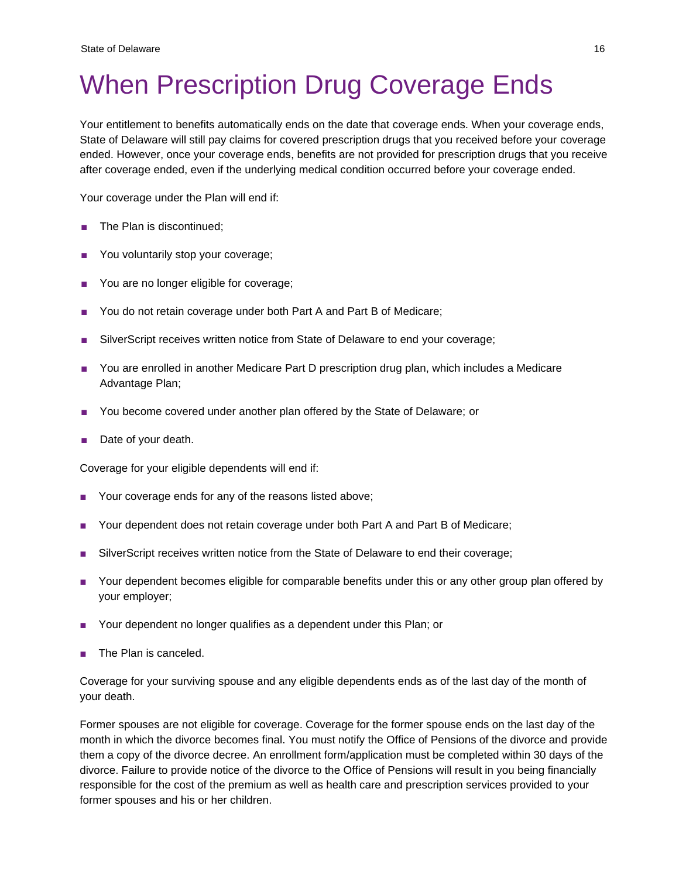# When Prescription Drug Coverage Ends

Your entitlement to benefits automatically ends on the date that coverage ends. When your coverage ends, State of Delaware will still pay claims for covered prescription drugs that you received before your coverage ended. However, once your coverage ends, benefits are not provided for prescription drugs that you receive after coverage ended, even if the underlying medical condition occurred before your coverage ended.

Your coverage under the Plan will end if:

- The Plan is discontinued;
- You voluntarily stop your coverage;
- You are no longer eligible for coverage;
- You do not retain coverage under both Part A and Part B of Medicare;
- SilverScript receives written notice from State of Delaware to end your coverage;
- You are enrolled in another Medicare Part D prescription drug plan, which includes a Medicare Advantage Plan;
- You become covered under another plan offered by the State of Delaware; or
- Date of your death.

Coverage for your eligible dependents will end if:

- Your coverage ends for any of the reasons listed above;
- Your dependent does not retain coverage under both Part A and Part B of Medicare;
- SilverScript receives written notice from the State of Delaware to end their coverage;
- Your dependent becomes eligible for comparable benefits under this or any other group plan offered by your employer;
- Your dependent no longer qualifies as a dependent under this Plan; or
- The Plan is canceled.

Coverage for your surviving spouse and any eligible dependents ends as of the last day of the month of your death.

Former spouses are not eligible for coverage. Coverage for the former spouse ends on the last day of the month in which the divorce becomes final. You must notify the Office of Pensions of the divorce and provide them a copy of the divorce decree. An enrollment form/application must be completed within 30 days of the divorce. Failure to provide notice of the divorce to the Office of Pensions will result in you being financially responsible for the cost of the premium as well as health care and prescription services provided to your former spouses and his or her children.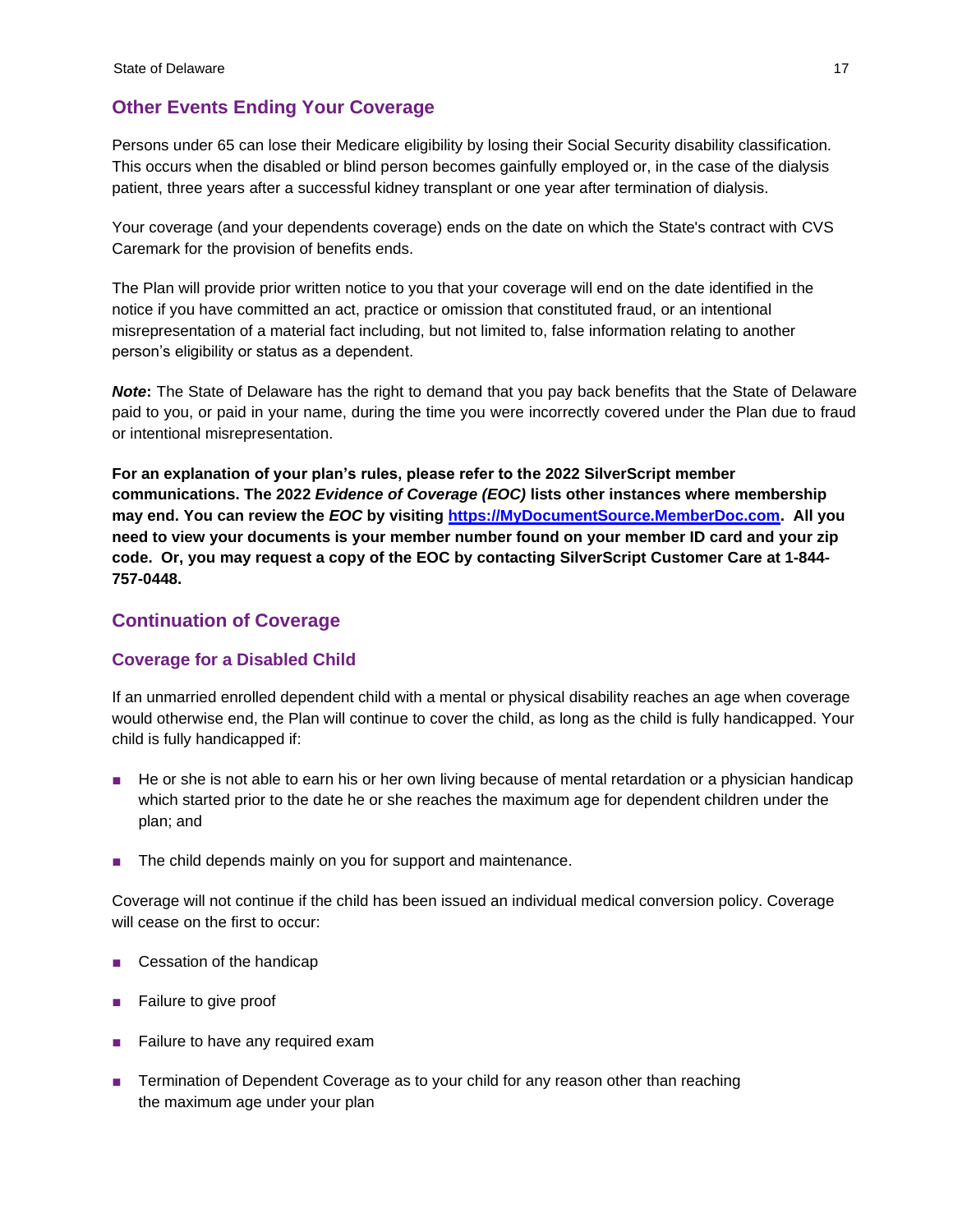## Other Events Ending Your Coverage

Persons under 65 can lose their Medicare eligibility by losing their Social Security disability classification. This occurs when the disabled or blind person becomes gainfully employed or, in the case of the dialysis patient, three years after a successful kidney transplant or one year after termination of dialysis.

Your coverage (and your dependents coverage) ends on the date on which the State's contract with CVS Caremark for the provision of benefits ends.

The Plan will provide prior written notice to you that your coverage will end on the date identified in the notice if you have committed an act, practice or omission that constituted fraud, or an intentional misrepresentation of a material fact including, but not limited to, false information relating to another person's eligibility or status as a dependent.

***Note*:** The State of Delaware has the right to demand that you pay back benefits that the State of Delaware paid to you, or paid in your name, during the time you were incorrectly covered under the Plan due to fraud or intentional misrepresentation.

**For an explanation of your plan's rules, please refer to the 2022 SilverScript member communications. The 2022 *Evidence of Coverage (EOC)* lists other instances where membership may end. You can review the *EOC* by visiting [https://MyDocumentSource.MemberDoc.com](https://MyDocumentSource.MemberDoc.com). All you need to view your documents is your member number found on your member ID card and your zip code. Or, you may request a copy of the EOC by contacting SilverScript Customer Care at 1-844-757-0448.**

## Continuation of Coverage

### Coverage for a Disabled Child

If an unmarried enrolled dependent child with a mental or physical disability reaches an age when coverage would otherwise end, the Plan will continue to cover the child, as long as the child is fully handicapped. Your child is fully handicapped if:

- He or she is not able to earn his or her own living because of mental retardation or a physician handicap which started prior to the date he or she reaches the maximum age for dependent children under the plan; and
- The child depends mainly on you for support and maintenance.

Coverage will not continue if the child has been issued an individual medical conversion policy. Coverage will cease on the first to occur:

- Cessation of the handicap
- Failure to give proof
- Failure to have any required exam
- Termination of Dependent Coverage as to your child for any reason other than reaching the maximum age under your plan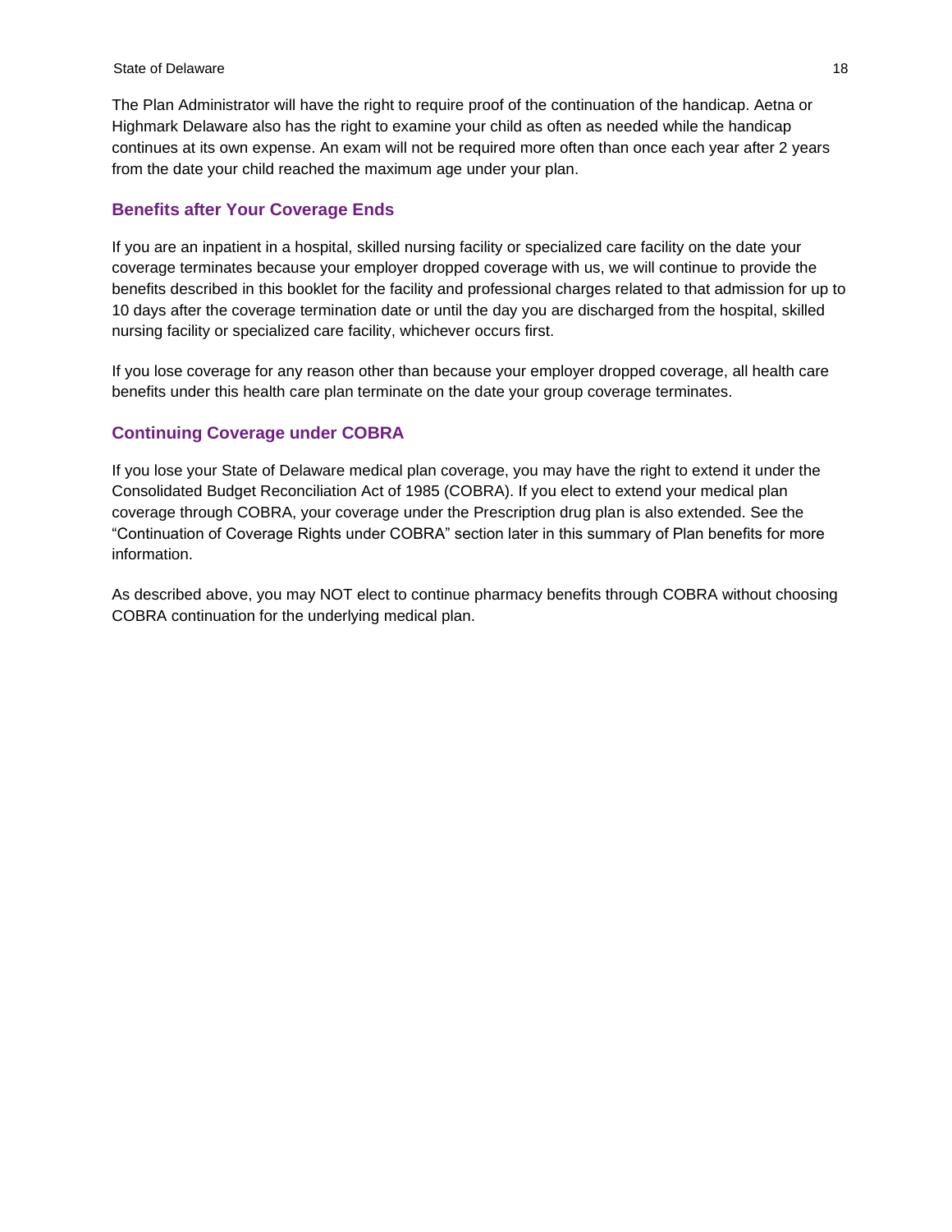The Plan Administrator will have the right to require proof of the continuation of the handicap. Aetna or Highmark Delaware also has the right to examine your child as often as needed while the handicap continues at its own expense. An exam will not be required more often than once each year after 2 years from the date your child reached the maximum age under your plan.

### Benefits after Your Coverage Ends

If you are an inpatient in a hospital, skilled nursing facility or specialized care facility on the date your coverage terminates because your employer dropped coverage with us, we will continue to provide the benefits described in this booklet for the facility and professional charges related to that admission for up to 10 days after the coverage termination date or until the day you are discharged from the hospital, skilled nursing facility or specialized care facility, whichever occurs first.

If you lose coverage for any reason other than because your employer dropped coverage, all health care benefits under this health care plan terminate on the date your group coverage terminates.

### Continuing Coverage under COBRA

If you lose your State of Delaware medical plan coverage, you may have the right to extend it under the Consolidated Budget Reconciliation Act of 1985 (COBRA). If you elect to extend your medical plan coverage through COBRA, your coverage under the Prescription drug plan is also extended. See the "Continuation of Coverage Rights under COBRA" section later in this summary of Plan benefits for more information.

As described above, you may NOT elect to continue pharmacy benefits through COBRA without choosing COBRA continuation for the underlying medical plan.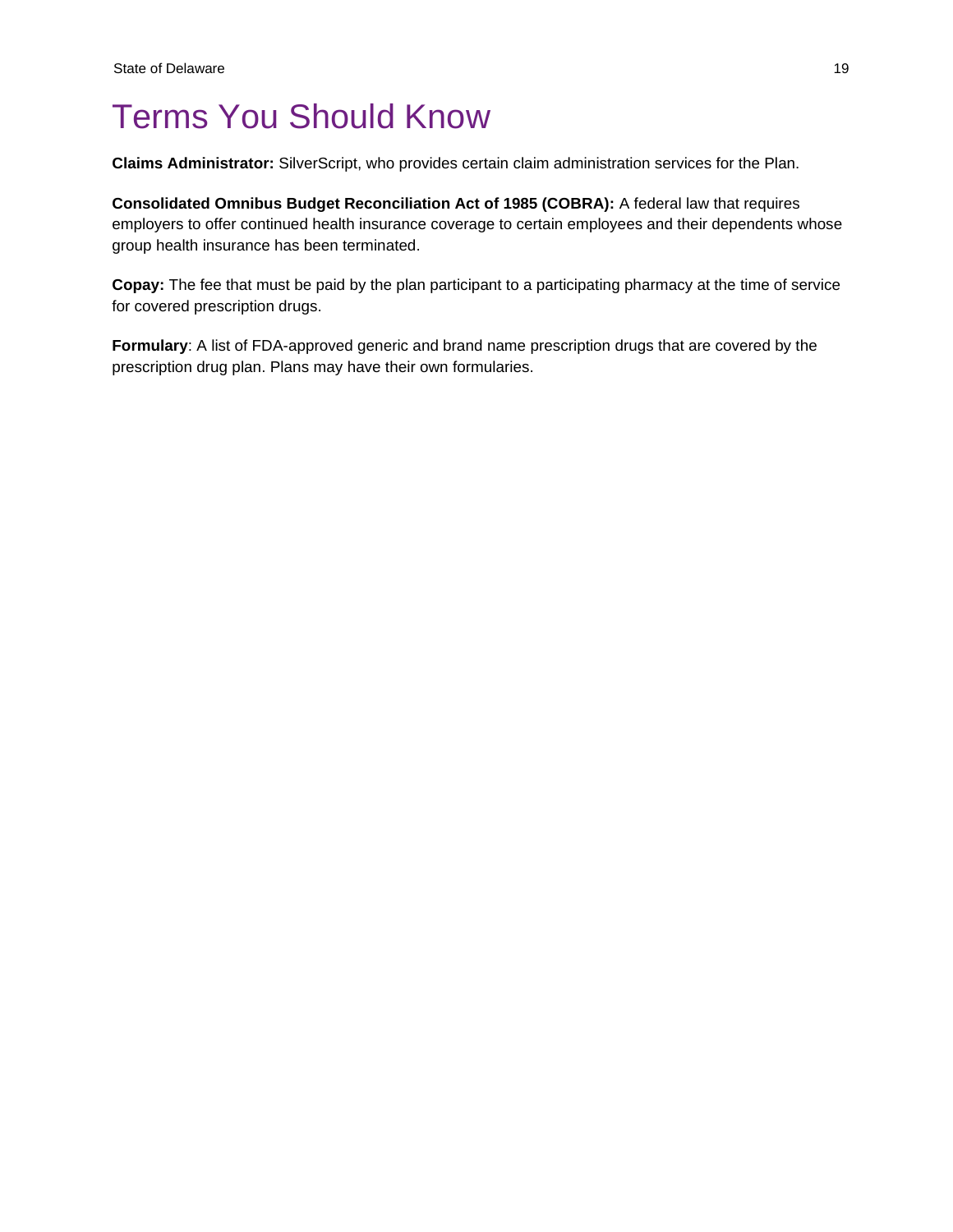# Terms You Should Know

**Claims Administrator:** SilverScript, who provides certain claim administration services for the Plan.

**Consolidated Omnibus Budget Reconciliation Act of 1985 (COBRA):** A federal law that requires employers to offer continued health insurance coverage to certain employees and their dependents whose group health insurance has been terminated.

**Copay:** The fee that must be paid by the plan participant to a participating pharmacy at the time of service for covered prescription drugs.

**Formulary**: A list of FDA-approved generic and brand name prescription drugs that are covered by the prescription drug plan. Plans may have their own formularies.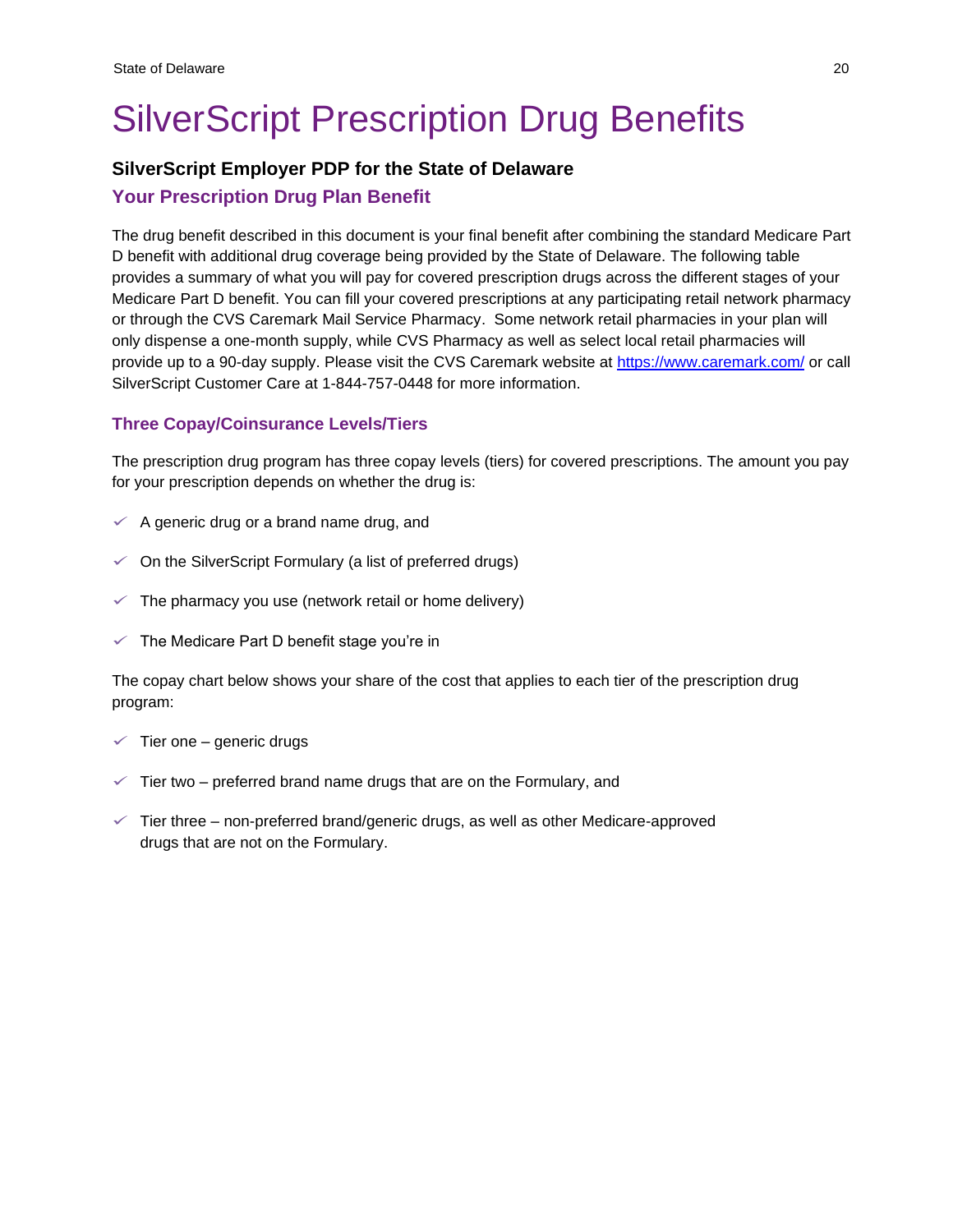# SilverScript Prescription Drug Benefits

**SilverScript Employer PDP for the State of Delaware**

### Your Prescription Drug Plan Benefit

The drug benefit described in this document is your final benefit after combining the standard Medicare Part D benefit with additional drug coverage being provided by the State of Delaware. The following table provides a summary of what you will pay for covered prescription drugs across the different stages of your Medicare Part D benefit. You can fill your covered prescriptions at any participating retail network pharmacy or through the CVS Caremark Mail Service Pharmacy. Some network retail pharmacies in your plan will only dispense a one-month supply, while CVS Pharmacy as well as select local retail pharmacies will provide up to a 90-day supply. Please visit the CVS Caremark website at [https://www.caremark.com/](https://www.caremark.com/) or call SilverScript Customer Care at 1-844-757-0448 for more information.

### Three Copay/Coinsurance Levels/Tiers

The prescription drug program has three copay levels (tiers) for covered prescriptions. The amount you pay for your prescription depends on whether the drug is:

- ✓ A generic drug or a brand name drug, and
- ✓ On the SilverScript Formulary (a list of preferred drugs)
- ✓ The pharmacy you use (network retail or home delivery)
- ✓ The Medicare Part D benefit stage you're in

The copay chart below shows your share of the cost that applies to each tier of the prescription drug program:

- ✓ Tier one – generic drugs
- ✓ Tier two – preferred brand name drugs that are on the Formulary, and
- ✓ Tier three – non-preferred brand/generic drugs, as well as other Medicare-approved drugs that are not on the Formulary.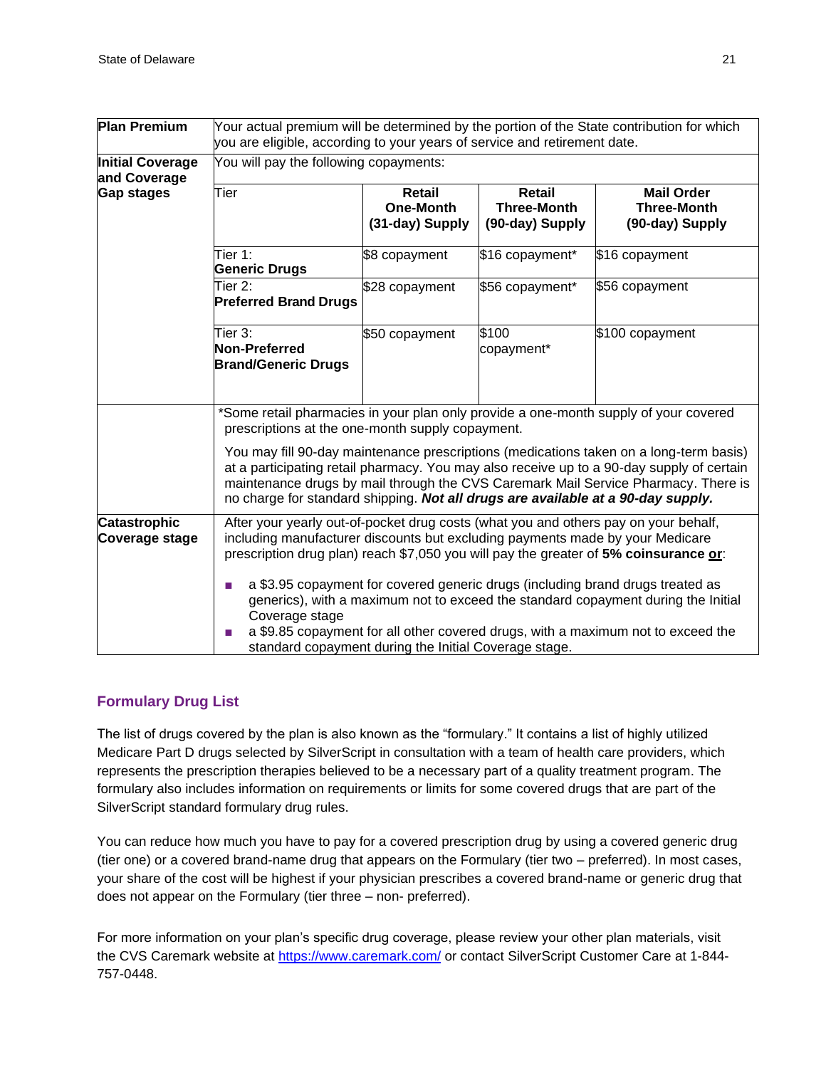| | | | | |
|---|---|---|---|---|
| **Plan Premium** | Your actual premium will be determined by the portion of the State contribution for which you are eligible, according to your years of service and retirement date. | | | |
| **Initial Coverage and Coverage Gap stages** | You will pay the following copayments: | | | |
| | Tier | **Retail One-Month (31-day) Supply** | **Retail Three-Month (90-day) Supply** | **Mail Order Three-Month (90-day) Supply** |
| | Tier 1: **Generic Drugs** | $8 copayment | $16 copayment* | $16 copayment |
| | Tier 2: **Preferred Brand Drugs** | $28 copayment | $56 copayment* | $56 copayment |
| | Tier 3: **Non-Preferred Brand/Generic Drugs** | $50 copayment | $100 copayment* | $100 copayment |
| | *Some retail pharmacies in your plan only provide a one-month supply of your covered prescriptions at the one-month supply copayment.<br><br>You may fill 90-day maintenance prescriptions (medications taken on a long-term basis) at a participating retail pharmacy. You may also receive up to a 90-day supply of certain maintenance drugs by mail through the CVS Caremark Mail Service Pharmacy. There is no charge for standard shipping. ***Not all drugs are available at a 90-day supply.*** | | | |
| **Catastrophic Coverage stage** | After your yearly out-of-pocket drug costs (what you and others pay on your behalf, including manufacturer discounts but excluding payments made by your Medicare prescription drug plan) reach $7,050 you will pay the greater of **5% coinsurance <u>or</u>**:<br><br>▪ a $3.95 copayment for covered generic drugs (including brand drugs treated as generics), with a maximum not to exceed the standard copayment during the Initial Coverage stage<br>▪ a $9.85 copayment for all other covered drugs, with a maximum not to exceed the standard copayment during the Initial Coverage stage. | | | |

## Formulary Drug List

The list of drugs covered by the plan is also known as the "formulary." It contains a list of highly utilized Medicare Part D drugs selected by SilverScript in consultation with a team of health care providers, which represents the prescription therapies believed to be a necessary part of a quality treatment program. The formulary also includes information on requirements or limits for some covered drugs that are part of the SilverScript standard formulary drug rules.

You can reduce how much you have to pay for a covered prescription drug by using a covered generic drug (tier one) or a covered brand-name drug that appears on the Formulary (tier two – preferred). In most cases, your share of the cost will be highest if your physician prescribes a covered brand-name or generic drug that does not appear on the Formulary (tier three – non- preferred).

For more information on your plan's specific drug coverage, please review your other plan materials, visit the CVS Caremark website at https://www.caremark.com/ or contact SilverScript Customer Care at 1-844-757-0448.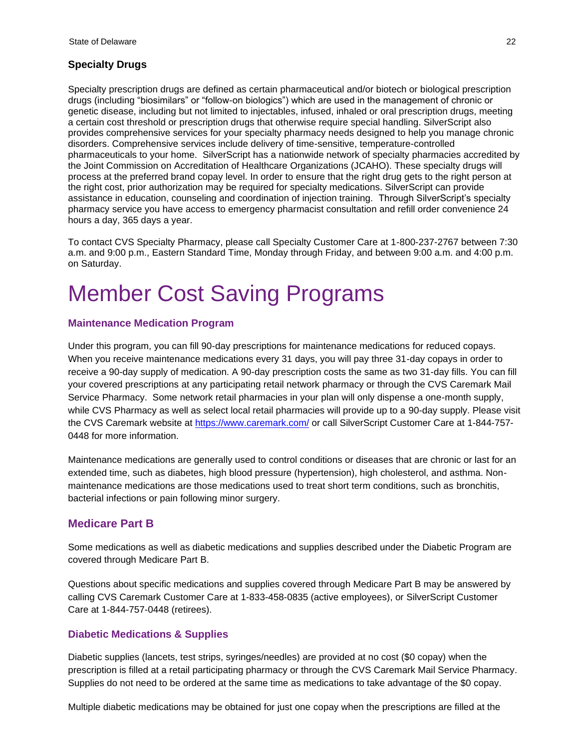### Specialty Drugs

Specialty prescription drugs are defined as certain pharmaceutical and/or biotech or biological prescription drugs (including "biosimilars" or "follow-on biologics") which are used in the management of chronic or genetic disease, including but not limited to injectables, infused, inhaled or oral prescription drugs, meeting a certain cost threshold or prescription drugs that otherwise require special handling. SilverScript also provides comprehensive services for your specialty pharmacy needs designed to help you manage chronic disorders. Comprehensive services include delivery of time-sensitive, temperature-controlled pharmaceuticals to your home. SilverScript has a nationwide network of specialty pharmacies accredited by the Joint Commission on Accreditation of Healthcare Organizations (JCAHO). These specialty drugs will process at the preferred brand copay level. In order to ensure that the right drug gets to the right person at the right cost, prior authorization may be required for specialty medications. SilverScript can provide assistance in education, counseling and coordination of injection training. Through SilverScript's specialty pharmacy service you have access to emergency pharmacist consultation and refill order convenience 24 hours a day, 365 days a year.

To contact CVS Specialty Pharmacy, please call Specialty Customer Care at 1-800-237-2767 between 7:30 a.m. and 9:00 p.m., Eastern Standard Time, Monday through Friday, and between 9:00 a.m. and 4:00 p.m. on Saturday.

# Member Cost Saving Programs

### Maintenance Medication Program

Under this program, you can fill 90-day prescriptions for maintenance medications for reduced copays. When you receive maintenance medications every 31 days, you will pay three 31-day copays in order to receive a 90-day supply of medication. A 90-day prescription costs the same as two 31-day fills. You can fill your covered prescriptions at any participating retail network pharmacy or through the CVS Caremark Mail Service Pharmacy. Some network retail pharmacies in your plan will only dispense a one-month supply, while CVS Pharmacy as well as select local retail pharmacies will provide up to a 90-day supply. Please visit the CVS Caremark website at https://www.caremark.com/ or call SilverScript Customer Care at 1-844-757-0448 for more information.

Maintenance medications are generally used to control conditions or diseases that are chronic or last for an extended time, such as diabetes, high blood pressure (hypertension), high cholesterol, and asthma. Non-maintenance medications are those medications used to treat short term conditions, such as bronchitis, bacterial infections or pain following minor surgery.

## Medicare Part B

Some medications as well as diabetic medications and supplies described under the Diabetic Program are covered through Medicare Part B.

Questions about specific medications and supplies covered through Medicare Part B may be answered by calling CVS Caremark Customer Care at 1-833-458-0835 (active employees), or SilverScript Customer Care at 1-844-757-0448 (retirees).

### Diabetic Medications & Supplies

Diabetic supplies (lancets, test strips, syringes/needles) are provided at no cost ($0 copay) when the prescription is filled at a retail participating pharmacy or through the CVS Caremark Mail Service Pharmacy. Supplies do not need to be ordered at the same time as medications to take advantage of the $0 copay.

Multiple diabetic medications may be obtained for just one copay when the prescriptions are filled at the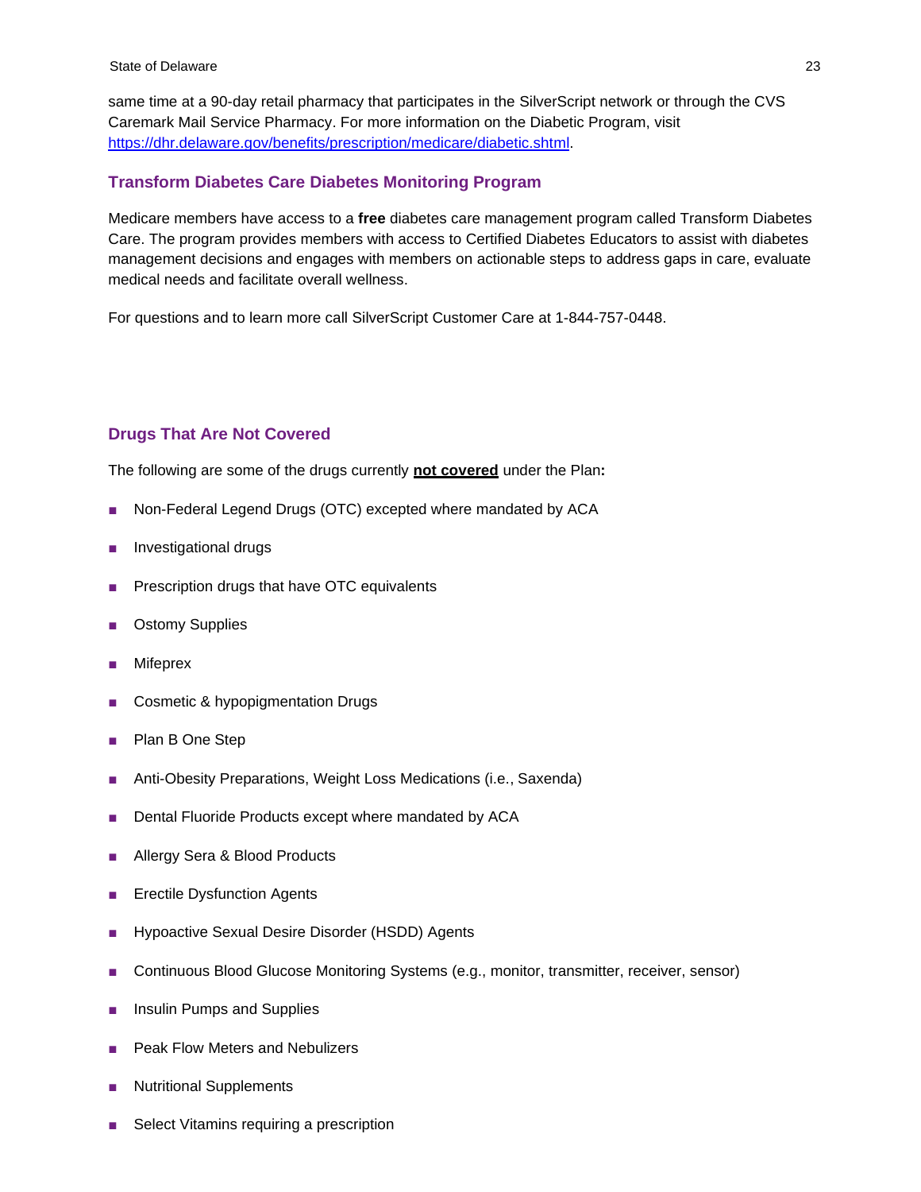same time at a 90-day retail pharmacy that participates in the SilverScript network or through the CVS Caremark Mail Service Pharmacy. For more information on the Diabetic Program, visit [https://dhr.delaware.gov/benefits/prescription/medicare/diabetic.shtml](https://dhr.delaware.gov/benefits/prescription/medicare/diabetic.shtml).

### Transform Diabetes Care Diabetes Monitoring Program

Medicare members have access to a **free** diabetes care management program called Transform Diabetes Care. The program provides members with access to Certified Diabetes Educators to assist with diabetes management decisions and engages with members on actionable steps to address gaps in care, evaluate medical needs and facilitate overall wellness.

For questions and to learn more call SilverScript Customer Care at 1-844-757-0448.

### Drugs That Are Not Covered

The following are some of the drugs currently **not covered** under the Plan**:**

- Non-Federal Legend Drugs (OTC) excepted where mandated by ACA
- Investigational drugs
- Prescription drugs that have OTC equivalents
- Ostomy Supplies
- Mifeprex
- Cosmetic & hypopigmentation Drugs
- Plan B One Step
- Anti-Obesity Preparations, Weight Loss Medications (i.e., Saxenda)
- Dental Fluoride Products except where mandated by ACA
- Allergy Sera & Blood Products
- Erectile Dysfunction Agents
- Hypoactive Sexual Desire Disorder (HSDD) Agents
- Continuous Blood Glucose Monitoring Systems (e.g., monitor, transmitter, receiver, sensor)
- Insulin Pumps and Supplies
- Peak Flow Meters and Nebulizers
- Nutritional Supplements
- Select Vitamins requiring a prescription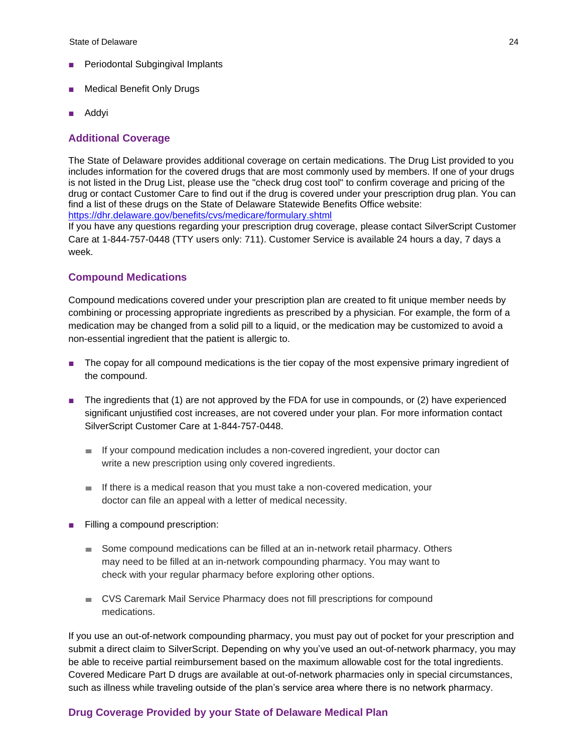- Periodontal Subgingival Implants
- Medical Benefit Only Drugs
- Addyi

### Additional Coverage

The State of Delaware provides additional coverage on certain medications. The Drug List provided to you includes information for the covered drugs that are most commonly used by members. If one of your drugs is not listed in the Drug List, please use the "check drug cost tool" to confirm coverage and pricing of the drug or contact Customer Care to find out if the drug is covered under your prescription drug plan. You can find a list of these drugs on the State of Delaware Statewide Benefits Office website: https://dhr.delaware.gov/benefits/cvs/medicare/formulary.shtml
If you have any questions regarding your prescription drug coverage, please contact SilverScript Customer Care at 1-844-757-0448 (TTY users only: 711). Customer Service is available 24 hours a day, 7 days a week.

### Compound Medications

Compound medications covered under your prescription plan are created to fit unique member needs by combining or processing appropriate ingredients as prescribed by a physician. For example, the form of a medication may be changed from a solid pill to a liquid, or the medication may be customized to avoid a non-essential ingredient that the patient is allergic to.

- The copay for all compound medications is the tier copay of the most expensive primary ingredient of the compound.
- The ingredients that (1) are not approved by the FDA for use in compounds, or (2) have experienced significant unjustified cost increases, are not covered under your plan. For more information contact SilverScript Customer Care at 1-844-757-0448.
  - If your compound medication includes a non-covered ingredient, your doctor can write a new prescription using only covered ingredients.
  - If there is a medical reason that you must take a non-covered medication, your doctor can file an appeal with a letter of medical necessity.
- Filling a compound prescription:
  - Some compound medications can be filled at an in-network retail pharmacy. Others may need to be filled at an in-network compounding pharmacy. You may want to check with your regular pharmacy before exploring other options.
  - CVS Caremark Mail Service Pharmacy does not fill prescriptions for compound medications.

If you use an out-of-network compounding pharmacy, you must pay out of pocket for your prescription and submit a direct claim to SilverScript. Depending on why you've used an out-of-network pharmacy, you may be able to receive partial reimbursement based on the maximum allowable cost for the total ingredients. Covered Medicare Part D drugs are available at out-of-network pharmacies only in special circumstances, such as illness while traveling outside of the plan's service area where there is no network pharmacy.

### Drug Coverage Provided by your State of Delaware Medical Plan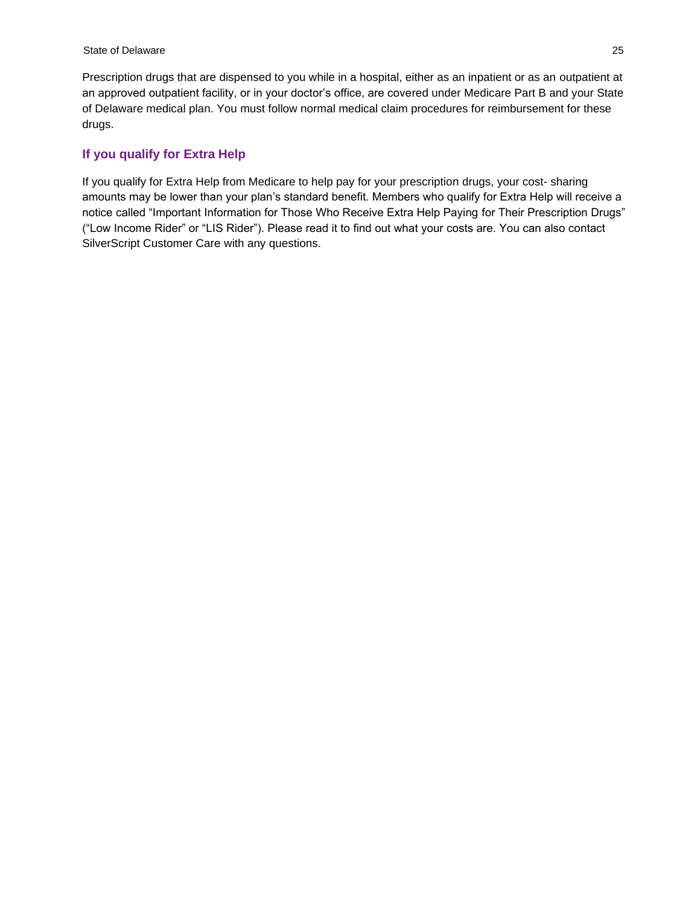Prescription drugs that are dispensed to you while in a hospital, either as an inpatient or as an outpatient at an approved outpatient facility, or in your doctor's office, are covered under Medicare Part B and your State of Delaware medical plan. You must follow normal medical claim procedures for reimbursement for these drugs.

### If you qualify for Extra Help

If you qualify for Extra Help from Medicare to help pay for your prescription drugs, your cost- sharing amounts may be lower than your plan's standard benefit. Members who qualify for Extra Help will receive a notice called "Important Information for Those Who Receive Extra Help Paying for Their Prescription Drugs" ("Low Income Rider" or "LIS Rider"). Please read it to find out what your costs are. You can also contact SilverScript Customer Care with any questions.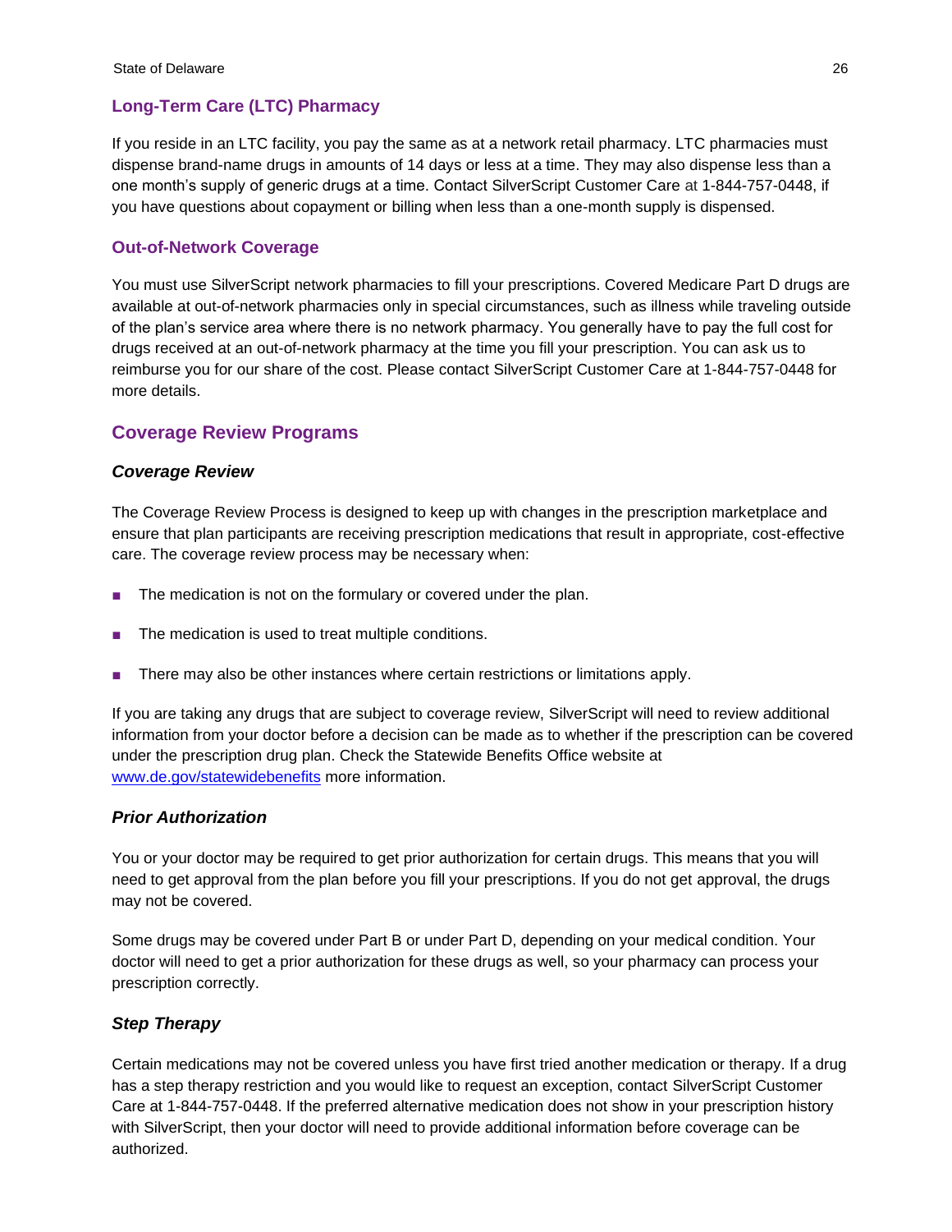### Long-Term Care (LTC) Pharmacy

If you reside in an LTC facility, you pay the same as at a network retail pharmacy. LTC pharmacies must dispense brand-name drugs in amounts of 14 days or less at a time. They may also dispense less than a one month's supply of generic drugs at a time. Contact SilverScript Customer Care at 1-844-757-0448, if you have questions about copayment or billing when less than a one-month supply is dispensed.

### Out-of-Network Coverage

You must use SilverScript network pharmacies to fill your prescriptions. Covered Medicare Part D drugs are available at out-of-network pharmacies only in special circumstances, such as illness while traveling outside of the plan's service area where there is no network pharmacy. You generally have to pay the full cost for drugs received at an out-of-network pharmacy at the time you fill your prescription. You can ask us to reimburse you for our share of the cost. Please contact SilverScript Customer Care at 1-844-757-0448 for more details.

## Coverage Review Programs

#### *Coverage Review*

The Coverage Review Process is designed to keep up with changes in the prescription marketplace and ensure that plan participants are receiving prescription medications that result in appropriate, cost-effective care. The coverage review process may be necessary when:

- The medication is not on the formulary or covered under the plan.
- The medication is used to treat multiple conditions.
- There may also be other instances where certain restrictions or limitations apply.

If you are taking any drugs that are subject to coverage review, SilverScript will need to review additional information from your doctor before a decision can be made as to whether if the prescription can be covered under the prescription drug plan. Check the Statewide Benefits Office website at www.de.gov/statewidebenefits more information.

#### *Prior Authorization*

You or your doctor may be required to get prior authorization for certain drugs. This means that you will need to get approval from the plan before you fill your prescriptions. If you do not get approval, the drugs may not be covered.

Some drugs may be covered under Part B or under Part D, depending on your medical condition. Your doctor will need to get a prior authorization for these drugs as well, so your pharmacy can process your prescription correctly.

#### *Step Therapy*

Certain medications may not be covered unless you have first tried another medication or therapy. If a drug has a step therapy restriction and you would like to request an exception, contact SilverScript Customer Care at 1-844-757-0448. If the preferred alternative medication does not show in your prescription history with SilverScript, then your doctor will need to provide additional information before coverage can be authorized.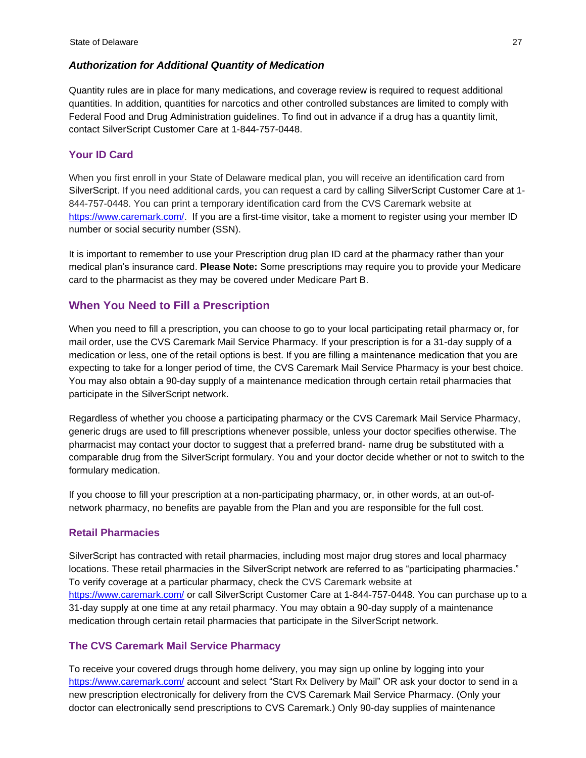### *Authorization for Additional Quantity of Medication*

Quantity rules are in place for many medications, and coverage review is required to request additional quantities. In addition, quantities for narcotics and other controlled substances are limited to comply with Federal Food and Drug Administration guidelines. To find out in advance if a drug has a quantity limit, contact SilverScript Customer Care at 1-844-757-0448.

### Your ID Card

When you first enroll in your State of Delaware medical plan, you will receive an identification card from SilverScript. If you need additional cards, you can request a card by calling SilverScript Customer Care at 1-844-757-0448. You can print a temporary identification card from the CVS Caremark website at https://www.caremark.com/. If you are a first-time visitor, take a moment to register using your member ID number or social security number (SSN).

It is important to remember to use your Prescription drug plan ID card at the pharmacy rather than your medical plan's insurance card. **Please Note:** Some prescriptions may require you to provide your Medicare card to the pharmacist as they may be covered under Medicare Part B.

## When You Need to Fill a Prescription

When you need to fill a prescription, you can choose to go to your local participating retail pharmacy or, for mail order, use the CVS Caremark Mail Service Pharmacy. If your prescription is for a 31-day supply of a medication or less, one of the retail options is best. If you are filling a maintenance medication that you are expecting to take for a longer period of time, the CVS Caremark Mail Service Pharmacy is your best choice. You may also obtain a 90-day supply of a maintenance medication through certain retail pharmacies that participate in the SilverScript network.

Regardless of whether you choose a participating pharmacy or the CVS Caremark Mail Service Pharmacy, generic drugs are used to fill prescriptions whenever possible, unless your doctor specifies otherwise. The pharmacist may contact your doctor to suggest that a preferred brand- name drug be substituted with a comparable drug from the SilverScript formulary. You and your doctor decide whether or not to switch to the formulary medication.

If you choose to fill your prescription at a non-participating pharmacy, or, in other words, at an out-of-network pharmacy, no benefits are payable from the Plan and you are responsible for the full cost.

### Retail Pharmacies

SilverScript has contracted with retail pharmacies, including most major drug stores and local pharmacy locations. These retail pharmacies in the SilverScript network are referred to as "participating pharmacies." To verify coverage at a particular pharmacy, check the CVS Caremark website at https://www.caremark.com/ or call SilverScript Customer Care at 1-844-757-0448. You can purchase up to a 31-day supply at one time at any retail pharmacy. You may obtain a 90-day supply of a maintenance medication through certain retail pharmacies that participate in the SilverScript network.

### The CVS Caremark Mail Service Pharmacy

To receive your covered drugs through home delivery, you may sign up online by logging into your https://www.caremark.com/ account and select "Start Rx Delivery by Mail" OR ask your doctor to send in a new prescription electronically for delivery from the CVS Caremark Mail Service Pharmacy. (Only your doctor can electronically send prescriptions to CVS Caremark.) Only 90-day supplies of maintenance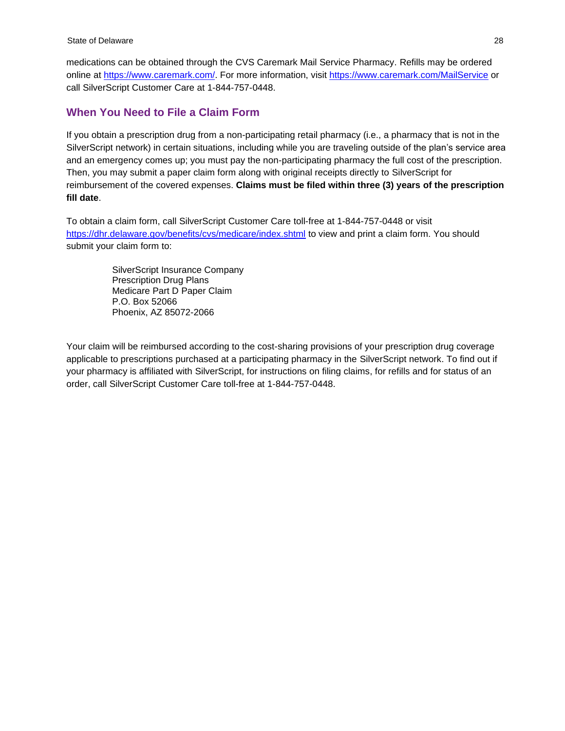medications can be obtained through the CVS Caremark Mail Service Pharmacy. Refills may be ordered online at https://www.caremark.com/. For more information, visit https://www.caremark.com/MailService or call SilverScript Customer Care at 1-844-757-0448.

## When You Need to File a Claim Form

If you obtain a prescription drug from a non-participating retail pharmacy (i.e., a pharmacy that is not in the SilverScript network) in certain situations, including while you are traveling outside of the plan's service area and an emergency comes up; you must pay the non-participating pharmacy the full cost of the prescription. Then, you may submit a paper claim form along with original receipts directly to SilverScript for reimbursement of the covered expenses. **Claims must be filed within three (3) years of the prescription fill date**.

To obtain a claim form, call SilverScript Customer Care toll-free at 1-844-757-0448 or visit https://dhr.delaware.gov/benefits/cvs/medicare/index.shtml to view and print a claim form. You should submit your claim form to:

SilverScript Insurance Company
Prescription Drug Plans
Medicare Part D Paper Claim
P.O. Box 52066
Phoenix, AZ 85072-2066

Your claim will be reimbursed according to the cost-sharing provisions of your prescription drug coverage applicable to prescriptions purchased at a participating pharmacy in the SilverScript network. To find out if your pharmacy is affiliated with SilverScript, for instructions on filing claims, for refills and for status of an order, call SilverScript Customer Care toll-free at 1-844-757-0448.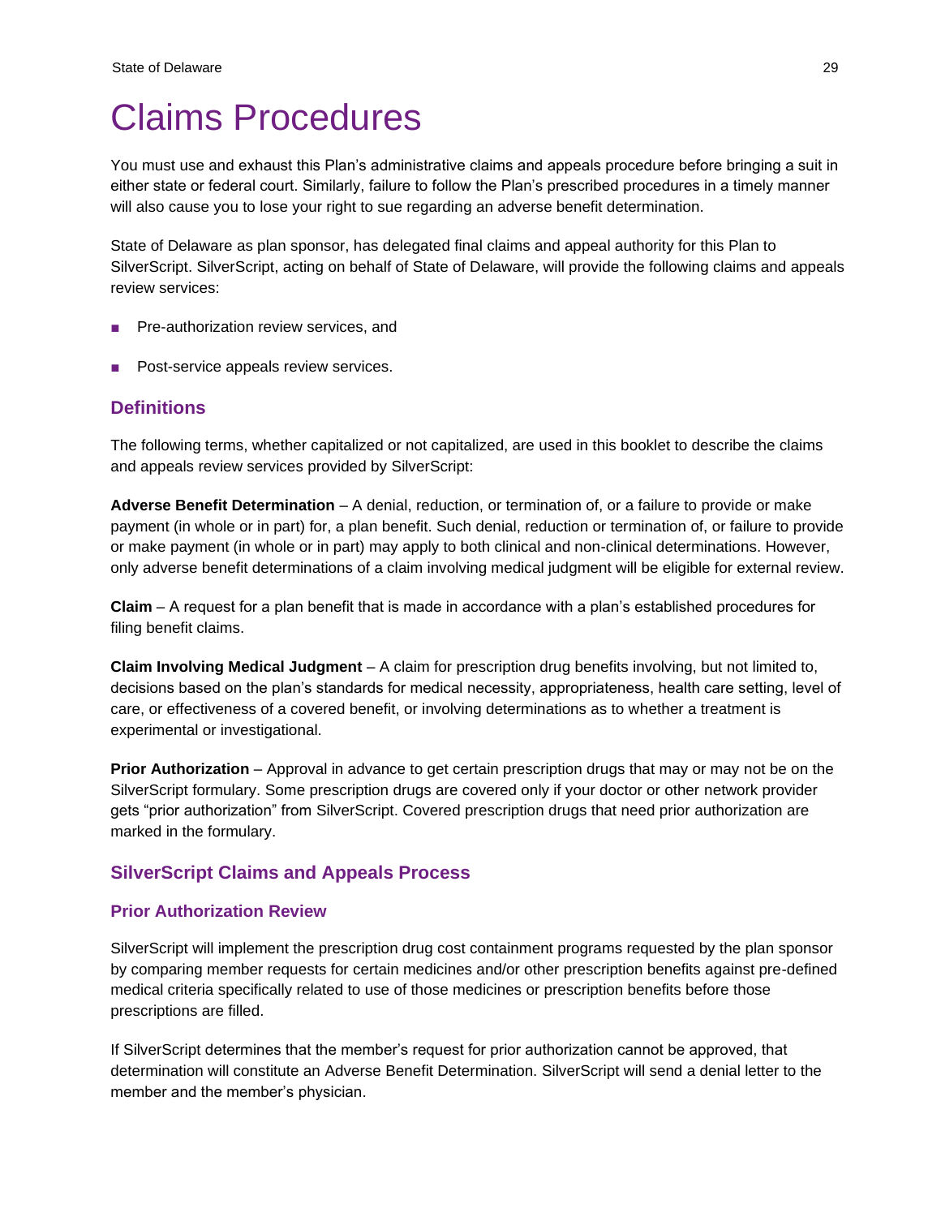# Claims Procedures

You must use and exhaust this Plan's administrative claims and appeals procedure before bringing a suit in either state or federal court. Similarly, failure to follow the Plan's prescribed procedures in a timely manner will also cause you to lose your right to sue regarding an adverse benefit determination.

State of Delaware as plan sponsor, has delegated final claims and appeal authority for this Plan to SilverScript. SilverScript, acting on behalf of State of Delaware, will provide the following claims and appeals review services:

- Pre-authorization review services, and
- Post-service appeals review services.

## Definitions

The following terms, whether capitalized or not capitalized, are used in this booklet to describe the claims and appeals review services provided by SilverScript:

**Adverse Benefit Determination** – A denial, reduction, or termination of, or a failure to provide or make payment (in whole or in part) for, a plan benefit. Such denial, reduction or termination of, or failure to provide or make payment (in whole or in part) may apply to both clinical and non-clinical determinations. However, only adverse benefit determinations of a claim involving medical judgment will be eligible for external review.

**Claim** – A request for a plan benefit that is made in accordance with a plan's established procedures for filing benefit claims.

**Claim Involving Medical Judgment** – A claim for prescription drug benefits involving, but not limited to, decisions based on the plan's standards for medical necessity, appropriateness, health care setting, level of care, or effectiveness of a covered benefit, or involving determinations as to whether a treatment is experimental or investigational.

**Prior Authorization** – Approval in advance to get certain prescription drugs that may or may not be on the SilverScript formulary. Some prescription drugs are covered only if your doctor or other network provider gets "prior authorization" from SilverScript. Covered prescription drugs that need prior authorization are marked in the formulary.

## SilverScript Claims and Appeals Process

### Prior Authorization Review

SilverScript will implement the prescription drug cost containment programs requested by the plan sponsor by comparing member requests for certain medicines and/or other prescription benefits against pre-defined medical criteria specifically related to use of those medicines or prescription benefits before those prescriptions are filled.

If SilverScript determines that the member's request for prior authorization cannot be approved, that determination will constitute an Adverse Benefit Determination. SilverScript will send a denial letter to the member and the member's physician.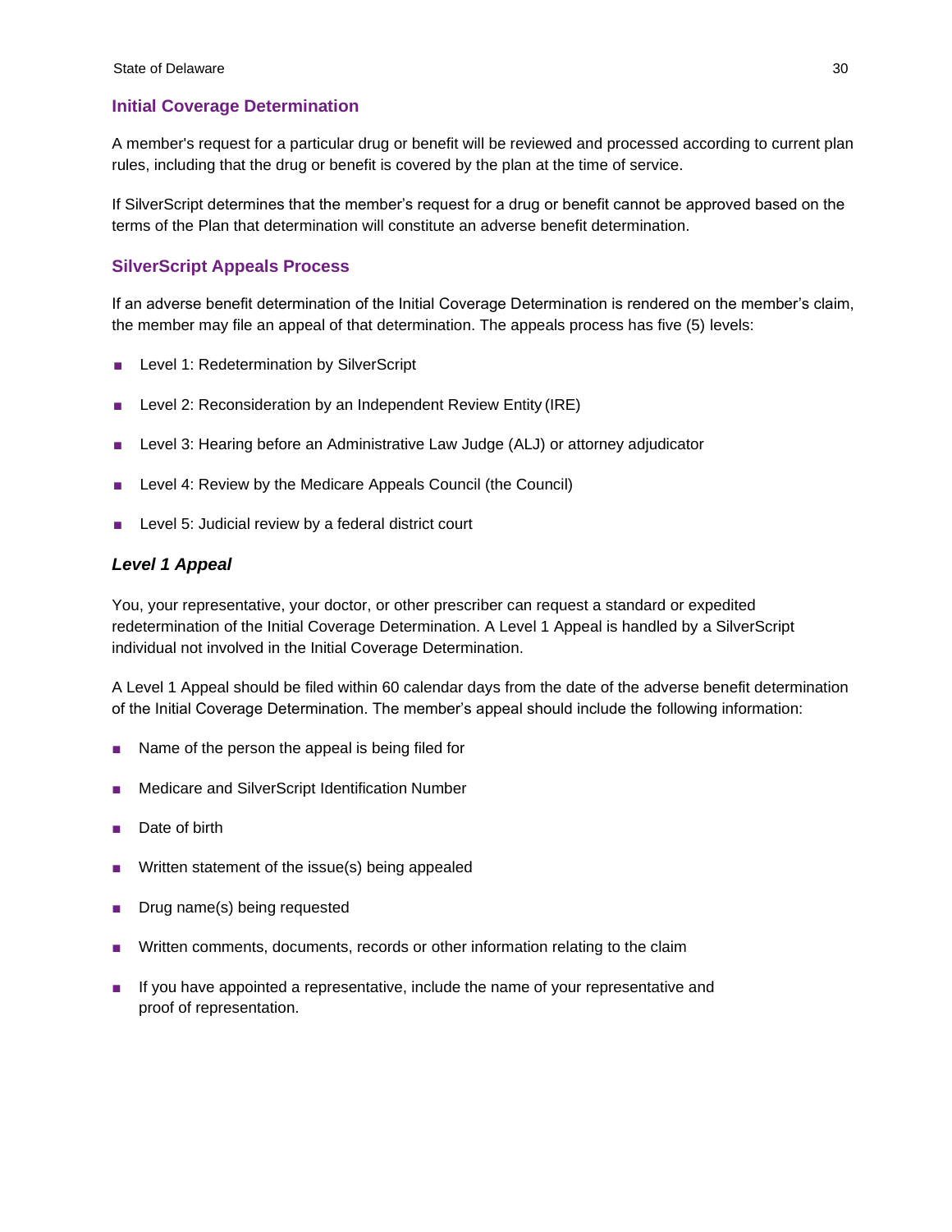## Initial Coverage Determination

A member's request for a particular drug or benefit will be reviewed and processed according to current plan rules, including that the drug or benefit is covered by the plan at the time of service.

If SilverScript determines that the member's request for a drug or benefit cannot be approved based on the terms of the Plan that determination will constitute an adverse benefit determination.

## SilverScript Appeals Process

If an adverse benefit determination of the Initial Coverage Determination is rendered on the member's claim, the member may file an appeal of that determination. The appeals process has five (5) levels:

- Level 1: Redetermination by SilverScript
- Level 2: Reconsideration by an Independent Review Entity (IRE)
- Level 3: Hearing before an Administrative Law Judge (ALJ) or attorney adjudicator
- Level 4: Review by the Medicare Appeals Council (the Council)
- Level 5: Judicial review by a federal district court

### *Level 1 Appeal*

You, your representative, your doctor, or other prescriber can request a standard or expedited redetermination of the Initial Coverage Determination. A Level 1 Appeal is handled by a SilverScript individual not involved in the Initial Coverage Determination.

A Level 1 Appeal should be filed within 60 calendar days from the date of the adverse benefit determination of the Initial Coverage Determination. The member's appeal should include the following information:

- Name of the person the appeal is being filed for
- Medicare and SilverScript Identification Number
- Date of birth
- Written statement of the issue(s) being appealed
- Drug name(s) being requested
- Written comments, documents, records or other information relating to the claim
- If you have appointed a representative, include the name of your representative and proof of representation.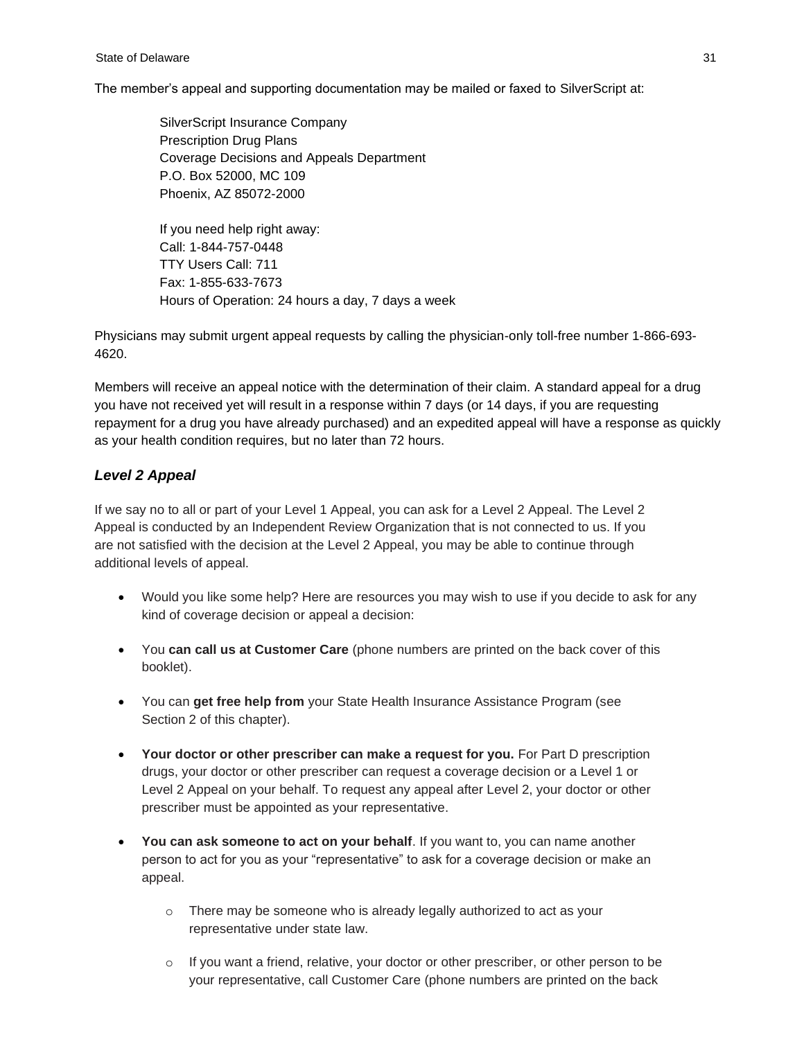The member's appeal and supporting documentation may be mailed or faxed to SilverScript at:

SilverScript Insurance Company
Prescription Drug Plans
Coverage Decisions and Appeals Department
P.O. Box 52000, MC 109
Phoenix, AZ 85072-2000

If you need help right away:
Call: 1-844-757-0448
TTY Users Call: 711
Fax: 1-855-633-7673
Hours of Operation: 24 hours a day, 7 days a week

Physicians may submit urgent appeal requests by calling the physician-only toll-free number 1-866-693-4620.

Members will receive an appeal notice with the determination of their claim. A standard appeal for a drug you have not received yet will result in a response within 7 days (or 14 days, if you are requesting repayment for a drug you have already purchased) and an expedited appeal will have a response as quickly as your health condition requires, but no later than 72 hours.

### *Level 2 Appeal*

If we say no to all or part of your Level 1 Appeal, you can ask for a Level 2 Appeal. The Level 2 Appeal is conducted by an Independent Review Organization that is not connected to us. If you are not satisfied with the decision at the Level 2 Appeal, you may be able to continue through additional levels of appeal.

- Would you like some help? Here are resources you may wish to use if you decide to ask for any kind of coverage decision or appeal a decision:
- You **can call us at Customer Care** (phone numbers are printed on the back cover of this booklet).
- You can **get free help from** your State Health Insurance Assistance Program (see Section 2 of this chapter).
- **Your doctor or other prescriber can make a request for you.** For Part D prescription drugs, your doctor or other prescriber can request a coverage decision or a Level 1 or Level 2 Appeal on your behalf. To request any appeal after Level 2, your doctor or other prescriber must be appointed as your representative.
- **You can ask someone to act on your behalf**. If you want to, you can name another person to act for you as your "representative" to ask for a coverage decision or make an appeal.
    - There may be someone who is already legally authorized to act as your representative under state law.
    - If you want a friend, relative, your doctor or other prescriber, or other person to be your representative, call Customer Care (phone numbers are printed on the back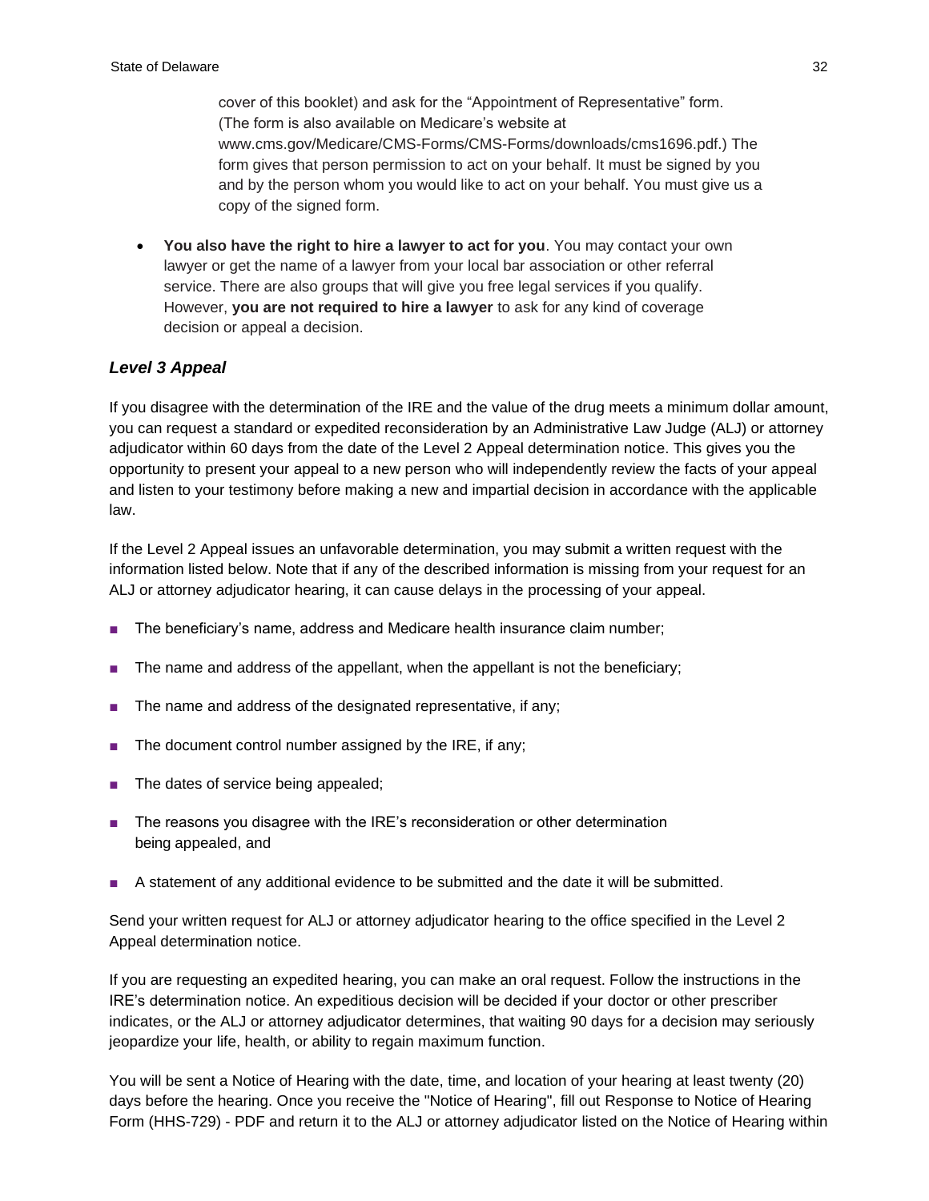cover of this booklet) and ask for the "Appointment of Representative" form. (The form is also available on Medicare's website at www.cms.gov/Medicare/CMS-Forms/CMS-Forms/downloads/cms1696.pdf.) The form gives that person permission to act on your behalf. It must be signed by you and by the person whom you would like to act on your behalf. You must give us a copy of the signed form.

- **You also have the right to hire a lawyer to act for you**. You may contact your own lawyer or get the name of a lawyer from your local bar association or other referral service. There are also groups that will give you free legal services if you qualify. However, **you are not required to hire a lawyer** to ask for any kind of coverage decision or appeal a decision.

### *Level 3 Appeal*

If you disagree with the determination of the IRE and the value of the drug meets a minimum dollar amount, you can request a standard or expedited reconsideration by an Administrative Law Judge (ALJ) or attorney adjudicator within 60 days from the date of the Level 2 Appeal determination notice. This gives you the opportunity to present your appeal to a new person who will independently review the facts of your appeal and listen to your testimony before making a new and impartial decision in accordance with the applicable law.

If the Level 2 Appeal issues an unfavorable determination, you may submit a written request with the information listed below. Note that if any of the described information is missing from your request for an ALJ or attorney adjudicator hearing, it can cause delays in the processing of your appeal.

- The beneficiary's name, address and Medicare health insurance claim number;
- The name and address of the appellant, when the appellant is not the beneficiary;
- The name and address of the designated representative, if any;
- The document control number assigned by the IRE, if any;
- The dates of service being appealed;
- The reasons you disagree with the IRE's reconsideration or other determination being appealed, and
- A statement of any additional evidence to be submitted and the date it will be submitted.

Send your written request for ALJ or attorney adjudicator hearing to the office specified in the Level 2 Appeal determination notice.

If you are requesting an expedited hearing, you can make an oral request. Follow the instructions in the IRE's determination notice. An expeditious decision will be decided if your doctor or other prescriber indicates, or the ALJ or attorney adjudicator determines, that waiting 90 days for a decision may seriously jeopardize your life, health, or ability to regain maximum function.

You will be sent a Notice of Hearing with the date, time, and location of your hearing at least twenty (20) days before the hearing. Once you receive the "Notice of Hearing", fill out Response to Notice of Hearing Form (HHS-729) - PDF and return it to the ALJ or attorney adjudicator listed on the Notice of Hearing within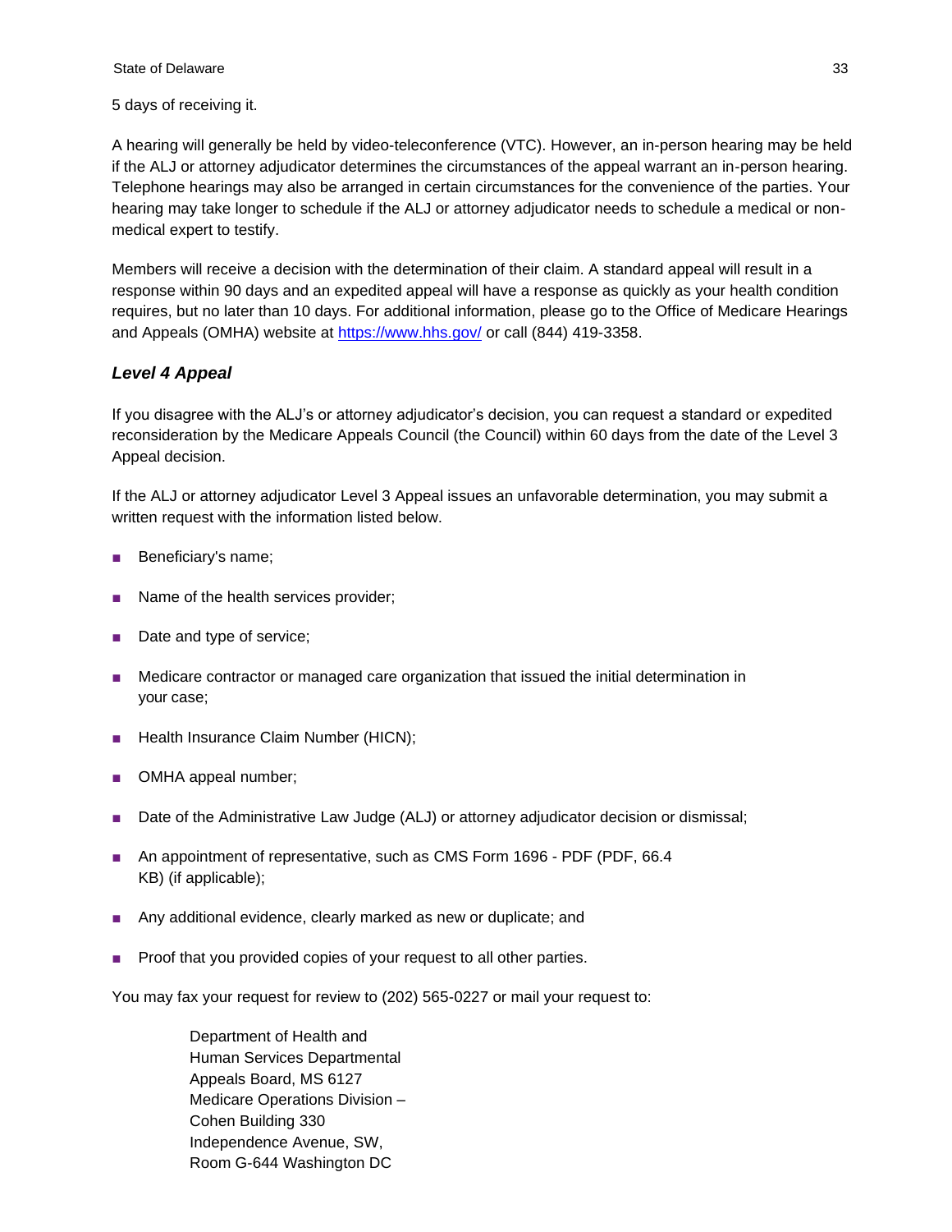5 days of receiving it.

A hearing will generally be held by video-teleconference (VTC). However, an in-person hearing may be held if the ALJ or attorney adjudicator determines the circumstances of the appeal warrant an in-person hearing. Telephone hearings may also be arranged in certain circumstances for the convenience of the parties. Your hearing may take longer to schedule if the ALJ or attorney adjudicator needs to schedule a medical or non-medical expert to testify.

Members will receive a decision with the determination of their claim. A standard appeal will result in a response within 90 days and an expedited appeal will have a response as quickly as your health condition requires, but no later than 10 days. For additional information, please go to the Office of Medicare Hearings and Appeals (OMHA) website at https://www.hhs.gov/ or call (844) 419-3358.

### *Level 4 Appeal*

If you disagree with the ALJ's or attorney adjudicator's decision, you can request a standard or expedited reconsideration by the Medicare Appeals Council (the Council) within 60 days from the date of the Level 3 Appeal decision.

If the ALJ or attorney adjudicator Level 3 Appeal issues an unfavorable determination, you may submit a written request with the information listed below.

- Beneficiary's name;
- Name of the health services provider;
- Date and type of service;
- Medicare contractor or managed care organization that issued the initial determination in your case;
- Health Insurance Claim Number (HICN);
- OMHA appeal number;
- Date of the Administrative Law Judge (ALJ) or attorney adjudicator decision or dismissal;
- An appointment of representative, such as CMS Form 1696 - PDF (PDF, 66.4 KB) (if applicable);
- Any additional evidence, clearly marked as new or duplicate; and
- Proof that you provided copies of your request to all other parties.

You may fax your request for review to (202) 565-0227 or mail your request to:

> Department of Health and
> Human Services Departmental
> Appeals Board, MS 6127
> Medicare Operations Division –
> Cohen Building 330
> Independence Avenue, SW,
> Room G-644 Washington DC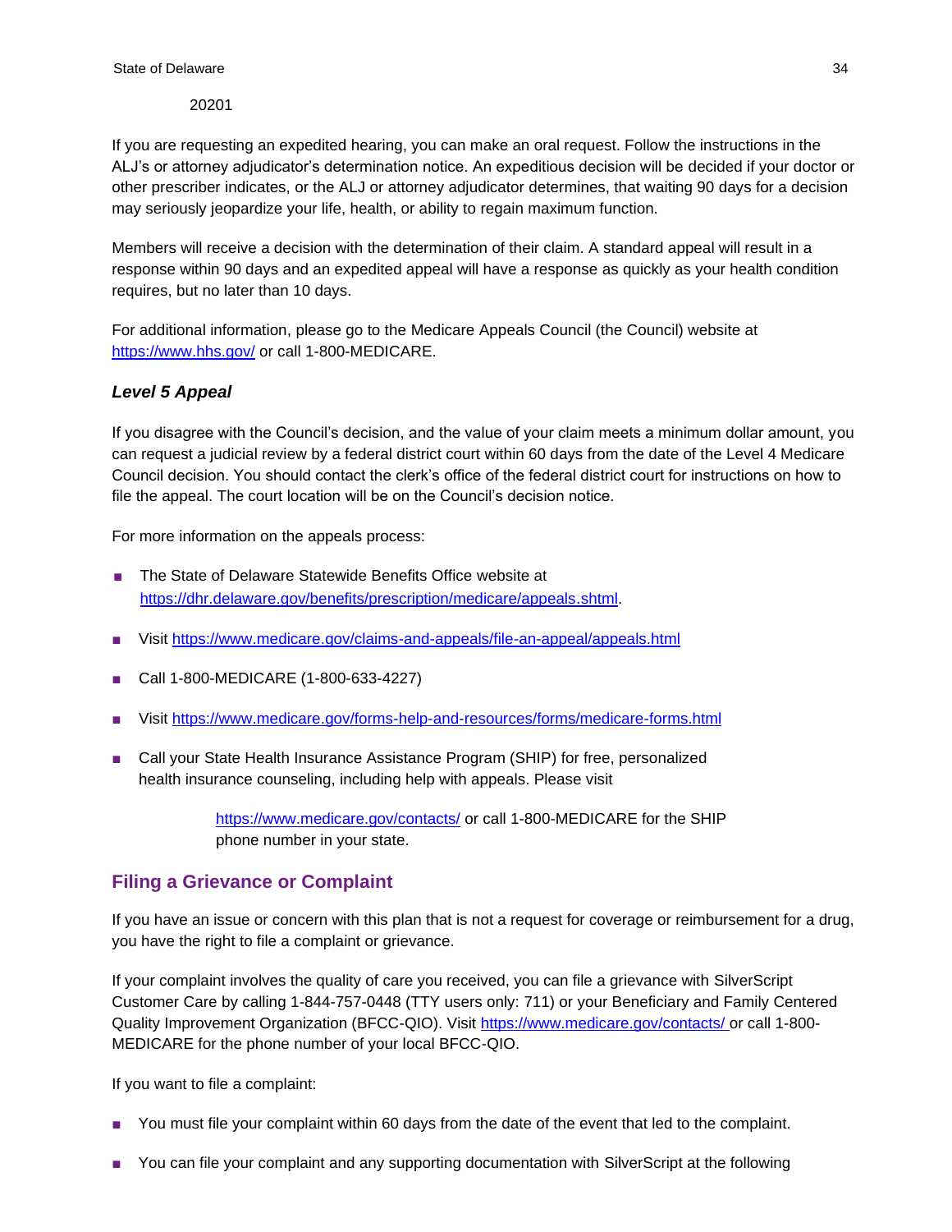20201

If you are requesting an expedited hearing, you can make an oral request. Follow the instructions in the ALJ's or attorney adjudicator's determination notice. An expeditious decision will be decided if your doctor or other prescriber indicates, or the ALJ or attorney adjudicator determines, that waiting 90 days for a decision may seriously jeopardize your life, health, or ability to regain maximum function.

Members will receive a decision with the determination of their claim. A standard appeal will result in a response within 90 days and an expedited appeal will have a response as quickly as your health condition requires, but no later than 10 days.

For additional information, please go to the Medicare Appeals Council (the Council) website at https://www.hhs.gov/ or call 1-800-MEDICARE.

### *Level 5 Appeal*

If you disagree with the Council's decision, and the value of your claim meets a minimum dollar amount, you can request a judicial review by a federal district court within 60 days from the date of the Level 4 Medicare Council decision. You should contact the clerk's office of the federal district court for instructions on how to file the appeal. The court location will be on the Council's decision notice.

For more information on the appeals process:

- The State of Delaware Statewide Benefits Office website at https://dhr.delaware.gov/benefits/prescription/medicare/appeals.shtml.
- Visit https://www.medicare.gov/claims-and-appeals/file-an-appeal/appeals.html
- Call 1-800-MEDICARE (1-800-633-4227)
- Visit https://www.medicare.gov/forms-help-and-resources/forms/medicare-forms.html
- Call your State Health Insurance Assistance Program (SHIP) for free, personalized health insurance counseling, including help with appeals. Please visit

  https://www.medicare.gov/contacts/ or call 1-800-MEDICARE for the SHIP phone number in your state.

## Filing a Grievance or Complaint

If you have an issue or concern with this plan that is not a request for coverage or reimbursement for a drug, you have the right to file a complaint or grievance.

If your complaint involves the quality of care you received, you can file a grievance with SilverScript Customer Care by calling 1-844-757-0448 (TTY users only: 711) or your Beneficiary and Family Centered Quality Improvement Organization (BFCC-QIO). Visit https://www.medicare.gov/contacts/ or call 1-800-MEDICARE for the phone number of your local BFCC-QIO.

If you want to file a complaint:

- You must file your complaint within 60 days from the date of the event that led to the complaint.
- You can file your complaint and any supporting documentation with SilverScript at the following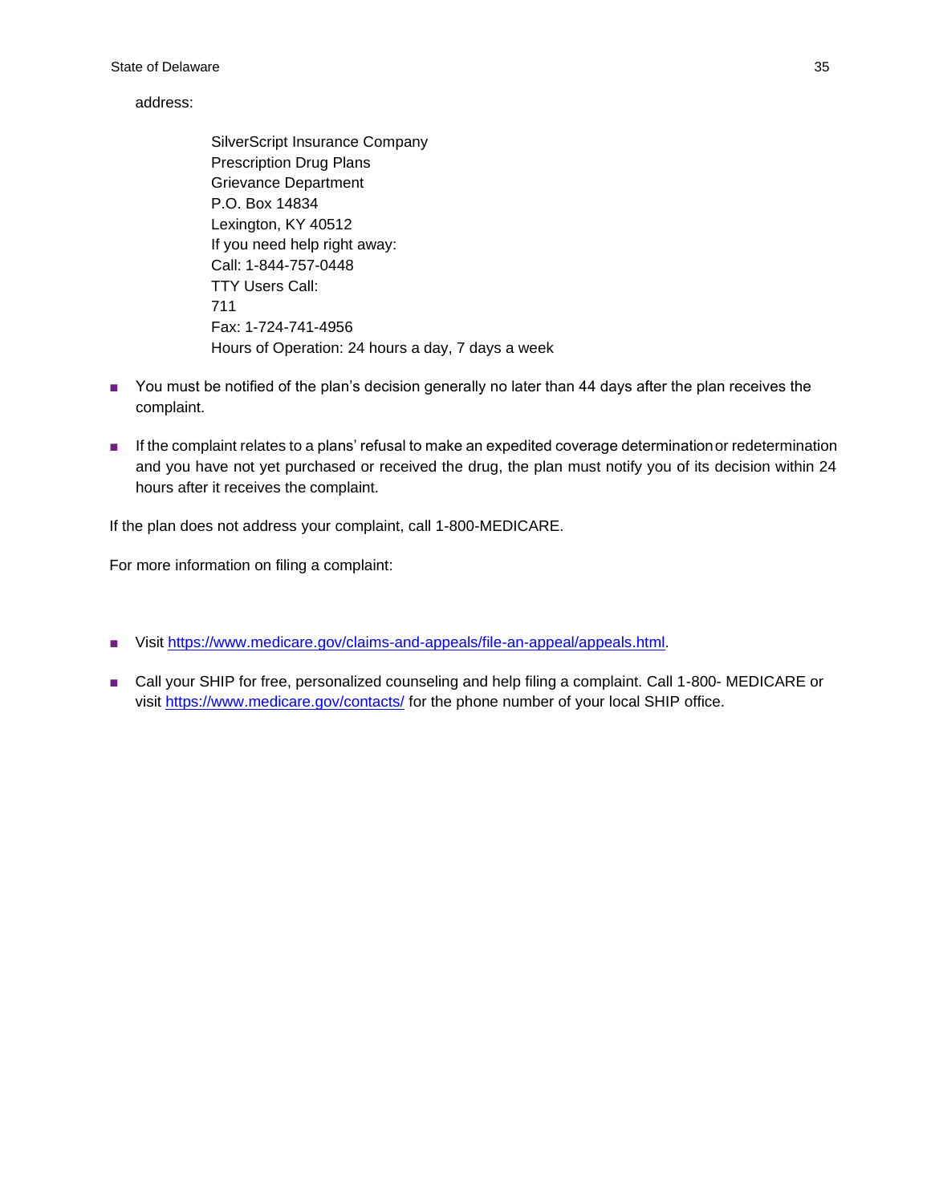address:

SilverScript Insurance Company
Prescription Drug Plans
Grievance Department
P.O. Box 14834
Lexington, KY 40512
If you need help right away:
Call: 1-844-757-0448
TTY Users Call:
711
Fax: 1-724-741-4956
Hours of Operation: 24 hours a day, 7 days a week

- You must be notified of the plan's decision generally no later than 44 days after the plan receives the complaint.
- If the complaint relates to a plans' refusal to make an expedited coverage determination or redetermination and you have not yet purchased or received the drug, the plan must notify you of its decision within 24 hours after it receives the complaint.

If the plan does not address your complaint, call 1-800-MEDICARE.

For more information on filing a complaint:

- Visit https://www.medicare.gov/claims-and-appeals/file-an-appeal/appeals.html.
- Call your SHIP for free, personalized counseling and help filing a complaint. Call 1-800- MEDICARE or visit https://www.medicare.gov/contacts/ for the phone number of your local SHIP office.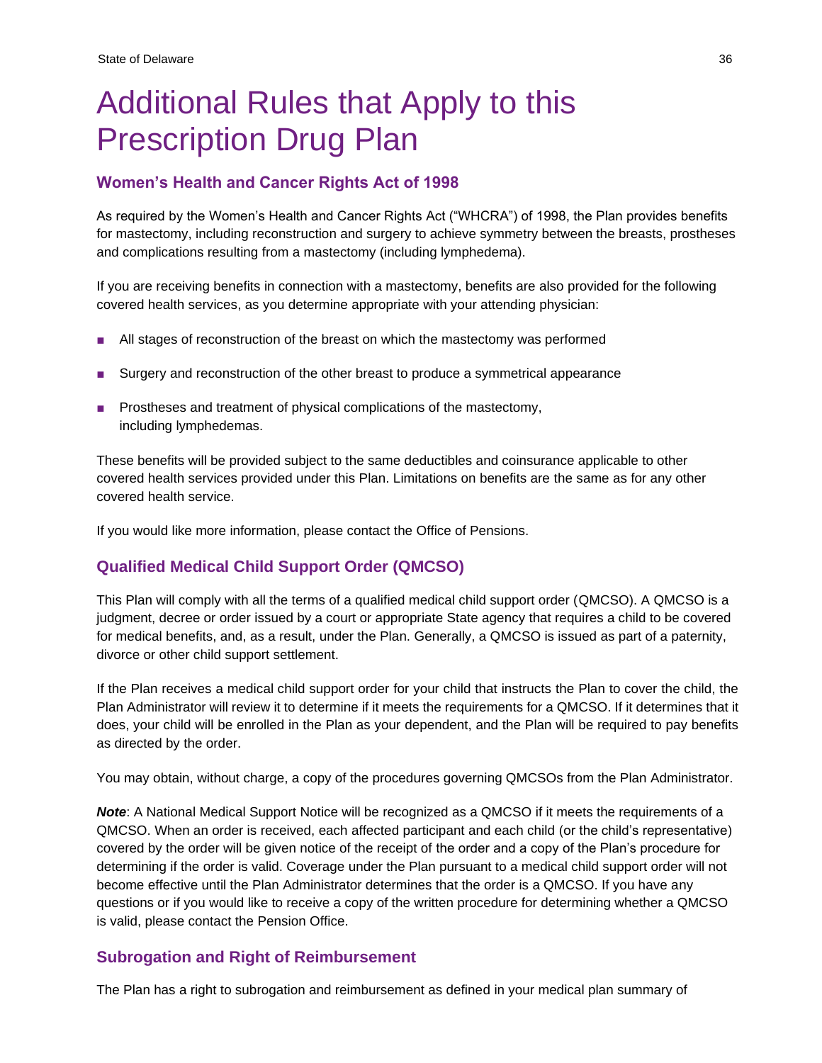# Additional Rules that Apply to this Prescription Drug Plan

### Women's Health and Cancer Rights Act of 1998

As required by the Women's Health and Cancer Rights Act ("WHCRA") of 1998, the Plan provides benefits for mastectomy, including reconstruction and surgery to achieve symmetry between the breasts, prostheses and complications resulting from a mastectomy (including lymphedema).

If you are receiving benefits in connection with a mastectomy, benefits are also provided for the following covered health services, as you determine appropriate with your attending physician:

- All stages of reconstruction of the breast on which the mastectomy was performed
- Surgery and reconstruction of the other breast to produce a symmetrical appearance
- Prostheses and treatment of physical complications of the mastectomy, including lymphedemas.

These benefits will be provided subject to the same deductibles and coinsurance applicable to other covered health services provided under this Plan. Limitations on benefits are the same as for any other covered health service.

If you would like more information, please contact the Office of Pensions.

### Qualified Medical Child Support Order (QMCSO)

This Plan will comply with all the terms of a qualified medical child support order (QMCSO). A QMCSO is a judgment, decree or order issued by a court or appropriate State agency that requires a child to be covered for medical benefits, and, as a result, under the Plan. Generally, a QMCSO is issued as part of a paternity, divorce or other child support settlement.

If the Plan receives a medical child support order for your child that instructs the Plan to cover the child, the Plan Administrator will review it to determine if it meets the requirements for a QMCSO. If it determines that it does, your child will be enrolled in the Plan as your dependent, and the Plan will be required to pay benefits as directed by the order.

You may obtain, without charge, a copy of the procedures governing QMCSOs from the Plan Administrator.

***Note***: A National Medical Support Notice will be recognized as a QMCSO if it meets the requirements of a QMCSO. When an order is received, each affected participant and each child (or the child's representative) covered by the order will be given notice of the receipt of the order and a copy of the Plan's procedure for determining if the order is valid. Coverage under the Plan pursuant to a medical child support order will not become effective until the Plan Administrator determines that the order is a QMCSO. If you have any questions or if you would like to receive a copy of the written procedure for determining whether a QMCSO is valid, please contact the Pension Office.

### Subrogation and Right of Reimbursement

The Plan has a right to subrogation and reimbursement as defined in your medical plan summary of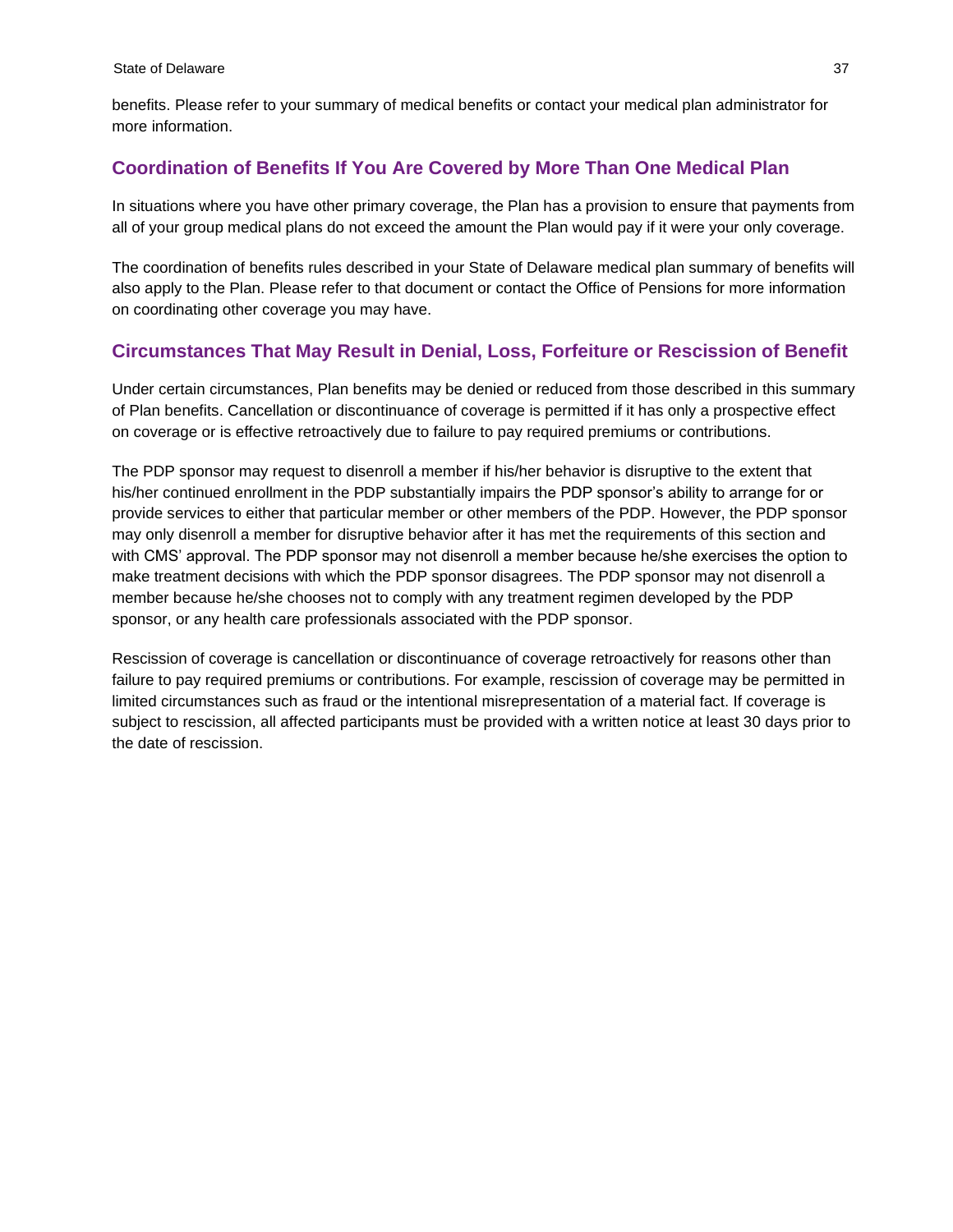benefits. Please refer to your summary of medical benefits or contact your medical plan administrator for more information.

## Coordination of Benefits If You Are Covered by More Than One Medical Plan

In situations where you have other primary coverage, the Plan has a provision to ensure that payments from all of your group medical plans do not exceed the amount the Plan would pay if it were your only coverage.

The coordination of benefits rules described in your State of Delaware medical plan summary of benefits will also apply to the Plan. Please refer to that document or contact the Office of Pensions for more information on coordinating other coverage you may have.

## Circumstances That May Result in Denial, Loss, Forfeiture or Rescission of Benefit

Under certain circumstances, Plan benefits may be denied or reduced from those described in this summary of Plan benefits. Cancellation or discontinuance of coverage is permitted if it has only a prospective effect on coverage or is effective retroactively due to failure to pay required premiums or contributions.

The PDP sponsor may request to disenroll a member if his/her behavior is disruptive to the extent that his/her continued enrollment in the PDP substantially impairs the PDP sponsor's ability to arrange for or provide services to either that particular member or other members of the PDP. However, the PDP sponsor may only disenroll a member for disruptive behavior after it has met the requirements of this section and with CMS' approval. The PDP sponsor may not disenroll a member because he/she exercises the option to make treatment decisions with which the PDP sponsor disagrees. The PDP sponsor may not disenroll a member because he/she chooses not to comply with any treatment regimen developed by the PDP sponsor, or any health care professionals associated with the PDP sponsor.

Rescission of coverage is cancellation or discontinuance of coverage retroactively for reasons other than failure to pay required premiums or contributions. For example, rescission of coverage may be permitted in limited circumstances such as fraud or the intentional misrepresentation of a material fact. If coverage is subject to rescission, all affected participants must be provided with a written notice at least 30 days prior to the date of rescission.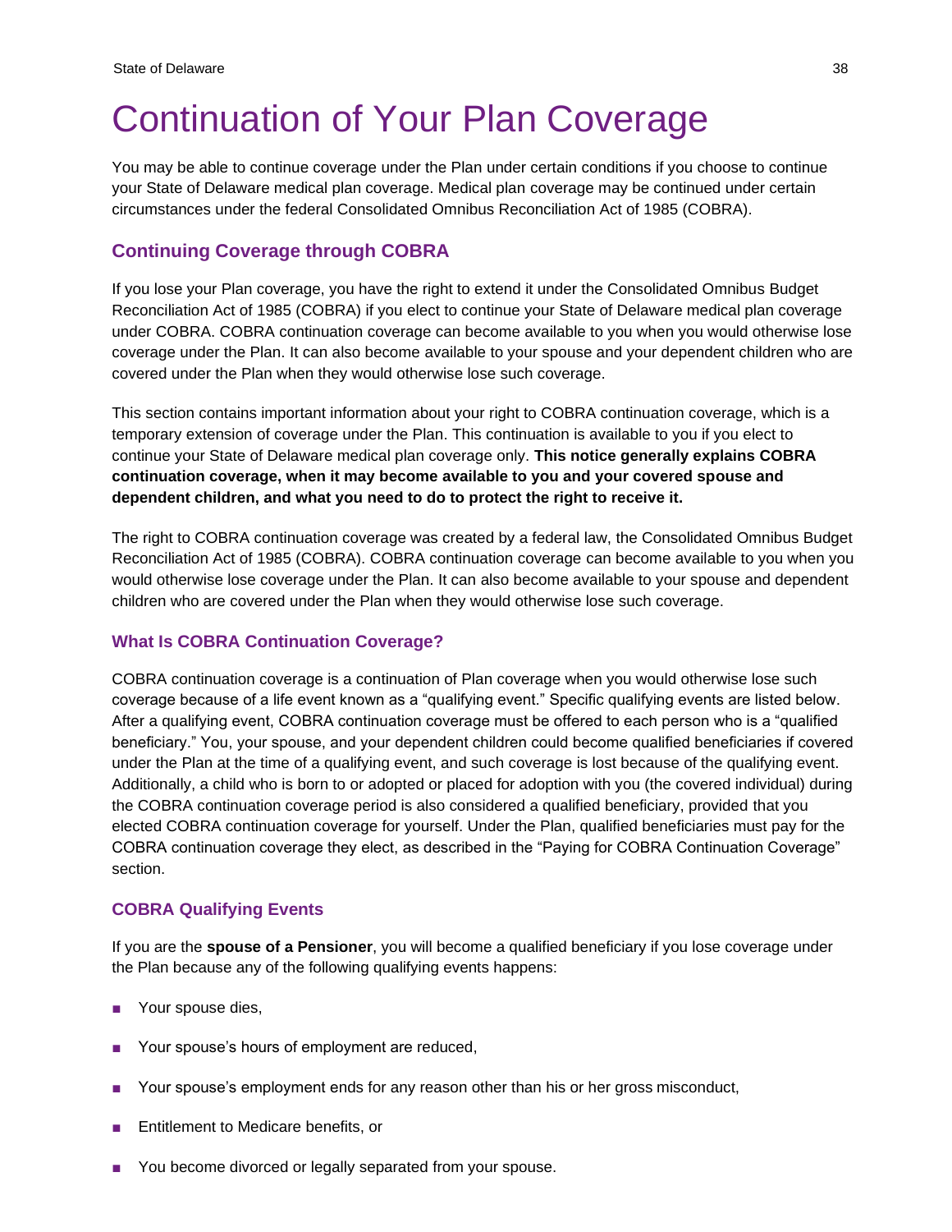# Continuation of Your Plan Coverage

You may be able to continue coverage under the Plan under certain conditions if you choose to continue your State of Delaware medical plan coverage. Medical plan coverage may be continued under certain circumstances under the federal Consolidated Omnibus Reconciliation Act of 1985 (COBRA).

## Continuing Coverage through COBRA

If you lose your Plan coverage, you have the right to extend it under the Consolidated Omnibus Budget Reconciliation Act of 1985 (COBRA) if you elect to continue your State of Delaware medical plan coverage under COBRA. COBRA continuation coverage can become available to you when you would otherwise lose coverage under the Plan. It can also become available to your spouse and your dependent children who are covered under the Plan when they would otherwise lose such coverage.

This section contains important information about your right to COBRA continuation coverage, which is a temporary extension of coverage under the Plan. This continuation is available to you if you elect to continue your State of Delaware medical plan coverage only. **This notice generally explains COBRA continuation coverage, when it may become available to you and your covered spouse and dependent children, and what you need to do to protect the right to receive it.**

The right to COBRA continuation coverage was created by a federal law, the Consolidated Omnibus Budget Reconciliation Act of 1985 (COBRA). COBRA continuation coverage can become available to you when you would otherwise lose coverage under the Plan. It can also become available to your spouse and dependent children who are covered under the Plan when they would otherwise lose such coverage.

### What Is COBRA Continuation Coverage?

COBRA continuation coverage is a continuation of Plan coverage when you would otherwise lose such coverage because of a life event known as a "qualifying event." Specific qualifying events are listed below. After a qualifying event, COBRA continuation coverage must be offered to each person who is a "qualified beneficiary." You, your spouse, and your dependent children could become qualified beneficiaries if covered under the Plan at the time of a qualifying event, and such coverage is lost because of the qualifying event. Additionally, a child who is born to or adopted or placed for adoption with you (the covered individual) during the COBRA continuation coverage period is also considered a qualified beneficiary, provided that you elected COBRA continuation coverage for yourself. Under the Plan, qualified beneficiaries must pay for the COBRA continuation coverage they elect, as described in the "Paying for COBRA Continuation Coverage" section.

### COBRA Qualifying Events

If you are the **spouse of a Pensioner**, you will become a qualified beneficiary if you lose coverage under the Plan because any of the following qualifying events happens:

- Your spouse dies,
- Your spouse's hours of employment are reduced,
- Your spouse's employment ends for any reason other than his or her gross misconduct,
- Entitlement to Medicare benefits, or
- You become divorced or legally separated from your spouse.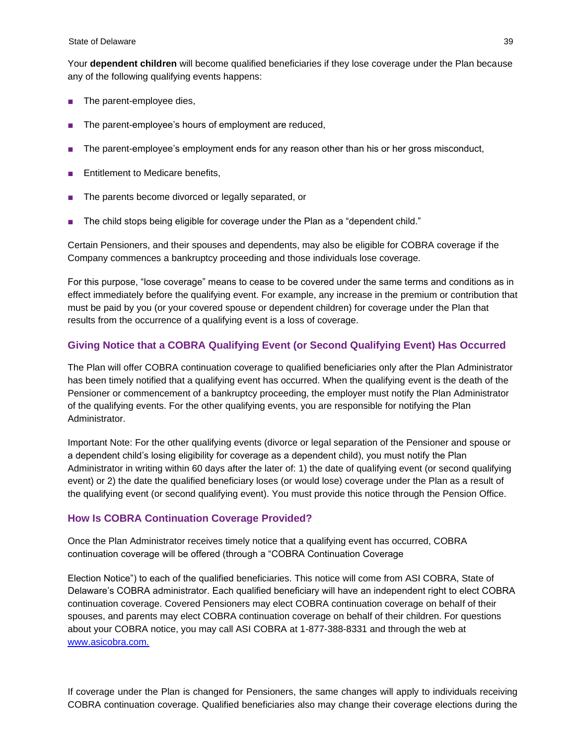Your **dependent children** will become qualified beneficiaries if they lose coverage under the Plan because any of the following qualifying events happens:

- The parent-employee dies,
- The parent-employee's hours of employment are reduced,
- The parent-employee's employment ends for any reason other than his or her gross misconduct,
- Entitlement to Medicare benefits,
- The parents become divorced or legally separated, or
- The child stops being eligible for coverage under the Plan as a "dependent child."

Certain Pensioners, and their spouses and dependents, may also be eligible for COBRA coverage if the Company commences a bankruptcy proceeding and those individuals lose coverage.

For this purpose, "lose coverage" means to cease to be covered under the same terms and conditions as in effect immediately before the qualifying event. For example, any increase in the premium or contribution that must be paid by you (or your covered spouse or dependent children) for coverage under the Plan that results from the occurrence of a qualifying event is a loss of coverage.

### Giving Notice that a COBRA Qualifying Event (or Second Qualifying Event) Has Occurred

The Plan will offer COBRA continuation coverage to qualified beneficiaries only after the Plan Administrator has been timely notified that a qualifying event has occurred. When the qualifying event is the death of the Pensioner or commencement of a bankruptcy proceeding, the employer must notify the Plan Administrator of the qualifying events. For the other qualifying events, you are responsible for notifying the Plan Administrator.

Important Note: For the other qualifying events (divorce or legal separation of the Pensioner and spouse or a dependent child's losing eligibility for coverage as a dependent child), you must notify the Plan Administrator in writing within 60 days after the later of: 1) the date of qualifying event (or second qualifying event) or 2) the date the qualified beneficiary loses (or would lose) coverage under the Plan as a result of the qualifying event (or second qualifying event). You must provide this notice through the Pension Office.

### How Is COBRA Continuation Coverage Provided?

Once the Plan Administrator receives timely notice that a qualifying event has occurred, COBRA continuation coverage will be offered (through a "COBRA Continuation Coverage

Election Notice") to each of the qualified beneficiaries. This notice will come from ASI COBRA, State of Delaware's COBRA administrator. Each qualified beneficiary will have an independent right to elect COBRA continuation coverage. Covered Pensioners may elect COBRA continuation coverage on behalf of their spouses, and parents may elect COBRA continuation coverage on behalf of their children. For questions about your COBRA notice, you may call ASI COBRA at 1-877-388-8331 and through the web at [www.asicobra.com.](http://www.asicobra.com)

If coverage under the Plan is changed for Pensioners, the same changes will apply to individuals receiving COBRA continuation coverage. Qualified beneficiaries also may change their coverage elections during the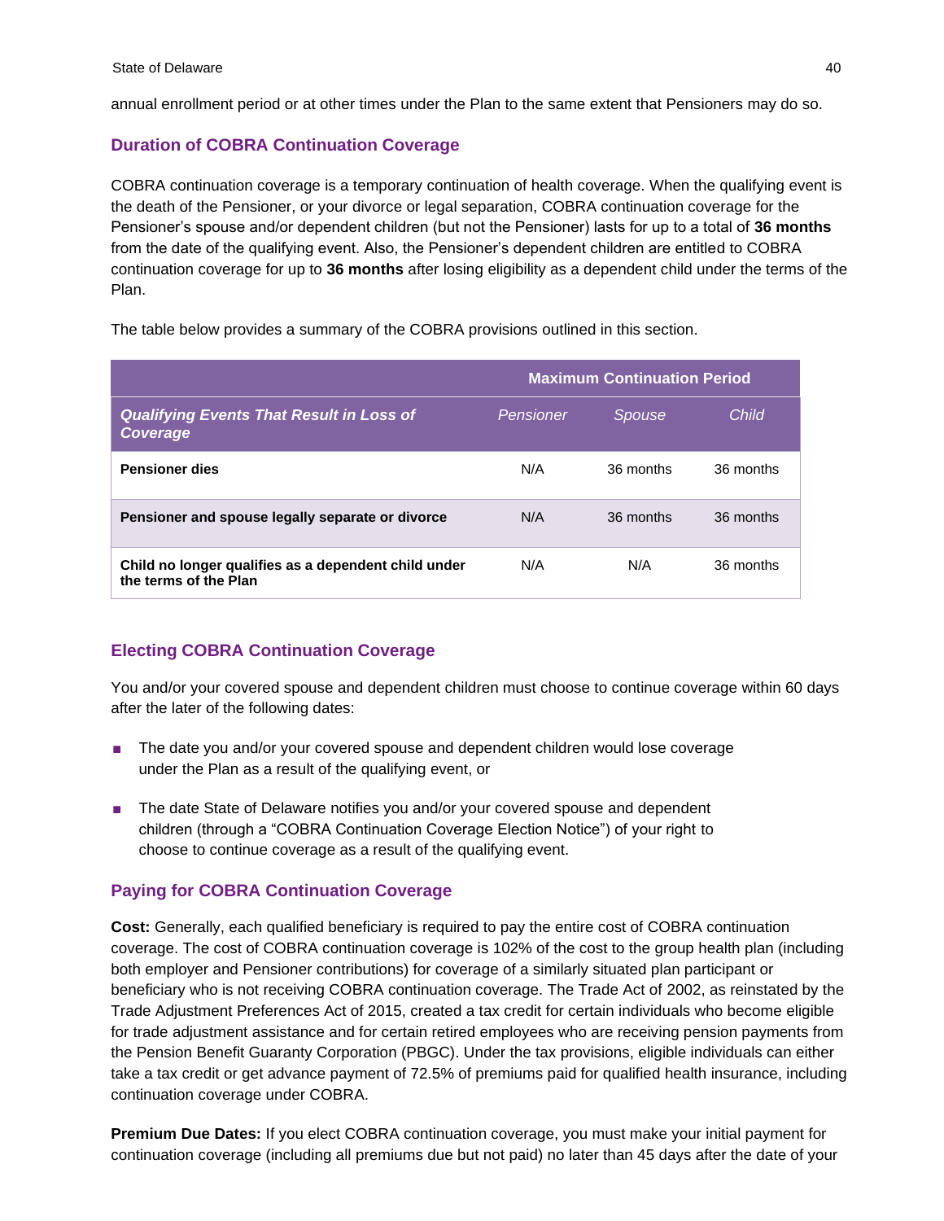annual enrollment period or at other times under the Plan to the same extent that Pensioners may do so.

## Duration of COBRA Continuation Coverage

COBRA continuation coverage is a temporary continuation of health coverage. When the qualifying event is the death of the Pensioner, or your divorce or legal separation, COBRA continuation coverage for the Pensioner's spouse and/or dependent children (but not the Pensioner) lasts for up to a total of **36 months** from the date of the qualifying event. Also, the Pensioner's dependent children are entitled to COBRA continuation coverage for up to **36 months** after losing eligibility as a dependent child under the terms of the Plan.

The table below provides a summary of the COBRA provisions outlined in this section.

| | Maximum Continuation Period | | |
|---|---|---|---|
| ***Qualifying Events That Result in Loss of Coverage*** | *Pensioner* | *Spouse* | *Child* |
| **Pensioner dies** | N/A | 36 months | 36 months |
| **Pensioner and spouse legally separate or divorce** | N/A | 36 months | 36 months |
| **Child no longer qualifies as a dependent child under the terms of the Plan** | N/A | N/A | 36 months |

## Electing COBRA Continuation Coverage

You and/or your covered spouse and dependent children must choose to continue coverage within 60 days after the later of the following dates:

- The date you and/or your covered spouse and dependent children would lose coverage under the Plan as a result of the qualifying event, or
- The date State of Delaware notifies you and/or your covered spouse and dependent children (through a "COBRA Continuation Coverage Election Notice") of your right to choose to continue coverage as a result of the qualifying event.

## Paying for COBRA Continuation Coverage

**Cost:** Generally, each qualified beneficiary is required to pay the entire cost of COBRA continuation coverage. The cost of COBRA continuation coverage is 102% of the cost to the group health plan (including both employer and Pensioner contributions) for coverage of a similarly situated plan participant or beneficiary who is not receiving COBRA continuation coverage. The Trade Act of 2002, as reinstated by the Trade Adjustment Preferences Act of 2015, created a tax credit for certain individuals who become eligible for trade adjustment assistance and for certain retired employees who are receiving pension payments from the Pension Benefit Guaranty Corporation (PBGC). Under the tax provisions, eligible individuals can either take a tax credit or get advance payment of 72.5% of premiums paid for qualified health insurance, including continuation coverage under COBRA.

**Premium Due Dates:** If you elect COBRA continuation coverage, you must make your initial payment for continuation coverage (including all premiums due but not paid) no later than 45 days after the date of your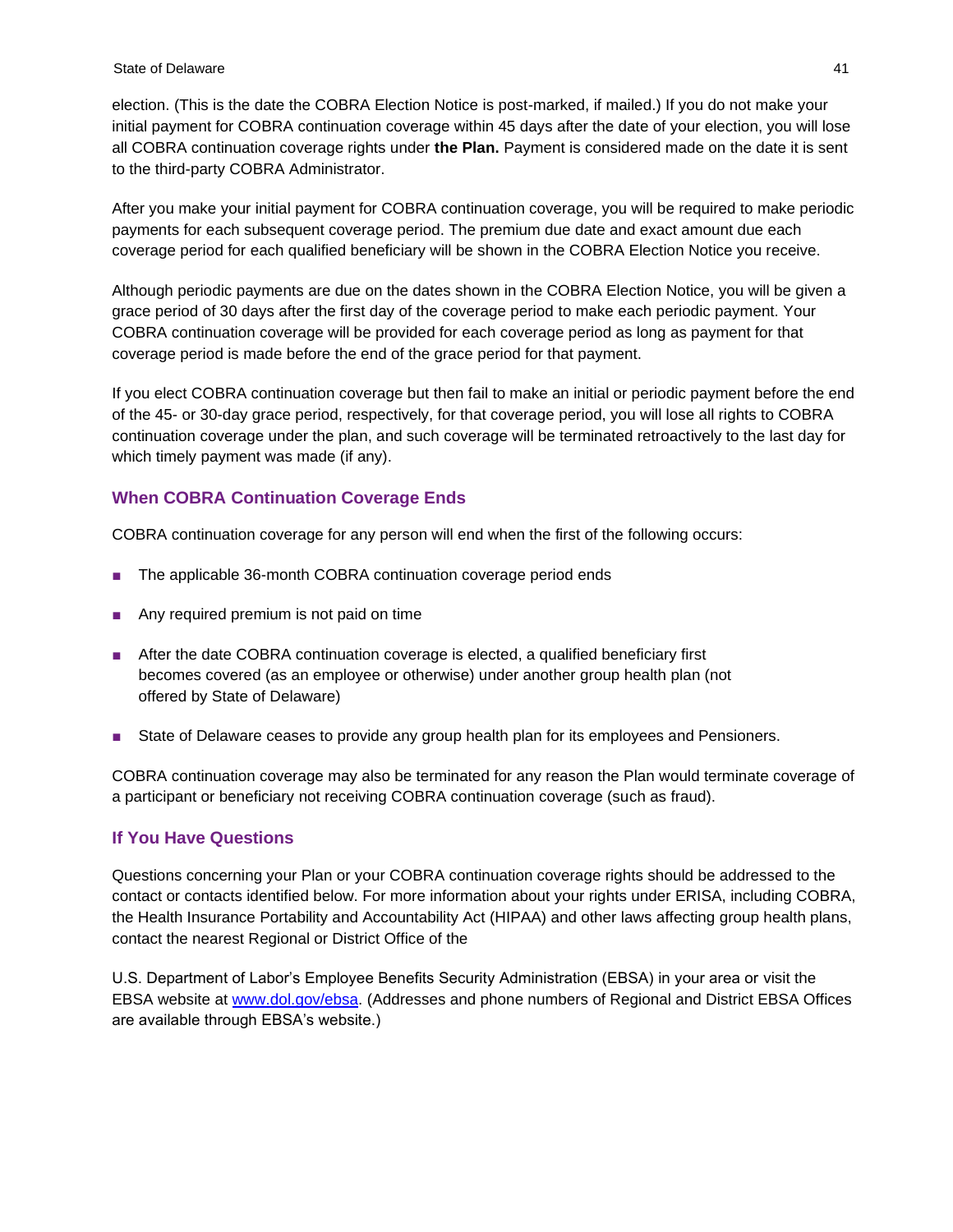election. (This is the date the COBRA Election Notice is post-marked, if mailed.) If you do not make your initial payment for COBRA continuation coverage within 45 days after the date of your election, you will lose all COBRA continuation coverage rights under **the Plan.** Payment is considered made on the date it is sent to the third-party COBRA Administrator.

After you make your initial payment for COBRA continuation coverage, you will be required to make periodic payments for each subsequent coverage period. The premium due date and exact amount due each coverage period for each qualified beneficiary will be shown in the COBRA Election Notice you receive.

Although periodic payments are due on the dates shown in the COBRA Election Notice, you will be given a grace period of 30 days after the first day of the coverage period to make each periodic payment. Your COBRA continuation coverage will be provided for each coverage period as long as payment for that coverage period is made before the end of the grace period for that payment.

If you elect COBRA continuation coverage but then fail to make an initial or periodic payment before the end of the 45- or 30-day grace period, respectively, for that coverage period, you will lose all rights to COBRA continuation coverage under the plan, and such coverage will be terminated retroactively to the last day for which timely payment was made (if any).

### When COBRA Continuation Coverage Ends

COBRA continuation coverage for any person will end when the first of the following occurs:

- The applicable 36-month COBRA continuation coverage period ends
- Any required premium is not paid on time
- After the date COBRA continuation coverage is elected, a qualified beneficiary first becomes covered (as an employee or otherwise) under another group health plan (not offered by State of Delaware)
- State of Delaware ceases to provide any group health plan for its employees and Pensioners.

COBRA continuation coverage may also be terminated for any reason the Plan would terminate coverage of a participant or beneficiary not receiving COBRA continuation coverage (such as fraud).

### If You Have Questions

Questions concerning your Plan or your COBRA continuation coverage rights should be addressed to the contact or contacts identified below. For more information about your rights under ERISA, including COBRA, the Health Insurance Portability and Accountability Act (HIPAA) and other laws affecting group health plans, contact the nearest Regional or District Office of the

U.S. Department of Labor's Employee Benefits Security Administration (EBSA) in your area or visit the EBSA website at [www.dol.gov/ebsa](http://www.dol.gov/ebsa). (Addresses and phone numbers of Regional and District EBSA Offices are available through EBSA's website.)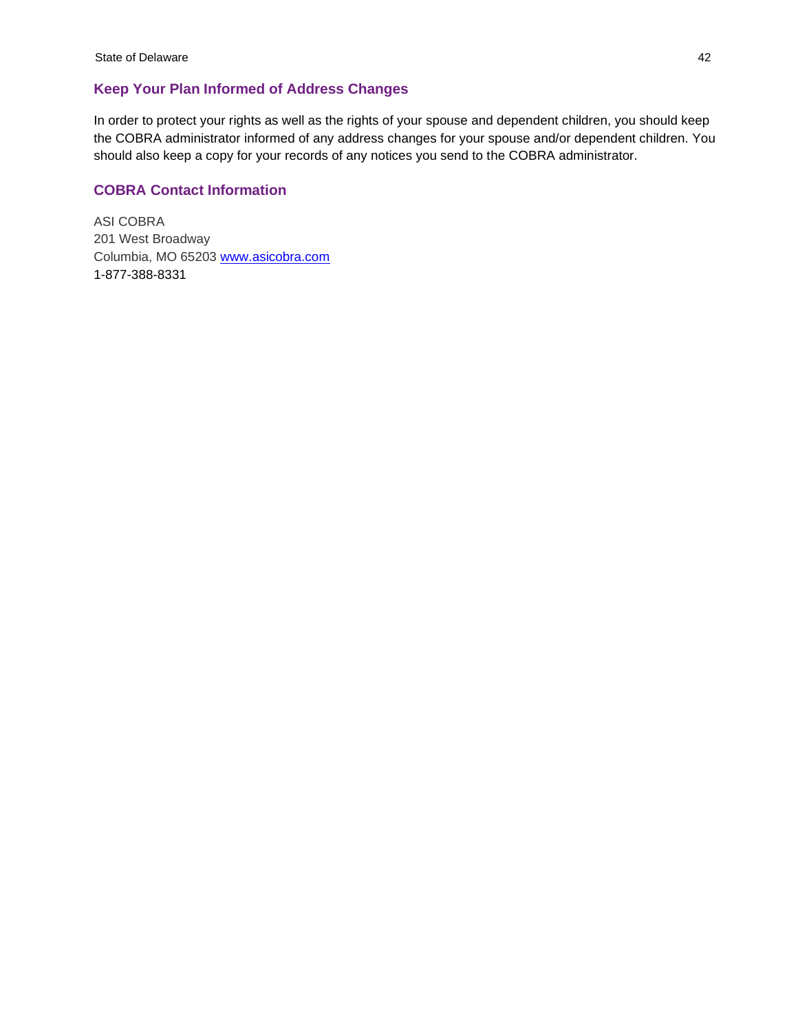## Keep Your Plan Informed of Address Changes

In order to protect your rights as well as the rights of your spouse and dependent children, you should keep the COBRA administrator informed of any address changes for your spouse and/or dependent children. You should also keep a copy for your records of any notices you send to the COBRA administrator.

## COBRA Contact Information

ASI COBRA  
201 West Broadway  
Columbia, MO 65203 [www.asicobra.com](http://www.asicobra.com)  
1-877-388-8331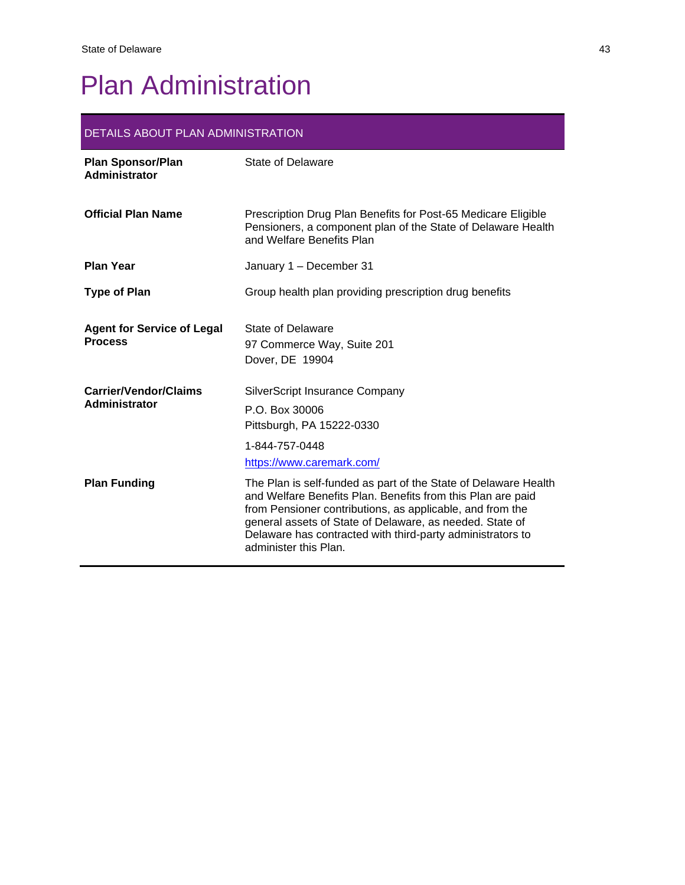# Plan Administration

| DETAILS ABOUT PLAN ADMINISTRATION | |
|---|---|
| **Plan Sponsor/Plan Administrator** | State of Delaware |
| **Official Plan Name** | Prescription Drug Plan Benefits for Post-65 Medicare Eligible Pensioners, a component plan of the State of Delaware Health and Welfare Benefits Plan |
| **Plan Year** | January 1 – December 31 |
| **Type of Plan** | Group health plan providing prescription drug benefits |
| **Agent for Service of Legal Process** | State of Delaware<br>97 Commerce Way, Suite 201<br>Dover, DE 19904 |
| **Carrier/Vendor/Claims Administrator** | SilverScript Insurance Company<br>P.O. Box 30006<br>Pittsburgh, PA 15222-0330<br>1-844-757-0448<br>https://www.caremark.com/ |
| **Plan Funding** | The Plan is self-funded as part of the State of Delaware Health and Welfare Benefits Plan. Benefits from this Plan are paid from Pensioner contributions, as applicable, and from the general assets of State of Delaware, as needed. State of Delaware has contracted with third-party administrators to administer this Plan. |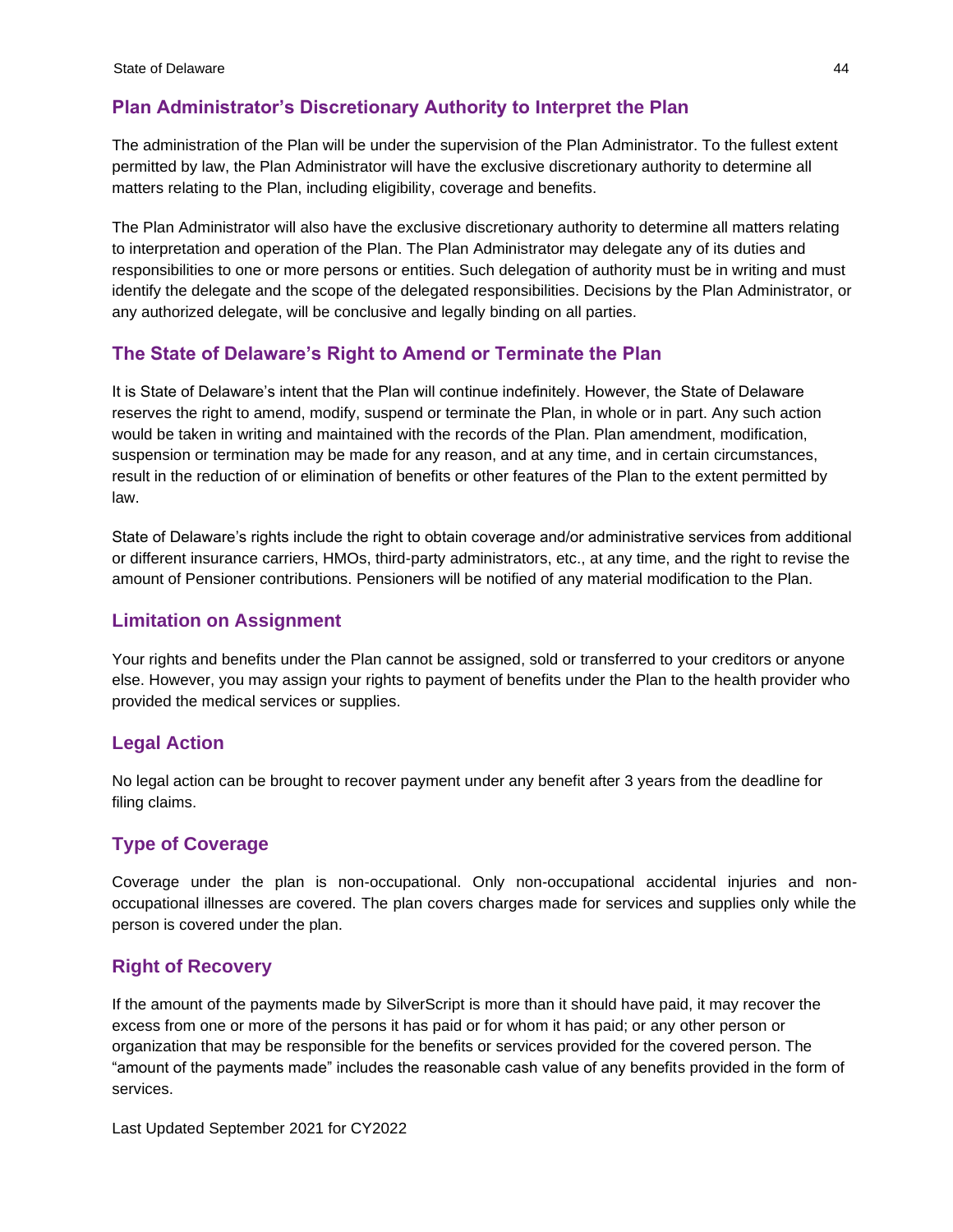## Plan Administrator's Discretionary Authority to Interpret the Plan

The administration of the Plan will be under the supervision of the Plan Administrator. To the fullest extent permitted by law, the Plan Administrator will have the exclusive discretionary authority to determine all matters relating to the Plan, including eligibility, coverage and benefits.

The Plan Administrator will also have the exclusive discretionary authority to determine all matters relating to interpretation and operation of the Plan. The Plan Administrator may delegate any of its duties and responsibilities to one or more persons or entities. Such delegation of authority must be in writing and must identify the delegate and the scope of the delegated responsibilities. Decisions by the Plan Administrator, or any authorized delegate, will be conclusive and legally binding on all parties.

## The State of Delaware's Right to Amend or Terminate the Plan

It is State of Delaware's intent that the Plan will continue indefinitely. However, the State of Delaware reserves the right to amend, modify, suspend or terminate the Plan, in whole or in part. Any such action would be taken in writing and maintained with the records of the Plan. Plan amendment, modification, suspension or termination may be made for any reason, and at any time, and in certain circumstances, result in the reduction of or elimination of benefits or other features of the Plan to the extent permitted by law.

State of Delaware's rights include the right to obtain coverage and/or administrative services from additional or different insurance carriers, HMOs, third-party administrators, etc., at any time, and the right to revise the amount of Pensioner contributions. Pensioners will be notified of any material modification to the Plan.

## Limitation on Assignment

Your rights and benefits under the Plan cannot be assigned, sold or transferred to your creditors or anyone else. However, you may assign your rights to payment of benefits under the Plan to the health provider who provided the medical services or supplies.

## Legal Action

No legal action can be brought to recover payment under any benefit after 3 years from the deadline for filing claims.

## Type of Coverage

Coverage under the plan is non-occupational. Only non-occupational accidental injuries and non-occupational illnesses are covered. The plan covers charges made for services and supplies only while the person is covered under the plan.

## Right of Recovery

If the amount of the payments made by SilverScript is more than it should have paid, it may recover the excess from one or more of the persons it has paid or for whom it has paid; or any other person or organization that may be responsible for the benefits or services provided for the covered person. The "amount of the payments made" includes the reasonable cash value of any benefits provided in the form of services.